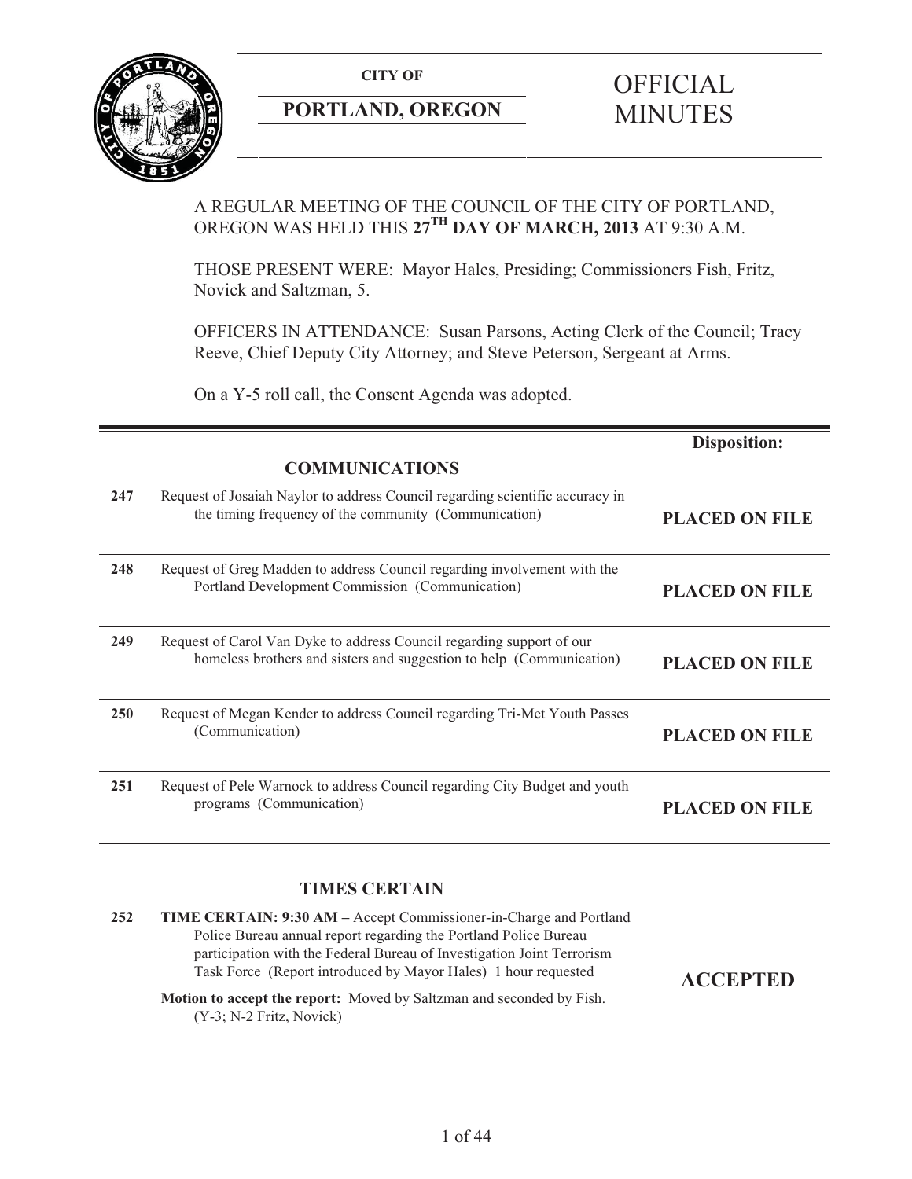**CITY OF**

**PORTLAND, OREGON**

# OFFICIAL MINUTES

A REGULAR MEETING OF THE COUNCIL OF THE CITY OF PORTLAND, OREGON WAS HELD THIS **27TH DAY OF MARCH, 2013** AT 9:30 A.M.

THOSE PRESENT WERE: Mayor Hales, Presiding; Commissioners Fish, Fritz, Novick and Saltzman, 5.

OFFICERS IN ATTENDANCE: Susan Parsons, Acting Clerk of the Council; Tracy Reeve, Chief Deputy City Attorney; and Steve Peterson, Sergeant at Arms.

On a Y-5 roll call, the Consent Agenda was adopted.

| | | **Disposition:** |
|---|---|---|
| | **COMMUNICATIONS** | |
| **247** | Request of Josaiah Naylor to address Council regarding scientific accuracy in the timing frequency of the community (Communication) | **PLACED ON FILE** |
| **248** | Request of Greg Madden to address Council regarding involvement with the Portland Development Commission (Communication) | **PLACED ON FILE** |
| **249** | Request of Carol Van Dyke to address Council regarding support of our homeless brothers and sisters and suggestion to help (Communication) | **PLACED ON FILE** |
| **250** | Request of Megan Kender to address Council regarding Tri-Met Youth Passes (Communication) | **PLACED ON FILE** |
| **251** | Request of Pele Warnock to address Council regarding City Budget and youth programs (Communication) | **PLACED ON FILE** |
| | **TIMES CERTAIN** | |
| **252** | **TIME CERTAIN: 9:30 AM –** Accept Commissioner-in-Charge and Portland Police Bureau annual report regarding the Portland Police Bureau participation with the Federal Bureau of Investigation Joint Terrorism Task Force (Report introduced by Mayor Hales) 1 hour requested<br><br>**Motion to accept the report:** Moved by Saltzman and seconded by Fish. (Y-3; N-2 Fritz, Novick) | **ACCEPTED** |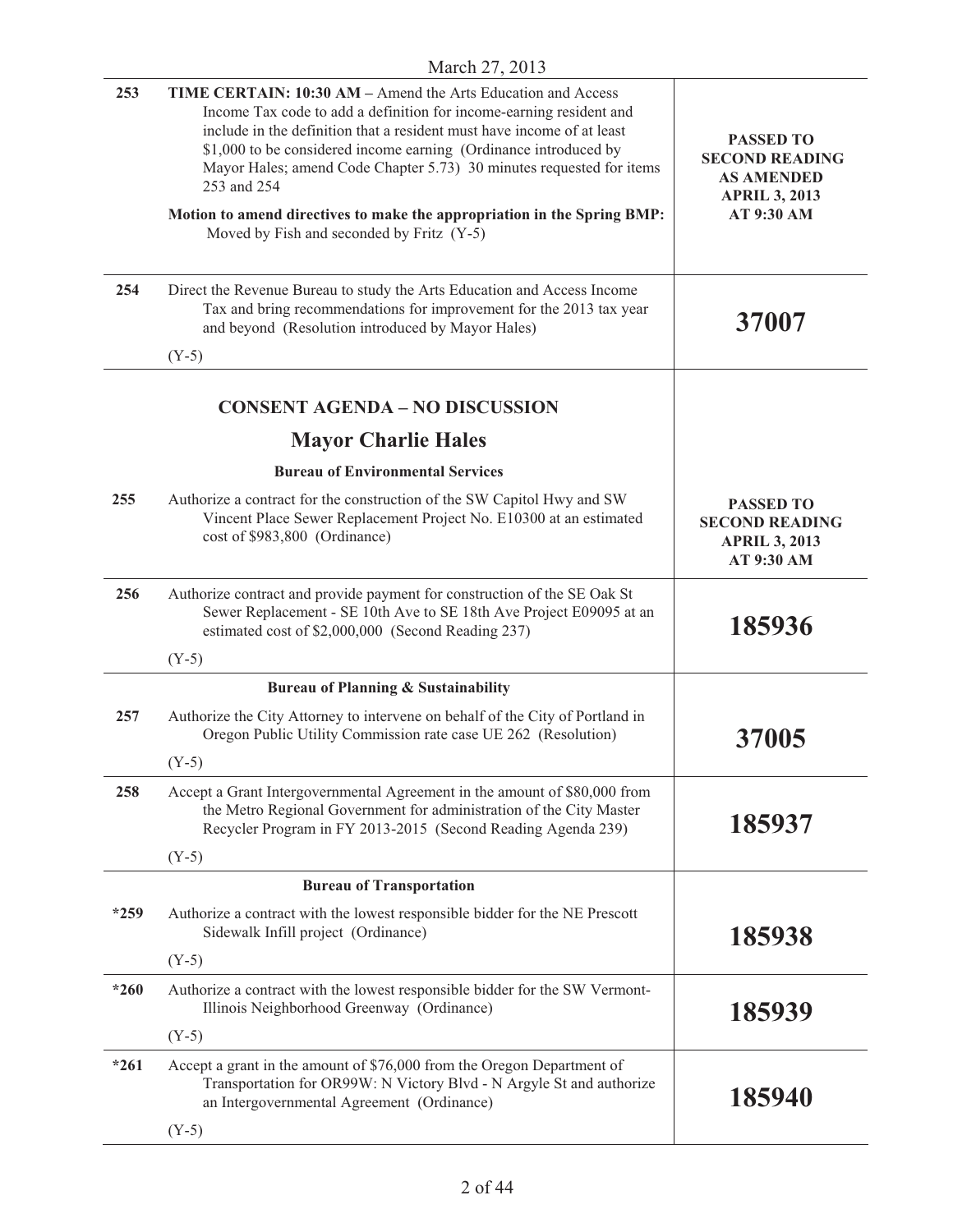| | | |
|---|---|---|
| 253 | **TIME CERTAIN: 10:30 AM –** Amend the Arts Education and Access Income Tax code to add a definition for income-earning resident and include in the definition that a resident must have income of at least $1,000 to be considered income earning (Ordinance introduced by Mayor Hales; amend Code Chapter 5.73) 30 minutes requested for items 253 and 254<br><br>**Motion to amend directives to make the appropriation in the Spring BMP:** Moved by Fish and seconded by Fritz (Y-5) | **PASSED TO SECOND READING AS AMENDED APRIL 3, 2013 AT 9:30 AM** |
| 254 | Direct the Revenue Bureau to study the Arts Education and Access Income Tax and bring recommendations for improvement for the 2013 tax year and beyond (Resolution introduced by Mayor Hales)<br><br>(Y-5) | **37007** |
| | **CONSENT AGENDA – NO DISCUSSION** | |
| | **Mayor Charlie Hales** | |
| | **Bureau of Environmental Services** | |
| 255 | Authorize a contract for the construction of the SW Capitol Hwy and SW Vincent Place Sewer Replacement Project No. E10300 at an estimated cost of $983,800 (Ordinance) | **PASSED TO SECOND READING APRIL 3, 2013 AT 9:30 AM** |
| 256 | Authorize contract and provide payment for construction of the SE Oak St Sewer Replacement - SE 10th Ave to SE 18th Ave Project E09095 at an estimated cost of $2,000,000 (Second Reading 237)<br><br>(Y-5) | **185936** |
| | **Bureau of Planning & Sustainability** | |
| 257 | Authorize the City Attorney to intervene on behalf of the City of Portland in Oregon Public Utility Commission rate case UE 262 (Resolution)<br><br>(Y-5) | **37005** |
| 258 | Accept a Grant Intergovernmental Agreement in the amount of $80,000 from the Metro Regional Government for administration of the City Master Recycler Program in FY 2013-2015 (Second Reading Agenda 239)<br><br>(Y-5) | **185937** |
| | **Bureau of Transportation** | |
| *259 | Authorize a contract with the lowest responsible bidder for the NE Prescott Sidewalk Infill project (Ordinance)<br><br>(Y-5) | **185938** |
| *260 | Authorize a contract with the lowest responsible bidder for the SW Vermont-Illinois Neighborhood Greenway (Ordinance)<br><br>(Y-5) | **185939** |
| *261 | Accept a grant in the amount of $76,000 from the Oregon Department of Transportation for OR99W: N Victory Blvd - N Argyle St and authorize an Intergovernmental Agreement (Ordinance)<br><br>(Y-5) | **185940** |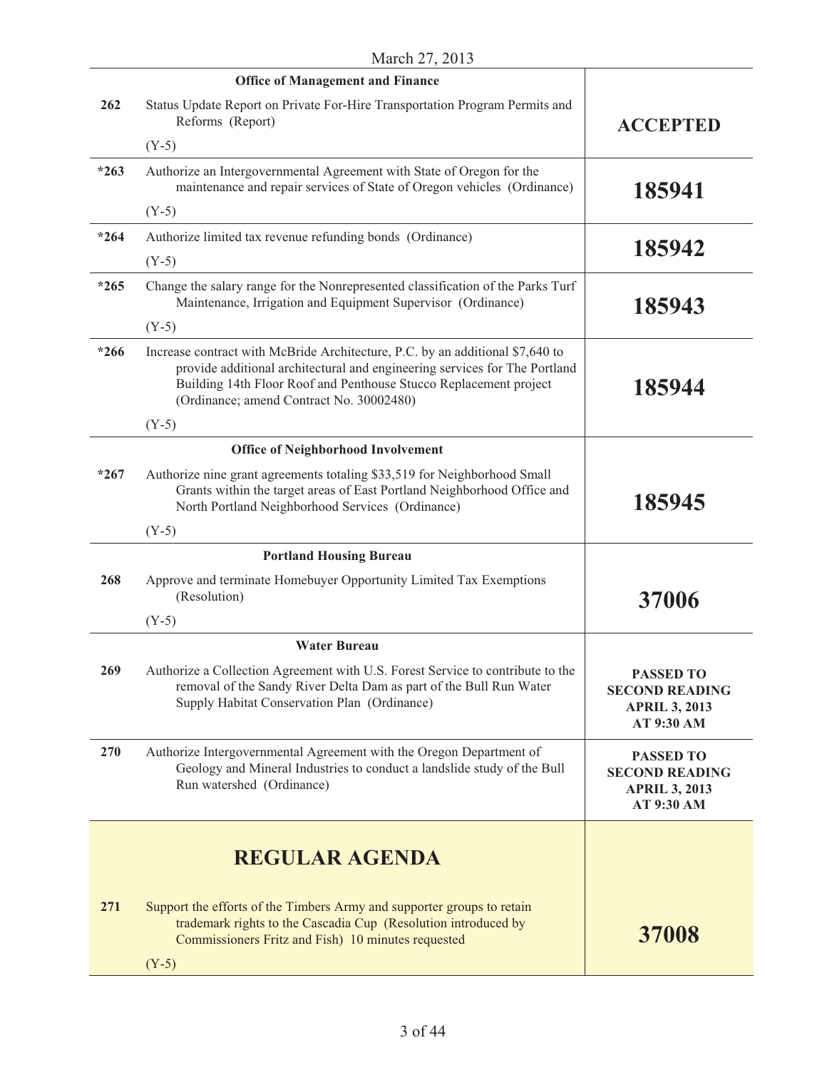March 27, 2013

| | | |
|---|---|---|
| | **Office of Management and Finance** | |
| **262** | Status Update Report on Private For-Hire Transportation Program Permits and Reforms (Report)<br>(Y-5) | **ACCEPTED** |
| ***263** | Authorize an Intergovernmental Agreement with State of Oregon for the maintenance and repair services of State of Oregon vehicles (Ordinance)<br>(Y-5) | **185941** |
| ***264** | Authorize limited tax revenue refunding bonds (Ordinance)<br>(Y-5) | **185942** |
| ***265** | Change the salary range for the Nonrepresented classification of the Parks Turf Maintenance, Irrigation and Equipment Supervisor (Ordinance)<br>(Y-5) | **185943** |
| ***266** | Increase contract with McBride Architecture, P.C. by an additional $7,640 to provide additional architectural and engineering services for The Portland Building 14th Floor Roof and Penthouse Stucco Replacement project (Ordinance; amend Contract No. 30002480)<br>(Y-5) | **185944** |
| | **Office of Neighborhood Involvement** | |
| ***267** | Authorize nine grant agreements totaling $33,519 for Neighborhood Small Grants within the target areas of East Portland Neighborhood Office and North Portland Neighborhood Services (Ordinance)<br>(Y-5) | **185945** |
| | **Portland Housing Bureau** | |
| **268** | Approve and terminate Homebuyer Opportunity Limited Tax Exemptions (Resolution)<br>(Y-5) | **37006** |
| | **Water Bureau** | |
| **269** | Authorize a Collection Agreement with U.S. Forest Service to contribute to the removal of the Sandy River Delta Dam as part of the Bull Run Water Supply Habitat Conservation Plan (Ordinance) | **PASSED TO SECOND READING APRIL 3, 2013 AT 9:30 AM** |
| **270** | Authorize Intergovernmental Agreement with the Oregon Department of Geology and Mineral Industries to conduct a landslide study of the Bull Run watershed (Ordinance) | **PASSED TO SECOND READING APRIL 3, 2013 AT 9:30 AM** |

## REGULAR AGENDA

| | | |
|---|---|---|
| **271** | Support the efforts of the Timbers Army and supporter groups to retain trademark rights to the Cascadia Cup (Resolution introduced by Commissioners Fritz and Fish) 10 minutes requested<br>(Y-5) | **37008** |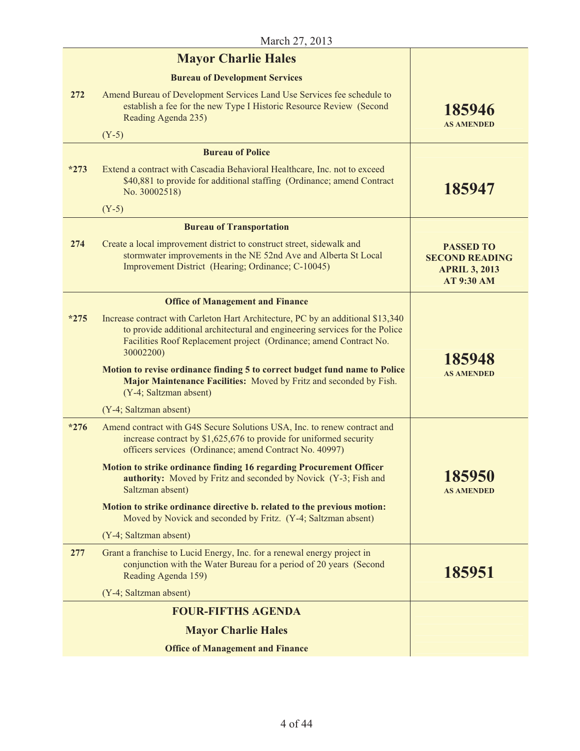March 27, 2013

| | | |
|---|---|---|
| | **Mayor Charlie Hales** | |
| | **Bureau of Development Services** | |
| 272 | Amend Bureau of Development Services Land Use Services fee schedule to establish a fee for the new Type I Historic Resource Review (Second Reading Agenda 235)<br><br>(Y-5) | **185946**<br>**AS AMENDED** |
| | **Bureau of Police** | |
| *273 | Extend a contract with Cascadia Behavioral Healthcare, Inc. not to exceed $40,881 to provide for additional staffing (Ordinance; amend Contract No. 30002518)<br><br>(Y-5) | **185947** |
| | **Bureau of Transportation** | |
| 274 | Create a local improvement district to construct street, sidewalk and stormwater improvements in the NE 52nd Ave and Alberta St Local Improvement District (Hearing; Ordinance; C-10045) | **PASSED TO SECOND READING APRIL 3, 2013 AT 9:30 AM** |
| | **Office of Management and Finance** | |
| *275 | Increase contract with Carleton Hart Architecture, PC by an additional $13,340 to provide additional architectural and engineering services for the Police Facilities Roof Replacement project (Ordinance; amend Contract No. 30002200)<br><br>**Motion to revise ordinance finding 5 to correct budget fund name to Police Major Maintenance Facilities:** Moved by Fritz and seconded by Fish. (Y-4; Saltzman absent)<br><br>(Y-4; Saltzman absent) | **185948**<br>**AS AMENDED** |
| *276 | Amend contract with G4S Secure Solutions USA, Inc. to renew contract and increase contract by $1,625,676 to provide for uniformed security officers services (Ordinance; amend Contract No. 40997)<br><br>**Motion to strike ordinance finding 16 regarding Procurement Officer authority:** Moved by Fritz and seconded by Novick (Y-3; Fish and Saltzman absent)<br><br>**Motion to strike ordinance directive b. related to the previous motion:** Moved by Novick and seconded by Fritz. (Y-4; Saltzman absent)<br><br>(Y-4; Saltzman absent) | **185950**<br>**AS AMENDED** |
| 277 | Grant a franchise to Lucid Energy, Inc. for a renewal energy project in conjunction with the Water Bureau for a period of 20 years (Second Reading Agenda 159)<br><br>(Y-4; Saltzman absent) | **185951** |
| | **FOUR-FIFTHS AGENDA** | |
| | **Mayor Charlie Hales** | |
| | **Office of Management and Finance** | |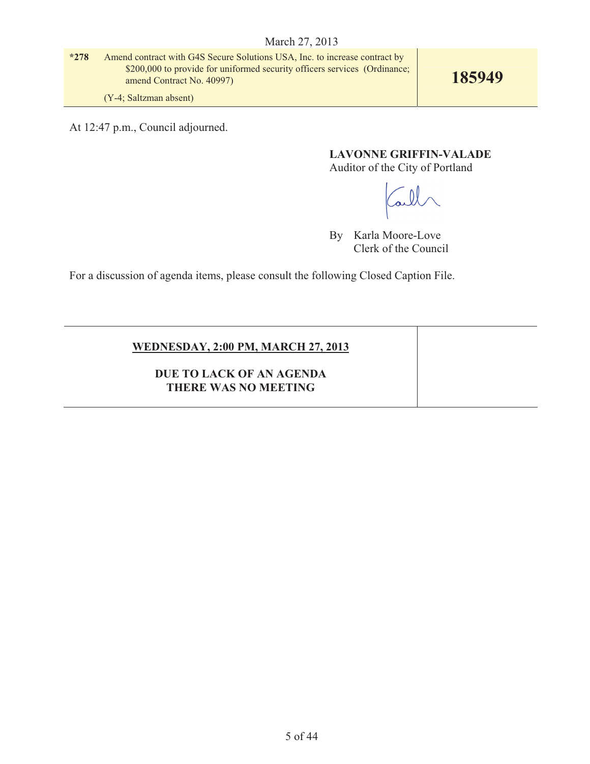| | | |
|---|---|---|
| *278 | Amend contract with G4S Secure Solutions USA, Inc. to increase contract by $200,000 to provide for uniformed security officers services (Ordinance; amend Contract No. 40997)<br><br>(Y-4; Saltzman absent) | **185949** |

At 12:47 p.m., Council adjourned.

**LAVONNE GRIFFIN-VALADE**
Auditor of the City of Portland

By Karla Moore-Love
Clerk of the Council

For a discussion of agenda items, please consult the following Closed Caption File.

| | |
|---|---|
| <u>**WEDNESDAY, 2:00 PM, MARCH 27, 2013**</u><br><br>**DUE TO LACK OF AN AGENDA THERE WAS NO MEETING** | |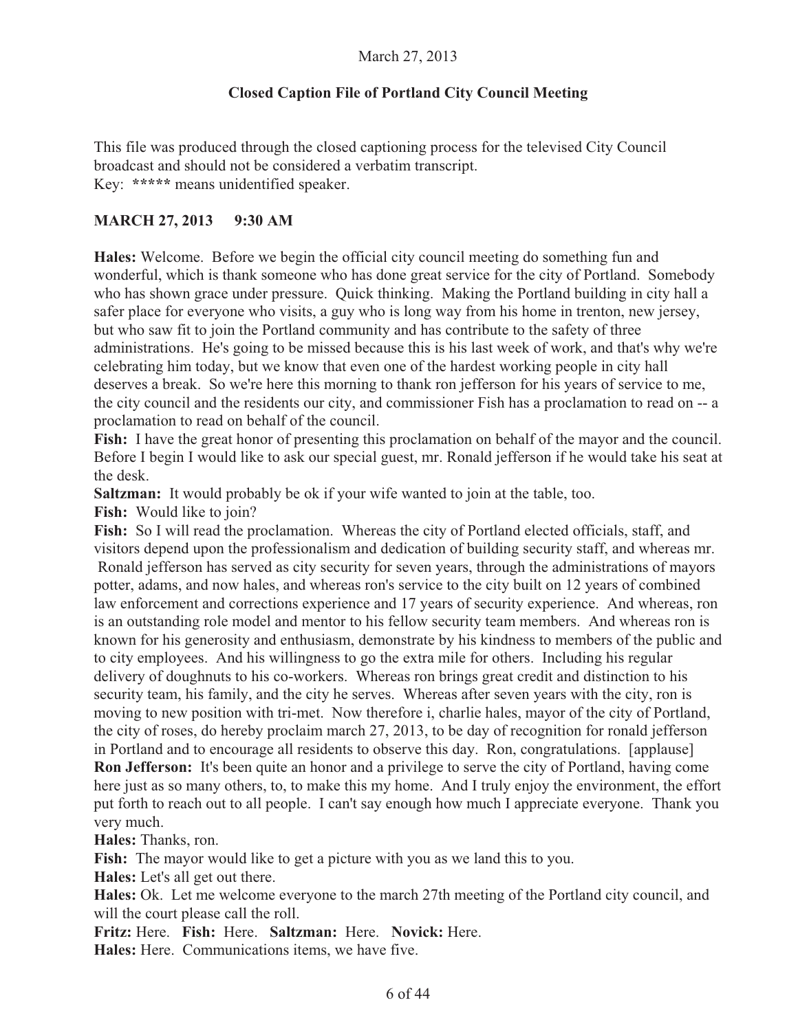March 27, 2013

**Closed Caption File of Portland City Council Meeting**

This file was produced through the closed captioning process for the televised City Council broadcast and should not be considered a verbatim transcript.
Key: **\*\*\*\*\*** means unidentified speaker.

**MARCH 27, 2013 9:30 AM**

**Hales:** Welcome. Before we begin the official city council meeting do something fun and wonderful, which is thank someone who has done great service for the city of Portland. Somebody who has shown grace under pressure. Quick thinking. Making the Portland building in city hall a safer place for everyone who visits, a guy who is long way from his home in trenton, new jersey, but who saw fit to join the Portland community and has contribute to the safety of three administrations. He's going to be missed because this is his last week of work, and that's why we're celebrating him today, but we know that even one of the hardest working people in city hall deserves a break. So we're here this morning to thank ron jefferson for his years of service to me, the city council and the residents our city, and commissioner Fish has a proclamation to read on -- a proclamation to read on behalf of the council.

**Fish:** I have the great honor of presenting this proclamation on behalf of the mayor and the council. Before I begin I would like to ask our special guest, mr. Ronald jefferson if he would take his seat at the desk.

**Saltzman:** It would probably be ok if your wife wanted to join at the table, too.

**Fish:** Would like to join?

**Fish:** So I will read the proclamation. Whereas the city of Portland elected officials, staff, and visitors depend upon the professionalism and dedication of building security staff, and whereas mr. Ronald jefferson has served as city security for seven years, through the administrations of mayors potter, adams, and now hales, and whereas ron's service to the city built on 12 years of combined law enforcement and corrections experience and 17 years of security experience. And whereas, ron is an outstanding role model and mentor to his fellow security team members. And whereas ron is known for his generosity and enthusiasm, demonstrate by his kindness to members of the public and to city employees. And his willingness to go the extra mile for others. Including his regular delivery of doughnuts to his co-workers. Whereas ron brings great credit and distinction to his security team, his family, and the city he serves. Whereas after seven years with the city, ron is moving to new position with tri-met. Now therefore i, charlie hales, mayor of the city of Portland, the city of roses, do hereby proclaim march 27, 2013, to be day of recognition for ronald jefferson in Portland and to encourage all residents to observe this day. Ron, congratulations. [applause]

**Ron Jefferson:** It's been quite an honor and a privilege to serve the city of Portland, having come here just as so many others, to, to make this my home. And I truly enjoy the environment, the effort put forth to reach out to all people. I can't say enough how much I appreciate everyone. Thank you very much.

**Hales:** Thanks, ron.

**Fish:** The mayor would like to get a picture with you as we land this to you.

**Hales:** Let's all get out there.

**Hales:** Ok. Let me welcome everyone to the march 27th meeting of the Portland city council, and will the court please call the roll.

**Fritz:** Here. **Fish:** Here. **Saltzman:** Here. **Novick:** Here.

**Hales:** Here. Communications items, we have five.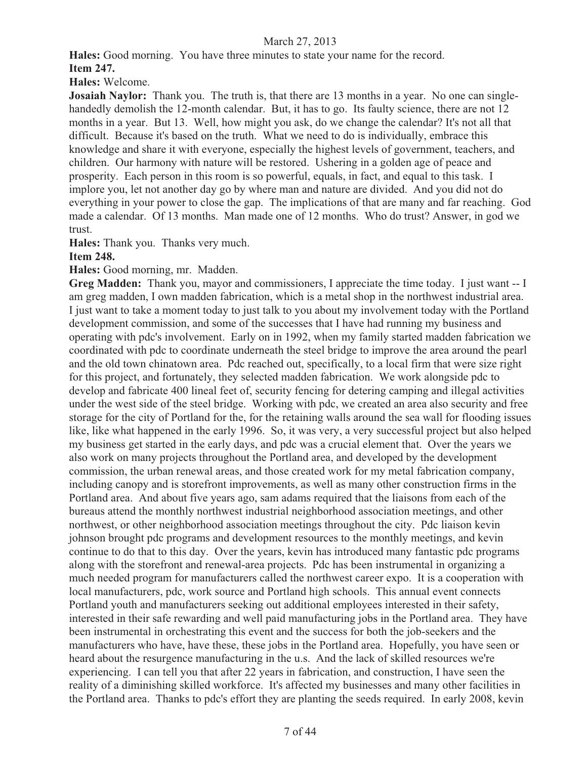**Hales:** Good morning. You have three minutes to state your name for the record.

**Item 247.**

**Hales:** Welcome.

**Josaiah Naylor:** Thank you. The truth is, that there are 13 months in a year. No one can single-handedly demolish the 12-month calendar. But, it has to go. Its faulty science, there are not 12 months in a year. But 13. Well, how might you ask, do we change the calendar? It's not all that difficult. Because it's based on the truth. What we need to do is individually, embrace this knowledge and share it with everyone, especially the highest levels of government, teachers, and children. Our harmony with nature will be restored. Ushering in a golden age of peace and prosperity. Each person in this room is so powerful, equals, in fact, and equal to this task. I implore you, let not another day go by where man and nature are divided. And you did not do everything in your power to close the gap. The implications of that are many and far reaching. God made a calendar. Of 13 months. Man made one of 12 months. Who do trust? Answer, in god we trust.

**Hales:** Thank you. Thanks very much.

**Item 248.**

**Hales:** Good morning, mr. Madden.

**Greg Madden:** Thank you, mayor and commissioners, I appreciate the time today. I just want -- I am greg madden, I own madden fabrication, which is a metal shop in the northwest industrial area. I just want to take a moment today to just talk to you about my involvement today with the Portland development commission, and some of the successes that I have had running my business and operating with pdc's involvement. Early on in 1992, when my family started madden fabrication we coordinated with pdc to coordinate underneath the steel bridge to improve the area around the pearl and the old town chinatown area. Pdc reached out, specifically, to a local firm that were size right for this project, and fortunately, they selected madden fabrication. We work alongside pdc to develop and fabricate 400 lineal feet of, security fencing for detering camping and illegal activities under the west side of the steel bridge. Working with pdc, we created an area also security and free storage for the city of Portland for the, for the retaining walls around the sea wall for flooding issues like, like what happened in the early 1996. So, it was very, a very successful project but also helped my business get started in the early days, and pdc was a crucial element that. Over the years we also work on many projects throughout the Portland area, and developed by the development commission, the urban renewal areas, and those created work for my metal fabrication company, including canopy and is storefront improvements, as well as many other construction firms in the Portland area. And about five years ago, sam adams required that the liaisons from each of the bureaus attend the monthly northwest industrial neighborhood association meetings, and other northwest, or other neighborhood association meetings throughout the city. Pdc liaison kevin johnson brought pdc programs and development resources to the monthly meetings, and kevin continue to do that to this day. Over the years, kevin has introduced many fantastic pdc programs along with the storefront and renewal-area projects. Pdc has been instrumental in organizing a much needed program for manufacturers called the northwest career expo. It is a cooperation with local manufacturers, pdc, work source and Portland high schools. This annual event connects Portland youth and manufacturers seeking out additional employees interested in their safety, interested in their safe rewarding and well paid manufacturing jobs in the Portland area. They have been instrumental in orchestrating this event and the success for both the job-seekers and the manufacturers who have, have these, these jobs in the Portland area. Hopefully, you have seen or heard about the resurgence manufacturing in the u.s. And the lack of skilled resources we're experiencing. I can tell you that after 22 years in fabrication, and construction, I have seen the reality of a diminishing skilled workforce. It's affected my businesses and many other facilities in the Portland area. Thanks to pdc's effort they are planting the seeds required. In early 2008, kevin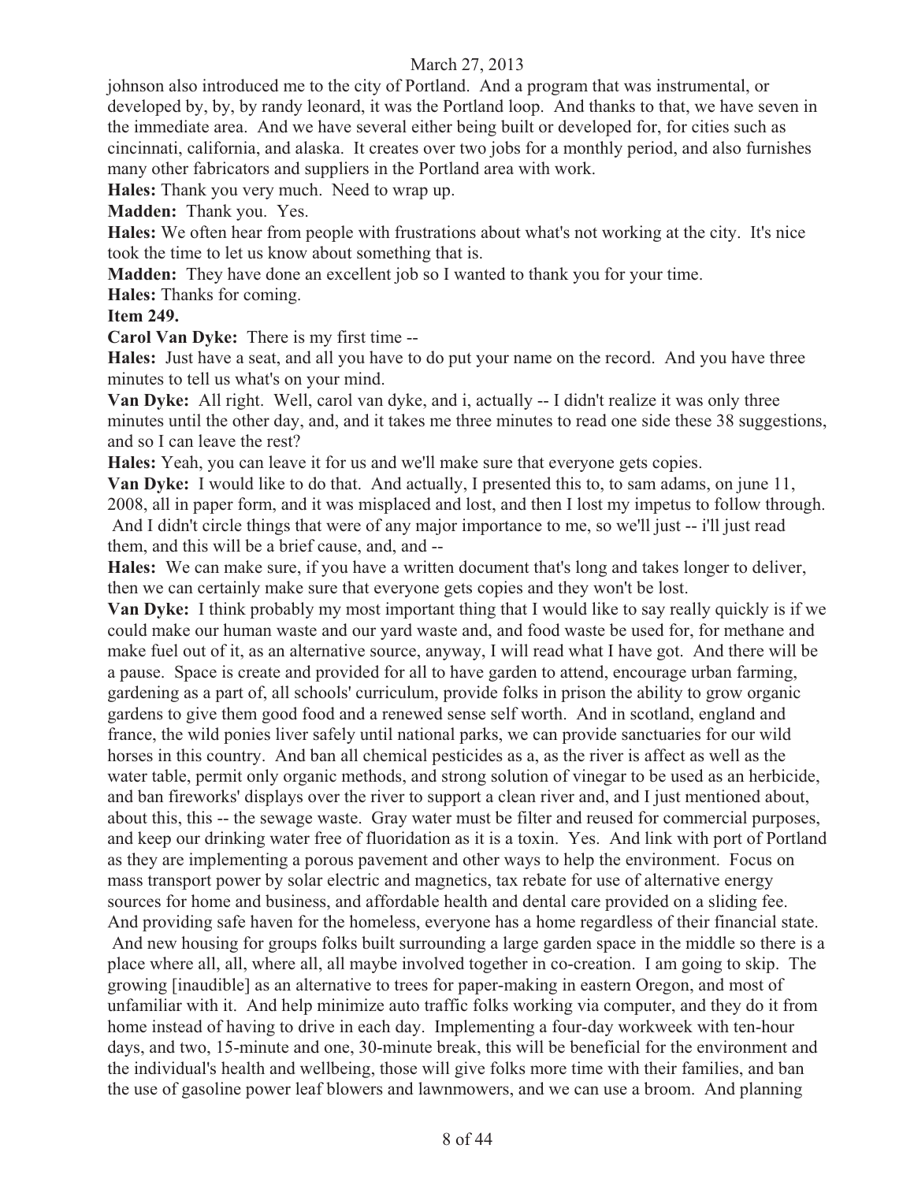johnson also introduced me to the city of Portland. And a program that was instrumental, or developed by, by, by randy leonard, it was the Portland loop. And thanks to that, we have seven in the immediate area. And we have several either being built or developed for, for cities such as cincinnati, california, and alaska. It creates over two jobs for a monthly period, and also furnishes many other fabricators and suppliers in the Portland area with work.

**Hales:** Thank you very much. Need to wrap up.

**Madden:** Thank you. Yes.

**Hales:** We often hear from people with frustrations about what's not working at the city. It's nice took the time to let us know about something that is.

**Madden:** They have done an excellent job so I wanted to thank you for your time.

**Hales:** Thanks for coming.

**Item 249.**

**Carol Van Dyke:** There is my first time --

**Hales:** Just have a seat, and all you have to do put your name on the record. And you have three minutes to tell us what's on your mind.

**Van Dyke:** All right. Well, carol van dyke, and i, actually -- I didn't realize it was only three minutes until the other day, and, and it takes me three minutes to read one side these 38 suggestions, and so I can leave the rest?

**Hales:** Yeah, you can leave it for us and we'll make sure that everyone gets copies.

**Van Dyke:** I would like to do that. And actually, I presented this to, to sam adams, on june 11, 2008, all in paper form, and it was misplaced and lost, and then I lost my impetus to follow through. And I didn't circle things that were of any major importance to me, so we'll just -- i'll just read them, and this will be a brief cause, and, and --

**Hales:** We can make sure, if you have a written document that's long and takes longer to deliver, then we can certainly make sure that everyone gets copies and they won't be lost.

**Van Dyke:** I think probably my most important thing that I would like to say really quickly is if we could make our human waste and our yard waste and, and food waste be used for, for methane and make fuel out of it, as an alternative source, anyway, I will read what I have got. And there will be a pause. Space is create and provided for all to have garden to attend, encourage urban farming, gardening as a part of, all schools' curriculum, provide folks in prison the ability to grow organic gardens to give them good food and a renewed sense self worth. And in scotland, england and france, the wild ponies liver safely until national parks, we can provide sanctuaries for our wild horses in this country. And ban all chemical pesticides as a, as the river is affect as well as the water table, permit only organic methods, and strong solution of vinegar to be used as an herbicide, and ban fireworks' displays over the river to support a clean river and, and I just mentioned about, about this, this -- the sewage waste. Gray water must be filter and reused for commercial purposes, and keep our drinking water free of fluoridation as it is a toxin. Yes. And link with port of Portland as they are implementing a porous pavement and other ways to help the environment. Focus on mass transport power by solar electric and magnetics, tax rebate for use of alternative energy sources for home and business, and affordable health and dental care provided on a sliding fee. And providing safe haven for the homeless, everyone has a home regardless of their financial state. And new housing for groups folks built surrounding a large garden space in the middle so there is a place where all, all, where all, all maybe involved together in co-creation. I am going to skip. The growing [inaudible] as an alternative to trees for paper-making in eastern Oregon, and most of unfamiliar with it. And help minimize auto traffic folks working via computer, and they do it from home instead of having to drive in each day. Implementing a four-day workweek with ten-hour days, and two, 15-minute and one, 30-minute break, this will be beneficial for the environment and the individual's health and wellbeing, those will give folks more time with their families, and ban the use of gasoline power leaf blowers and lawnmowers, and we can use a broom. And planning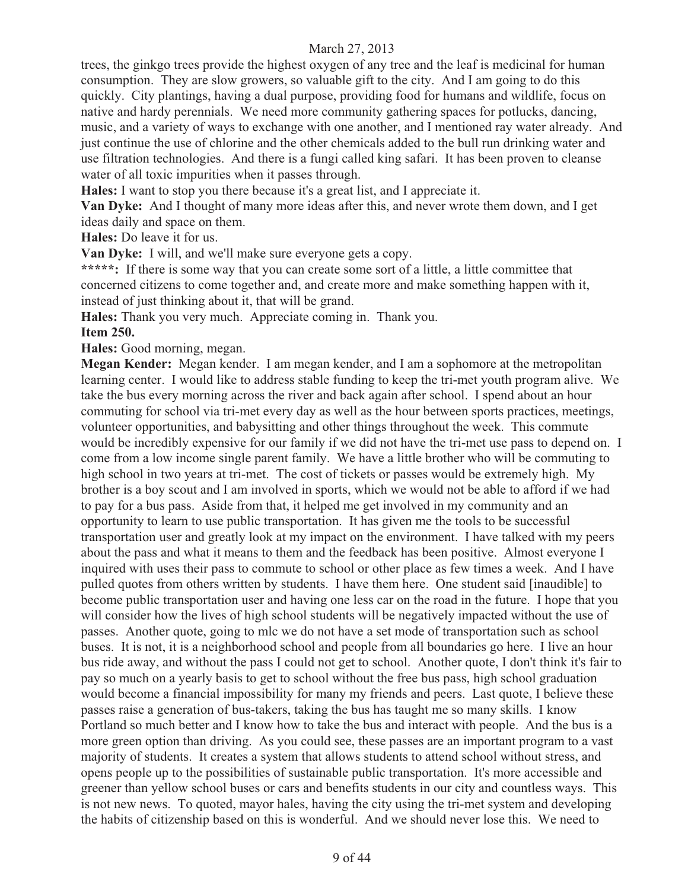trees, the ginkgo trees provide the highest oxygen of any tree and the leaf is medicinal for human consumption. They are slow growers, so valuable gift to the city. And I am going to do this quickly. City plantings, having a dual purpose, providing food for humans and wildlife, focus on native and hardy perennials. We need more community gathering spaces for potlucks, dancing, music, and a variety of ways to exchange with one another, and I mentioned ray water already. And just continue the use of chlorine and the other chemicals added to the bull run drinking water and use filtration technologies. And there is a fungi called king safari. It has been proven to cleanse water of all toxic impurities when it passes through.

**Hales:** I want to stop you there because it's a great list, and I appreciate it.

**Van Dyke:** And I thought of many more ideas after this, and never wrote them down, and I get ideas daily and space on them.

**Hales:** Do leave it for us.

**Van Dyke:** I will, and we'll make sure everyone gets a copy.

**\*\*\*\*\*:** If there is some way that you can create some sort of a little, a little committee that concerned citizens to come together and, and create more and make something happen with it, instead of just thinking about it, that will be grand.

**Hales:** Thank you very much. Appreciate coming in. Thank you.

**Item 250.**

**Hales:** Good morning, megan.

**Megan Kender:** Megan kender. I am megan kender, and I am a sophomore at the metropolitan learning center. I would like to address stable funding to keep the tri-met youth program alive. We take the bus every morning across the river and back again after school. I spend about an hour commuting for school via tri-met every day as well as the hour between sports practices, meetings, volunteer opportunities, and babysitting and other things throughout the week. This commute would be incredibly expensive for our family if we did not have the tri-met use pass to depend on. I come from a low income single parent family. We have a little brother who will be commuting to high school in two years at tri-met. The cost of tickets or passes would be extremely high. My brother is a boy scout and I am involved in sports, which we would not be able to afford if we had to pay for a bus pass. Aside from that, it helped me get involved in my community and an opportunity to learn to use public transportation. It has given me the tools to be successful transportation user and greatly look at my impact on the environment. I have talked with my peers about the pass and what it means to them and the feedback has been positive. Almost everyone I inquired with uses their pass to commute to school or other place as few times a week. And I have pulled quotes from others written by students. I have them here. One student said [inaudible] to become public transportation user and having one less car on the road in the future. I hope that you will consider how the lives of high school students will be negatively impacted without the use of passes. Another quote, going to mlc we do not have a set mode of transportation such as school buses. It is not, it is a neighborhood school and people from all boundaries go here. I live an hour bus ride away, and without the pass I could not get to school. Another quote, I don't think it's fair to pay so much on a yearly basis to get to school without the free bus pass, high school graduation would become a financial impossibility for many my friends and peers. Last quote, I believe these passes raise a generation of bus-takers, taking the bus has taught me so many skills. I know Portland so much better and I know how to take the bus and interact with people. And the bus is a more green option than driving. As you could see, these passes are an important program to a vast majority of students. It creates a system that allows students to attend school without stress, and opens people up to the possibilities of sustainable public transportation. It's more accessible and greener than yellow school buses or cars and benefits students in our city and countless ways. This is not new news. To quoted, mayor hales, having the city using the tri-met system and developing the habits of citizenship based on this is wonderful. And we should never lose this. We need to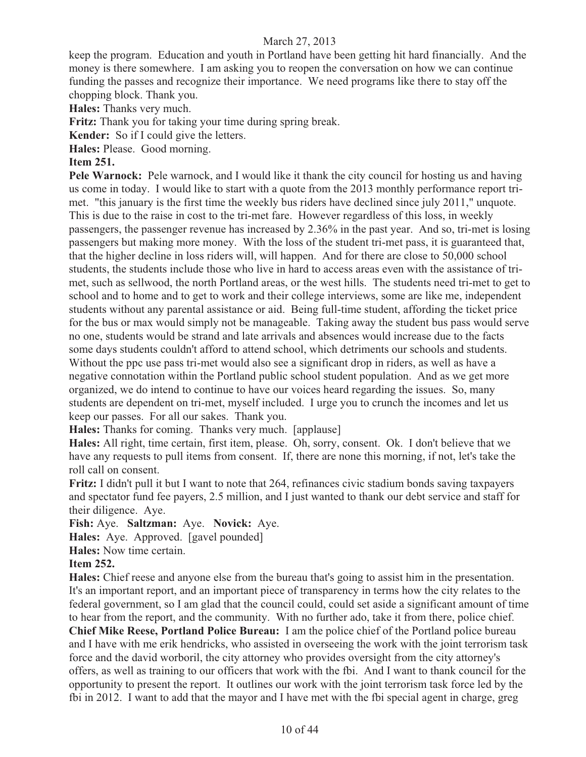keep the program. Education and youth in Portland have been getting hit hard financially. And the money is there somewhere. I am asking you to reopen the conversation on how we can continue funding the passes and recognize their importance. We need programs like there to stay off the chopping block. Thank you.

**Hales:** Thanks very much.

**Fritz:** Thank you for taking your time during spring break.

**Kender:** So if I could give the letters.

**Hales:** Please. Good morning.

**Item 251.**

**Pele Warnock:** Pele warnock, and I would like it thank the city council for hosting us and having us come in today. I would like to start with a quote from the 2013 monthly performance report tri-met. "this january is the first time the weekly bus riders have declined since july 2011," unquote. This is due to the raise in cost to the tri-met fare. However regardless of this loss, in weekly passengers, the passenger revenue has increased by 2.36% in the past year. And so, tri-met is losing passengers but making more money. With the loss of the student tri-met pass, it is guaranteed that, that the higher decline in loss riders will, will happen. And for there are close to 50,000 school students, the students include those who live in hard to access areas even with the assistance of tri-met, such as sellwood, the north Portland areas, or the west hills. The students need tri-met to get to school and to home and to get to work and their college interviews, some are like me, independent students without any parental assistance or aid. Being full-time student, affording the ticket price for the bus or max would simply not be manageable. Taking away the student bus pass would serve no one, students would be strand and late arrivals and absences would increase due to the facts some days students couldn't afford to attend school, which detriments our schools and students. Without the ppc use pass tri-met would also see a significant drop in riders, as well as have a negative connotation within the Portland public school student population. And as we get more organized, we do intend to continue to have our voices heard regarding the issues. So, many students are dependent on tri-met, myself included. I urge you to crunch the incomes and let us keep our passes. For all our sakes. Thank you.

**Hales:** Thanks for coming. Thanks very much. [applause]

**Hales:** All right, time certain, first item, please. Oh, sorry, consent. Ok. I don't believe that we have any requests to pull items from consent. If, there are none this morning, if not, let's take the roll call on consent.

**Fritz:** I didn't pull it but I want to note that 264, refinances civic stadium bonds saving taxpayers and spectator fund fee payers, 2.5 million, and I just wanted to thank our debt service and staff for their diligence. Aye.

**Fish:** Aye. **Saltzman:** Aye. **Novick:** Aye.

**Hales:** Aye. Approved. [gavel pounded]

**Hales:** Now time certain.

**Item 252.**

**Hales:** Chief reese and anyone else from the bureau that's going to assist him in the presentation. It's an important report, and an important piece of transparency in terms how the city relates to the federal government, so I am glad that the council could, could set aside a significant amount of time to hear from the report, and the community. With no further ado, take it from there, police chief.

**Chief Mike Reese, Portland Police Bureau:** I am the police chief of the Portland police bureau and I have with me erik hendricks, who assisted in overseeing the work with the joint terrorism task force and the david worboril, the city attorney who provides oversight from the city attorney's offers, as well as training to our officers that work with the fbi. And I want to thank council for the opportunity to present the report. It outlines our work with the joint terrorism task force led by the fbi in 2012. I want to add that the mayor and I have met with the fbi special agent in charge, greg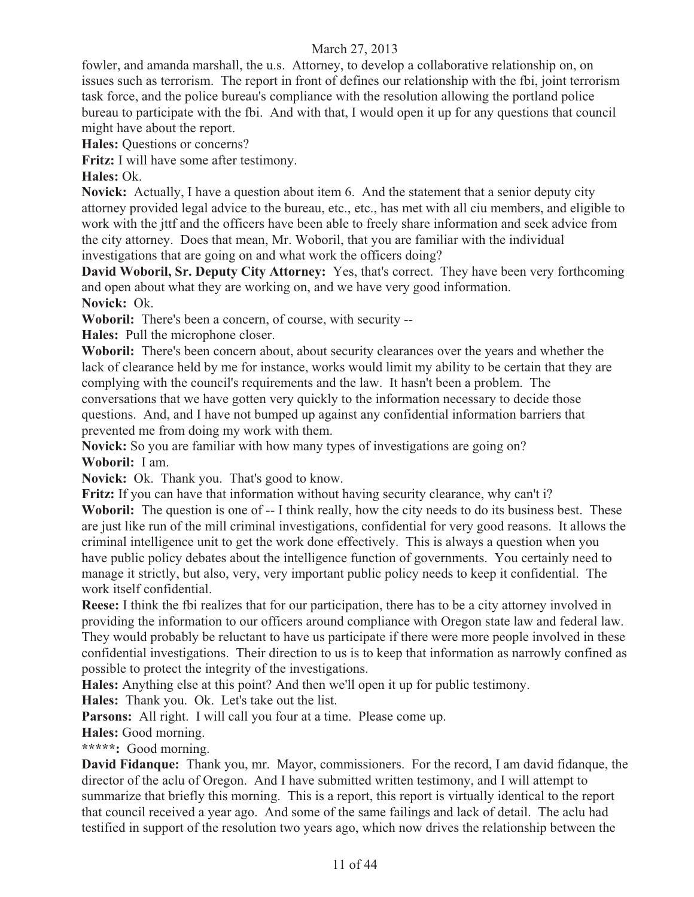fowler, and amanda marshall, the u.s. Attorney, to develop a collaborative relationship on, on issues such as terrorism. The report in front of defines our relationship with the fbi, joint terrorism task force, and the police bureau's compliance with the resolution allowing the portland police bureau to participate with the fbi. And with that, I would open it up for any questions that council might have about the report.

**Hales:** Questions or concerns?

**Fritz:** I will have some after testimony.

**Hales:** Ok.

**Novick:** Actually, I have a question about item 6. And the statement that a senior deputy city attorney provided legal advice to the bureau, etc., etc., has met with all ciu members, and eligible to work with the jttf and the officers have been able to freely share information and seek advice from the city attorney. Does that mean, Mr. Woboril, that you are familiar with the individual investigations that are going on and what work the officers doing?

**David Woboril, Sr. Deputy City Attorney:** Yes, that's correct. They have been very forthcoming and open about what they are working on, and we have very good information.

**Novick:** Ok.

**Woboril:** There's been a concern, of course, with security --

**Hales:** Pull the microphone closer.

**Woboril:** There's been concern about, about security clearances over the years and whether the lack of clearance held by me for instance, works would limit my ability to be certain that they are complying with the council's requirements and the law. It hasn't been a problem. The conversations that we have gotten very quickly to the information necessary to decide those questions. And, and I have not bumped up against any confidential information barriers that prevented me from doing my work with them.

**Novick:** So you are familiar with how many types of investigations are going on?

**Woboril:** I am.

**Novick:** Ok. Thank you. That's good to know.

**Fritz:** If you can have that information without having security clearance, why can't i?

**Woboril:** The question is one of -- I think really, how the city needs to do its business best. These are just like run of the mill criminal investigations, confidential for very good reasons. It allows the criminal intelligence unit to get the work done effectively. This is always a question when you have public policy debates about the intelligence function of governments. You certainly need to manage it strictly, but also, very, very important public policy needs to keep it confidential. The work itself confidential.

**Reese:** I think the fbi realizes that for our participation, there has to be a city attorney involved in providing the information to our officers around compliance with Oregon state law and federal law. They would probably be reluctant to have us participate if there were more people involved in these confidential investigations. Their direction to us is to keep that information as narrowly confined as possible to protect the integrity of the investigations.

**Hales:** Anything else at this point? And then we'll open it up for public testimony.

**Hales:** Thank you. Ok. Let's take out the list.

**Parsons:** All right. I will call you four at a time. Please come up.

**Hales:** Good morning.

**\*\*\*\*\*:** Good morning.

**David Fidanque:** Thank you, mr. Mayor, commissioners. For the record, I am david fidanque, the director of the aclu of Oregon. And I have submitted written testimony, and I will attempt to summarize that briefly this morning. This is a report, this report is virtually identical to the report that council received a year ago. And some of the same failings and lack of detail. The aclu had testified in support of the resolution two years ago, which now drives the relationship between the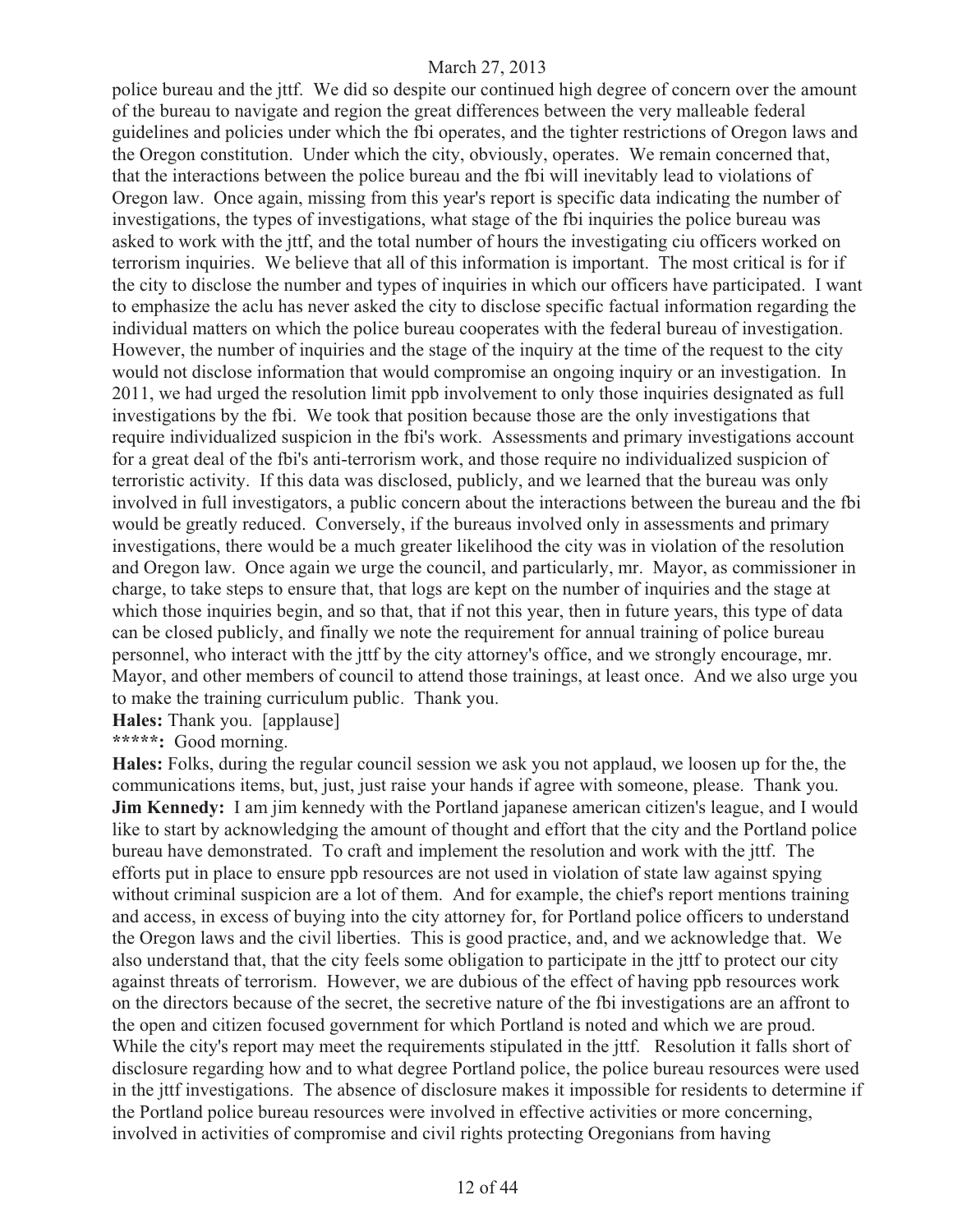police bureau and the jttf. We did so despite our continued high degree of concern over the amount of the bureau to navigate and region the great differences between the very malleable federal guidelines and policies under which the fbi operates, and the tighter restrictions of Oregon laws and the Oregon constitution. Under which the city, obviously, operates. We remain concerned that, that the interactions between the police bureau and the fbi will inevitably lead to violations of Oregon law. Once again, missing from this year's report is specific data indicating the number of investigations, the types of investigations, what stage of the fbi inquiries the police bureau was asked to work with the jttf, and the total number of hours the investigating ciu officers worked on terrorism inquiries. We believe that all of this information is important. The most critical is for if the city to disclose the number and types of inquiries in which our officers have participated. I want to emphasize the aclu has never asked the city to disclose specific factual information regarding the individual matters on which the police bureau cooperates with the federal bureau of investigation. However, the number of inquiries and the stage of the inquiry at the time of the request to the city would not disclose information that would compromise an ongoing inquiry or an investigation. In 2011, we had urged the resolution limit ppb involvement to only those inquiries designated as full investigations by the fbi. We took that position because those are the only investigations that require individualized suspicion in the fbi's work. Assessments and primary investigations account for a great deal of the fbi's anti-terrorism work, and those require no individualized suspicion of terroristic activity. If this data was disclosed, publicly, and we learned that the bureau was only involved in full investigators, a public concern about the interactions between the bureau and the fbi would be greatly reduced. Conversely, if the bureaus involved only in assessments and primary investigations, there would be a much greater likelihood the city was in violation of the resolution and Oregon law. Once again we urge the council, and particularly, mr. Mayor, as commissioner in charge, to take steps to ensure that, that logs are kept on the number of inquiries and the stage at which those inquiries begin, and so that, that if not this year, then in future years, this type of data can be closed publicly, and finally we note the requirement for annual training of police bureau personnel, who interact with the jttf by the city attorney's office, and we strongly encourage, mr. Mayor, and other members of council to attend those trainings, at least once. And we also urge you to make the training curriculum public. Thank you.

**Hales:** Thank you. [applause]

**\*\*\*\*\*:** Good morning.

**Hales:** Folks, during the regular council session we ask you not applaud, we loosen up for the, the communications items, but, just, just raise your hands if agree with someone, please. Thank you.

**Jim Kennedy:** I am jim kennedy with the Portland japanese american citizen's league, and I would like to start by acknowledging the amount of thought and effort that the city and the Portland police bureau have demonstrated. To craft and implement the resolution and work with the jttf. The efforts put in place to ensure ppb resources are not used in violation of state law against spying without criminal suspicion are a lot of them. And for example, the chief's report mentions training and access, in excess of buying into the city attorney for, for Portland police officers to understand the Oregon laws and the civil liberties. This is good practice, and, and we acknowledge that. We also understand that, that the city feels some obligation to participate in the jttf to protect our city against threats of terrorism. However, we are dubious of the effect of having ppb resources work on the directors because of the secret, the secretive nature of the fbi investigations are an affront to the open and citizen focused government for which Portland is noted and which we are proud. While the city's report may meet the requirements stipulated in the jttf. Resolution it falls short of disclosure regarding how and to what degree Portland police, the police bureau resources were used in the jttf investigations. The absence of disclosure makes it impossible for residents to determine if the Portland police bureau resources were involved in effective activities or more concerning, involved in activities of compromise and civil rights protecting Oregonians from having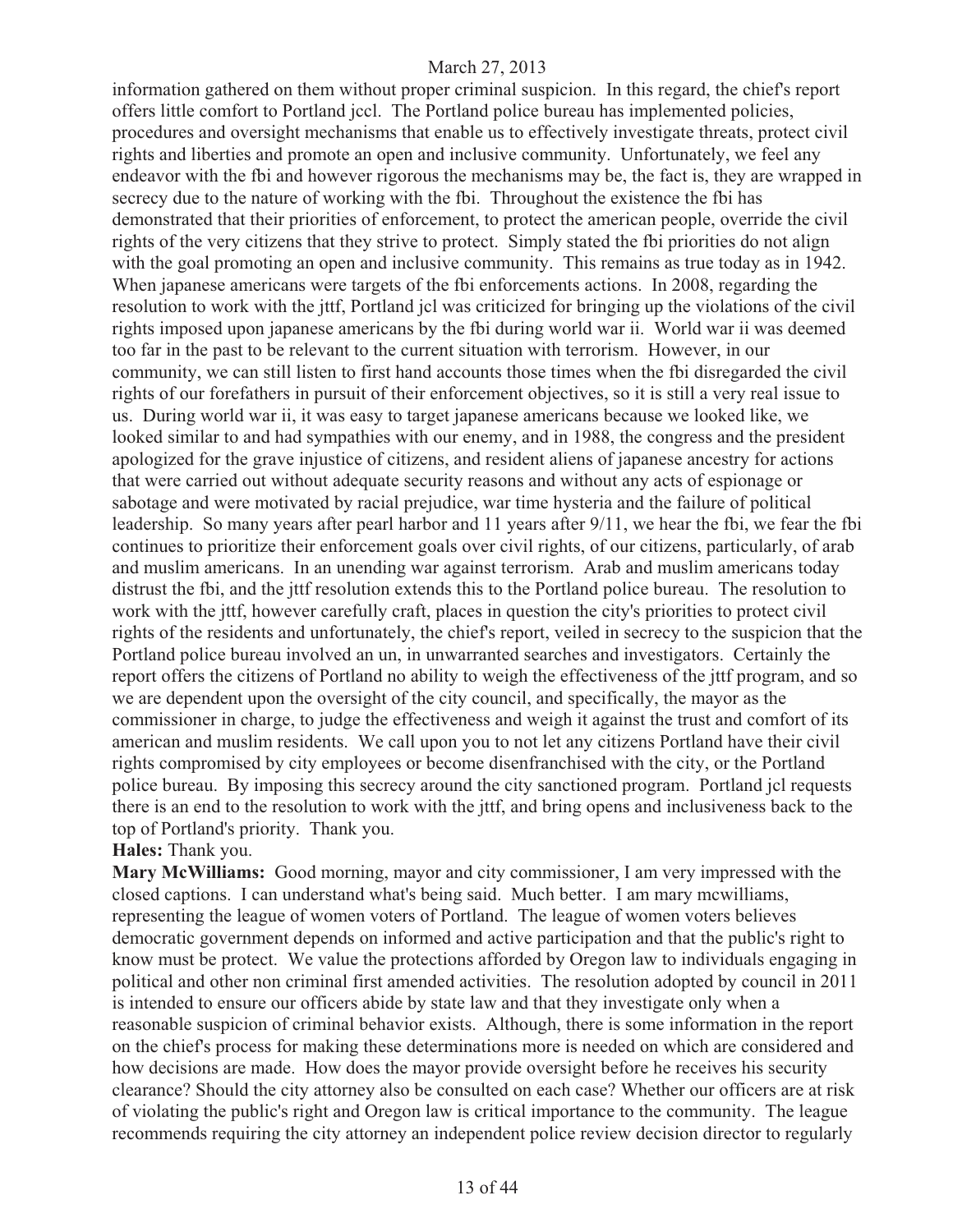information gathered on them without proper criminal suspicion. In this regard, the chief's report offers little comfort to Portland jccl. The Portland police bureau has implemented policies, procedures and oversight mechanisms that enable us to effectively investigate threats, protect civil rights and liberties and promote an open and inclusive community. Unfortunately, we feel any endeavor with the fbi and however rigorous the mechanisms may be, the fact is, they are wrapped in secrecy due to the nature of working with the fbi. Throughout the existence the fbi has demonstrated that their priorities of enforcement, to protect the american people, override the civil rights of the very citizens that they strive to protect. Simply stated the fbi priorities do not align with the goal promoting an open and inclusive community. This remains as true today as in 1942. When japanese americans were targets of the fbi enforcements actions. In 2008, regarding the resolution to work with the jttf, Portland jcl was criticized for bringing up the violations of the civil rights imposed upon japanese americans by the fbi during world war ii. World war ii was deemed too far in the past to be relevant to the current situation with terrorism. However, in our community, we can still listen to first hand accounts those times when the fbi disregarded the civil rights of our forefathers in pursuit of their enforcement objectives, so it is still a very real issue to us. During world war ii, it was easy to target japanese americans because we looked like, we looked similar to and had sympathies with our enemy, and in 1988, the congress and the president apologized for the grave injustice of citizens, and resident aliens of japanese ancestry for actions that were carried out without adequate security reasons and without any acts of espionage or sabotage and were motivated by racial prejudice, war time hysteria and the failure of political leadership. So many years after pearl harbor and 11 years after 9/11, we hear the fbi, we fear the fbi continues to prioritize their enforcement goals over civil rights, of our citizens, particularly, of arab and muslim americans. In an unending war against terrorism. Arab and muslim americans today distrust the fbi, and the jttf resolution extends this to the Portland police bureau. The resolution to work with the jttf, however carefully craft, places in question the city's priorities to protect civil rights of the residents and unfortunately, the chief's report, veiled in secrecy to the suspicion that the Portland police bureau involved an un, in unwarranted searches and investigators. Certainly the report offers the citizens of Portland no ability to weigh the effectiveness of the jttf program, and so we are dependent upon the oversight of the city council, and specifically, the mayor as the commissioner in charge, to judge the effectiveness and weigh it against the trust and comfort of its american and muslim residents. We call upon you to not let any citizens Portland have their civil rights compromised by city employees or become disenfranchised with the city, or the Portland police bureau. By imposing this secrecy around the city sanctioned program. Portland jcl requests there is an end to the resolution to work with the jttf, and bring opens and inclusiveness back to the top of Portland's priority. Thank you.

**Hales:** Thank you.

**Mary McWilliams:** Good morning, mayor and city commissioner, I am very impressed with the closed captions. I can understand what's being said. Much better. I am mary mcwilliams, representing the league of women voters of Portland. The league of women voters believes democratic government depends on informed and active participation and that the public's right to know must be protect. We value the protections afforded by Oregon law to individuals engaging in political and other non criminal first amended activities. The resolution adopted by council in 2011 is intended to ensure our officers abide by state law and that they investigate only when a reasonable suspicion of criminal behavior exists. Although, there is some information in the report on the chief's process for making these determinations more is needed on which are considered and how decisions are made. How does the mayor provide oversight before he receives his security clearance? Should the city attorney also be consulted on each case? Whether our officers are at risk of violating the public's right and Oregon law is critical importance to the community. The league recommends requiring the city attorney an independent police review decision director to regularly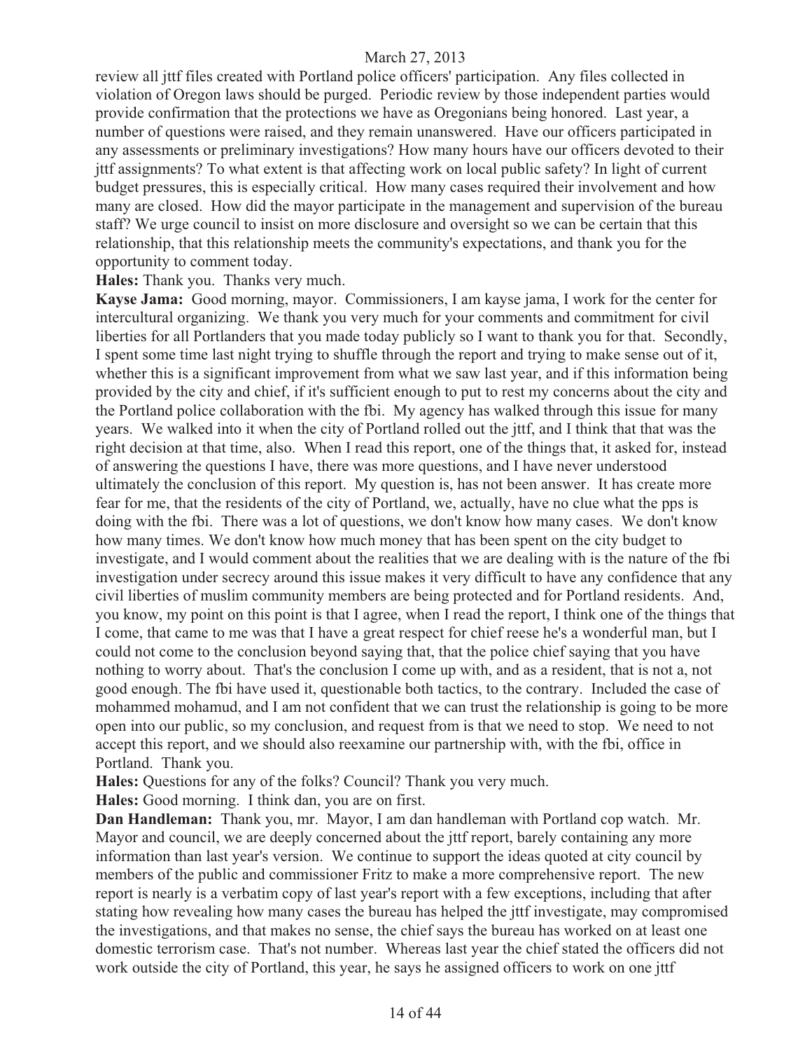review all jttf files created with Portland police officers' participation. Any files collected in violation of Oregon laws should be purged. Periodic review by those independent parties would provide confirmation that the protections we have as Oregonians being honored. Last year, a number of questions were raised, and they remain unanswered. Have our officers participated in any assessments or preliminary investigations? How many hours have our officers devoted to their jttf assignments? To what extent is that affecting work on local public safety? In light of current budget pressures, this is especially critical. How many cases required their involvement and how many are closed. How did the mayor participate in the management and supervision of the bureau staff? We urge council to insist on more disclosure and oversight so we can be certain that this relationship, that this relationship meets the community's expectations, and thank you for the opportunity to comment today.

**Hales:** Thank you. Thanks very much.

**Kayse Jama:** Good morning, mayor. Commissioners, I am kayse jama, I work for the center for intercultural organizing. We thank you very much for your comments and commitment for civil liberties for all Portlanders that you made today publicly so I want to thank you for that. Secondly, I spent some time last night trying to shuffle through the report and trying to make sense out of it, whether this is a significant improvement from what we saw last year, and if this information being provided by the city and chief, if it's sufficient enough to put to rest my concerns about the city and the Portland police collaboration with the fbi. My agency has walked through this issue for many years. We walked into it when the city of Portland rolled out the jttf, and I think that that was the right decision at that time, also. When I read this report, one of the things that, it asked for, instead of answering the questions I have, there was more questions, and I have never understood ultimately the conclusion of this report. My question is, has not been answer. It has create more fear for me, that the residents of the city of Portland, we, actually, have no clue what the pps is doing with the fbi. There was a lot of questions, we don't know how many cases. We don't know how many times. We don't know how much money that has been spent on the city budget to investigate, and I would comment about the realities that we are dealing with is the nature of the fbi investigation under secrecy around this issue makes it very difficult to have any confidence that any civil liberties of muslim community members are being protected and for Portland residents. And, you know, my point on this point is that I agree, when I read the report, I think one of the things that I come, that came to me was that I have a great respect for chief reese he's a wonderful man, but I could not come to the conclusion beyond saying that, that the police chief saying that you have nothing to worry about. That's the conclusion I come up with, and as a resident, that is not a, not good enough. The fbi have used it, questionable both tactics, to the contrary. Included the case of mohammed mohamud, and I am not confident that we can trust the relationship is going to be more open into our public, so my conclusion, and request from is that we need to stop. We need to not accept this report, and we should also reexamine our partnership with, with the fbi, office in Portland. Thank you.

**Hales:** Questions for any of the folks? Council? Thank you very much.

**Hales:** Good morning. I think dan, you are on first.

**Dan Handleman:** Thank you, mr. Mayor, I am dan handleman with Portland cop watch. Mr. Mayor and council, we are deeply concerned about the jttf report, barely containing any more information than last year's version. We continue to support the ideas quoted at city council by members of the public and commissioner Fritz to make a more comprehensive report. The new report is nearly is a verbatim copy of last year's report with a few exceptions, including that after stating how revealing how many cases the bureau has helped the jttf investigate, may compromised the investigations, and that makes no sense, the chief says the bureau has worked on at least one domestic terrorism case. That's not number. Whereas last year the chief stated the officers did not work outside the city of Portland, this year, he says he assigned officers to work on one jttf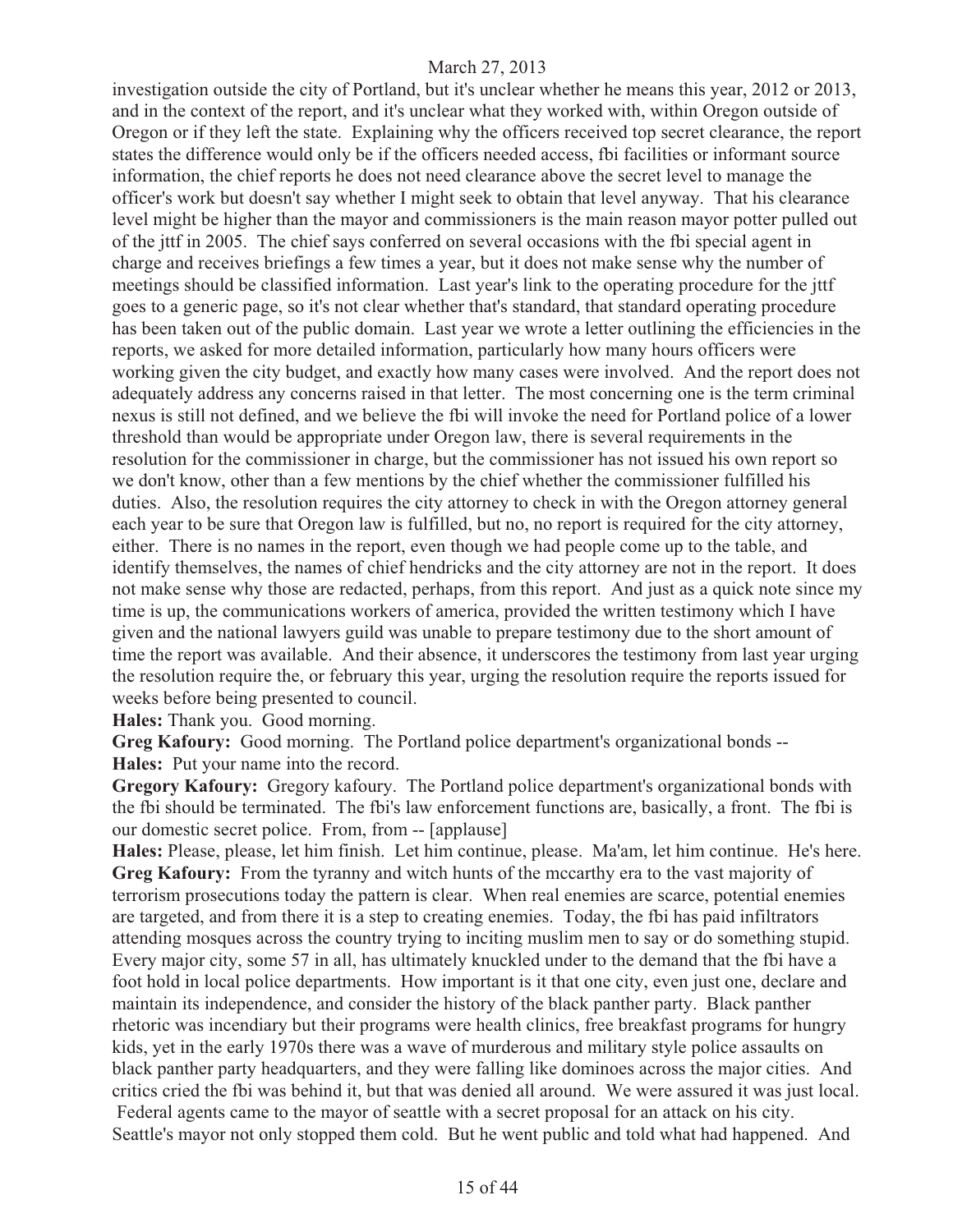investigation outside the city of Portland, but it's unclear whether he means this year, 2012 or 2013, and in the context of the report, and it's unclear what they worked with, within Oregon outside of Oregon or if they left the state. Explaining why the officers received top secret clearance, the report states the difference would only be if the officers needed access, fbi facilities or informant source information, the chief reports he does not need clearance above the secret level to manage the officer's work but doesn't say whether I might seek to obtain that level anyway. That his clearance level might be higher than the mayor and commissioners is the main reason mayor potter pulled out of the jttf in 2005. The chief says conferred on several occasions with the fbi special agent in charge and receives briefings a few times a year, but it does not make sense why the number of meetings should be classified information. Last year's link to the operating procedure for the jttf goes to a generic page, so it's not clear whether that's standard, that standard operating procedure has been taken out of the public domain. Last year we wrote a letter outlining the efficiencies in the reports, we asked for more detailed information, particularly how many hours officers were working given the city budget, and exactly how many cases were involved. And the report does not adequately address any concerns raised in that letter. The most concerning one is the term criminal nexus is still not defined, and we believe the fbi will invoke the need for Portland police of a lower threshold than would be appropriate under Oregon law, there is several requirements in the resolution for the commissioner in charge, but the commissioner has not issued his own report so we don't know, other than a few mentions by the chief whether the commissioner fulfilled his duties. Also, the resolution requires the city attorney to check in with the Oregon attorney general each year to be sure that Oregon law is fulfilled, but no, no report is required for the city attorney, either. There is no names in the report, even though we had people come up to the table, and identify themselves, the names of chief hendricks and the city attorney are not in the report. It does not make sense why those are redacted, perhaps, from this report. And just as a quick note since my time is up, the communications workers of america, provided the written testimony which I have given and the national lawyers guild was unable to prepare testimony due to the short amount of time the report was available. And their absence, it underscores the testimony from last year urging the resolution require the, or february this year, urging the resolution require the reports issued for weeks before being presented to council.

**Hales:** Thank you. Good morning.

**Greg Kafoury:** Good morning. The Portland police department's organizational bonds --

**Hales:** Put your name into the record.

**Gregory Kafoury:** Gregory kafoury. The Portland police department's organizational bonds with the fbi should be terminated. The fbi's law enforcement functions are, basically, a front. The fbi is our domestic secret police. From, from -- [applause]

**Hales:** Please, please, let him finish. Let him continue, please. Ma'am, let him continue. He's here.

**Greg Kafoury:** From the tyranny and witch hunts of the mccarthy era to the vast majority of terrorism prosecutions today the pattern is clear. When real enemies are scarce, potential enemies are targeted, and from there it is a step to creating enemies. Today, the fbi has paid infiltrators attending mosques across the country trying to inciting muslim men to say or do something stupid. Every major city, some 57 in all, has ultimately knuckled under to the demand that the fbi have a foot hold in local police departments. How important is it that one city, even just one, declare and maintain its independence, and consider the history of the black panther party. Black panther rhetoric was incendiary but their programs were health clinics, free breakfast programs for hungry kids, yet in the early 1970s there was a wave of murderous and military style police assaults on black panther party headquarters, and they were falling like dominoes across the major cities. And critics cried the fbi was behind it, but that was denied all around. We were assured it was just local. Federal agents came to the mayor of seattle with a secret proposal for an attack on his city. Seattle's mayor not only stopped them cold. But he went public and told what had happened. And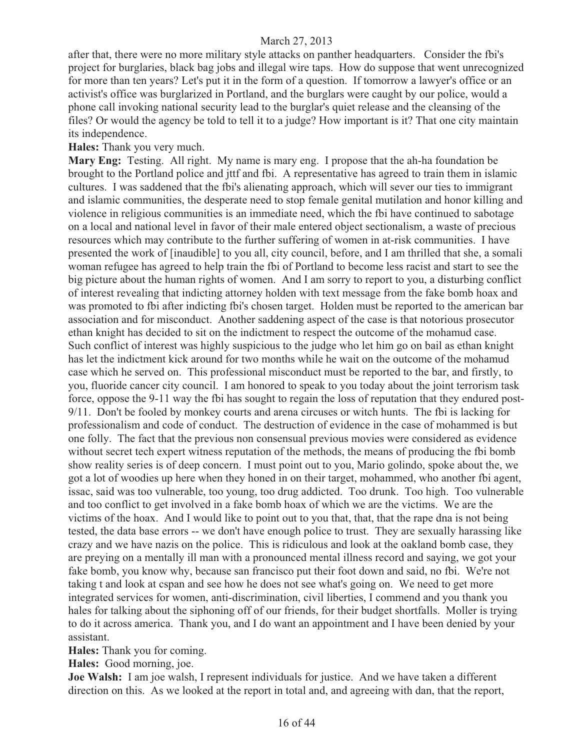after that, there were no more military style attacks on panther headquarters. Consider the fbi's project for burglaries, black bag jobs and illegal wire taps. How do suppose that went unrecognized for more than ten years? Let's put it in the form of a question. If tomorrow a lawyer's office or an activist's office was burglarized in Portland, and the burglars were caught by our police, would a phone call invoking national security lead to the burglar's quiet release and the cleansing of the files? Or would the agency be told to tell it to a judge? How important is it? That one city maintain its independence.

**Hales:** Thank you very much.

**Mary Eng:** Testing. All right. My name is mary eng. I propose that the ah-ha foundation be brought to the Portland police and jttf and fbi. A representative has agreed to train them in islamic cultures. I was saddened that the fbi's alienating approach, which will sever our ties to immigrant and islamic communities, the desperate need to stop female genital mutilation and honor killing and violence in religious communities is an immediate need, which the fbi have continued to sabotage on a local and national level in favor of their male entered object sectionalism, a waste of precious resources which may contribute to the further suffering of women in at-risk communities. I have presented the work of [inaudible] to you all, city council, before, and I am thrilled that she, a somali woman refugee has agreed to help train the fbi of Portland to become less racist and start to see the big picture about the human rights of women. And I am sorry to report to you, a disturbing conflict of interest revealing that indicting attorney holden with text message from the fake bomb hoax and was promoted to fbi after indicting fbi's chosen target. Holden must be reported to the american bar association and for misconduct. Another saddening aspect of the case is that notorious prosecutor ethan knight has decided to sit on the indictment to respect the outcome of the mohamud case. Such conflict of interest was highly suspicious to the judge who let him go on bail as ethan knight has let the indictment kick around for two months while he wait on the outcome of the mohamud case which he served on. This professional misconduct must be reported to the bar, and firstly, to you, fluoride cancer city council. I am honored to speak to you today about the joint terrorism task force, oppose the 9-11 way the fbi has sought to regain the loss of reputation that they endured post-9/11. Don't be fooled by monkey courts and arena circuses or witch hunts. The fbi is lacking for professionalism and code of conduct. The destruction of evidence in the case of mohammed is but one folly. The fact that the previous non consensual previous movies were considered as evidence without secret tech expert witness reputation of the methods, the means of producing the fbi bomb show reality series is of deep concern. I must point out to you, Mario golindo, spoke about the, we got a lot of woodies up here when they honed in on their target, mohammed, who another fbi agent, issac, said was too vulnerable, too young, too drug addicted. Too drunk. Too high. Too vulnerable and too conflict to get involved in a fake bomb hoax of which we are the victims. We are the victims of the hoax. And I would like to point out to you that, that, that the rape dna is not being tested, the data base errors -- we don't have enough police to trust. They are sexually harassing like crazy and we have nazis on the police. This is ridiculous and look at the oakland bomb case, they are preying on a mentally ill man with a pronounced mental illness record and saying, we got your fake bomb, you know why, because san francisco put their foot down and said, no fbi. We're not taking t and look at cspan and see how he does not see what's going on. We need to get more integrated services for women, anti-discrimination, civil liberties, I commend and you thank you hales for talking about the siphoning off of our friends, for their budget shortfalls. Moller is trying to do it across america. Thank you, and I do want an appointment and I have been denied by your assistant.

**Hales:** Thank you for coming.

**Hales:** Good morning, joe.

**Joe Walsh:** I am joe walsh, I represent individuals for justice. And we have taken a different direction on this. As we looked at the report in total and, and agreeing with dan, that the report,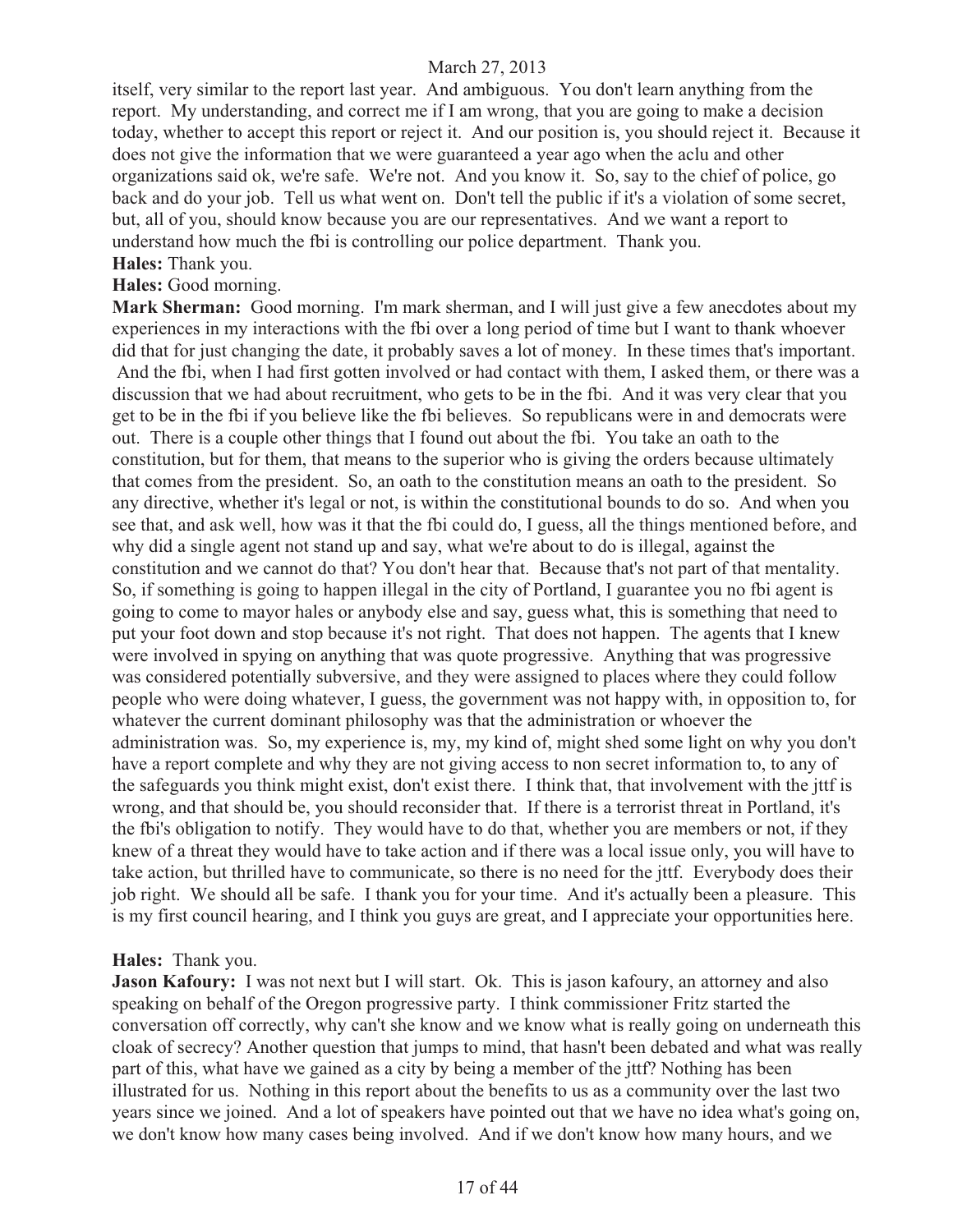itself, very similar to the report last year. And ambiguous. You don't learn anything from the report. My understanding, and correct me if I am wrong, that you are going to make a decision today, whether to accept this report or reject it. And our position is, you should reject it. Because it does not give the information that we were guaranteed a year ago when the aclu and other organizations said ok, we're safe. We're not. And you know it. So, say to the chief of police, go back and do your job. Tell us what went on. Don't tell the public if it's a violation of some secret, but, all of you, should know because you are our representatives. And we want a report to understand how much the fbi is controlling our police department. Thank you.

**Hales:** Thank you.

**Hales:** Good morning.

**Mark Sherman:** Good morning. I'm mark sherman, and I will just give a few anecdotes about my experiences in my interactions with the fbi over a long period of time but I want to thank whoever did that for just changing the date, it probably saves a lot of money. In these times that's important. And the fbi, when I had first gotten involved or had contact with them, I asked them, or there was a discussion that we had about recruitment, who gets to be in the fbi. And it was very clear that you get to be in the fbi if you believe like the fbi believes. So republicans were in and democrats were out. There is a couple other things that I found out about the fbi. You take an oath to the constitution, but for them, that means to the superior who is giving the orders because ultimately that comes from the president. So, an oath to the constitution means an oath to the president. So any directive, whether it's legal or not, is within the constitutional bounds to do so. And when you see that, and ask well, how was it that the fbi could do, I guess, all the things mentioned before, and why did a single agent not stand up and say, what we're about to do is illegal, against the constitution and we cannot do that? You don't hear that. Because that's not part of that mentality. So, if something is going to happen illegal in the city of Portland, I guarantee you no fbi agent is going to come to mayor hales or anybody else and say, guess what, this is something that need to put your foot down and stop because it's not right. That does not happen. The agents that I knew were involved in spying on anything that was quote progressive. Anything that was progressive was considered potentially subversive, and they were assigned to places where they could follow people who were doing whatever, I guess, the government was not happy with, in opposition to, for whatever the current dominant philosophy was that the administration or whoever the administration was. So, my experience is, my, my kind of, might shed some light on why you don't have a report complete and why they are not giving access to non secret information to, to any of the safeguards you think might exist, don't exist there. I think that, that involvement with the jttf is wrong, and that should be, you should reconsider that. If there is a terrorist threat in Portland, it's the fbi's obligation to notify. They would have to do that, whether you are members or not, if they knew of a threat they would have to take action and if there was a local issue only, you will have to take action, but thrilled have to communicate, so there is no need for the jttf. Everybody does their job right. We should all be safe. I thank you for your time. And it's actually been a pleasure. This is my first council hearing, and I think you guys are great, and I appreciate your opportunities here.

**Hales:** Thank you.

**Jason Kafoury:** I was not next but I will start. Ok. This is jason kafoury, an attorney and also speaking on behalf of the Oregon progressive party. I think commissioner Fritz started the conversation off correctly, why can't she know and we know what is really going on underneath this cloak of secrecy? Another question that jumps to mind, that hasn't been debated and what was really part of this, what have we gained as a city by being a member of the jttf? Nothing has been illustrated for us. Nothing in this report about the benefits to us as a community over the last two years since we joined. And a lot of speakers have pointed out that we have no idea what's going on, we don't know how many cases being involved. And if we don't know how many hours, and we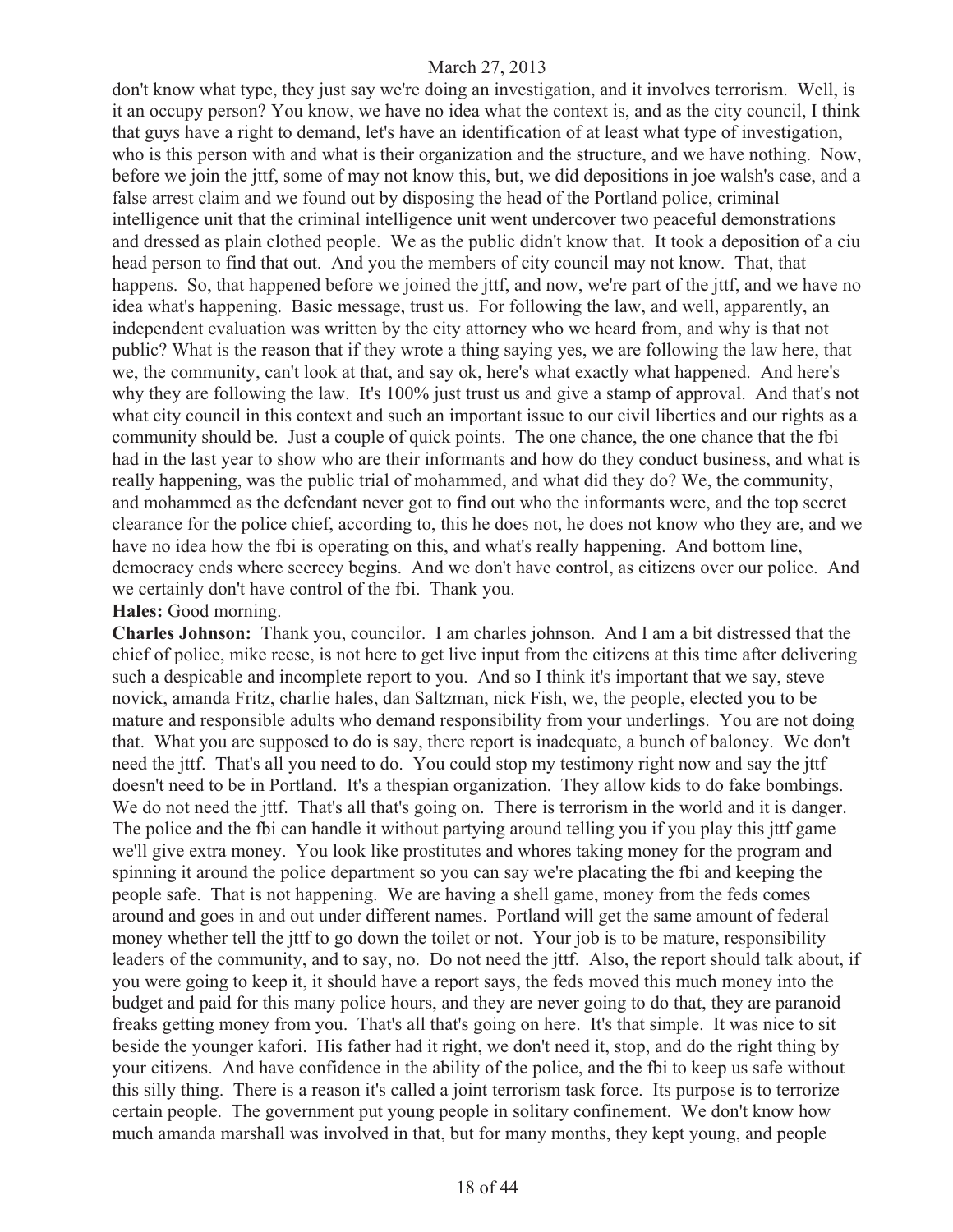don't know what type, they just say we're doing an investigation, and it involves terrorism. Well, is it an occupy person? You know, we have no idea what the context is, and as the city council, I think that guys have a right to demand, let's have an identification of at least what type of investigation, who is this person with and what is their organization and the structure, and we have nothing. Now, before we join the jttf, some of may not know this, but, we did depositions in joe walsh's case, and a false arrest claim and we found out by disposing the head of the Portland police, criminal intelligence unit that the criminal intelligence unit went undercover two peaceful demonstrations and dressed as plain clothed people. We as the public didn't know that. It took a deposition of a ciu head person to find that out. And you the members of city council may not know. That, that happens. So, that happened before we joined the jttf, and now, we're part of the jttf, and we have no idea what's happening. Basic message, trust us. For following the law, and well, apparently, an independent evaluation was written by the city attorney who we heard from, and why is that not public? What is the reason that if they wrote a thing saying yes, we are following the law here, that we, the community, can't look at that, and say ok, here's what exactly what happened. And here's why they are following the law. It's 100% just trust us and give a stamp of approval. And that's not what city council in this context and such an important issue to our civil liberties and our rights as a community should be. Just a couple of quick points. The one chance, the one chance that the fbi had in the last year to show who are their informants and how do they conduct business, and what is really happening, was the public trial of mohammed, and what did they do? We, the community, and mohammed as the defendant never got to find out who the informants were, and the top secret clearance for the police chief, according to, this he does not, he does not know who they are, and we have no idea how the fbi is operating on this, and what's really happening. And bottom line, democracy ends where secrecy begins. And we don't have control, as citizens over our police. And we certainly don't have control of the fbi. Thank you.

**Hales:** Good morning.

**Charles Johnson:** Thank you, councilor. I am charles johnson. And I am a bit distressed that the chief of police, mike reese, is not here to get live input from the citizens at this time after delivering such a despicable and incomplete report to you. And so I think it's important that we say, steve novick, amanda Fritz, charlie hales, dan Saltzman, nick Fish, we, the people, elected you to be mature and responsible adults who demand responsibility from your underlings. You are not doing that. What you are supposed to do is say, there report is inadequate, a bunch of baloney. We don't need the jttf. That's all you need to do. You could stop my testimony right now and say the jttf doesn't need to be in Portland. It's a thespian organization. They allow kids to do fake bombings. We do not need the jttf. That's all that's going on. There is terrorism in the world and it is danger. The police and the fbi can handle it without partying around telling you if you play this jttf game we'll give extra money. You look like prostitutes and whores taking money for the program and spinning it around the police department so you can say we're placating the fbi and keeping the people safe. That is not happening. We are having a shell game, money from the feds comes around and goes in and out under different names. Portland will get the same amount of federal money whether tell the jttf to go down the toilet or not. Your job is to be mature, responsibility leaders of the community, and to say, no. Do not need the jttf. Also, the report should talk about, if you were going to keep it, it should have a report says, the feds moved this much money into the budget and paid for this many police hours, and they are never going to do that, they are paranoid freaks getting money from you. That's all that's going on here. It's that simple. It was nice to sit beside the younger kafori. His father had it right, we don't need it, stop, and do the right thing by your citizens. And have confidence in the ability of the police, and the fbi to keep us safe without this silly thing. There is a reason it's called a joint terrorism task force. Its purpose is to terrorize certain people. The government put young people in solitary confinement. We don't know how much amanda marshall was involved in that, but for many months, they kept young, and people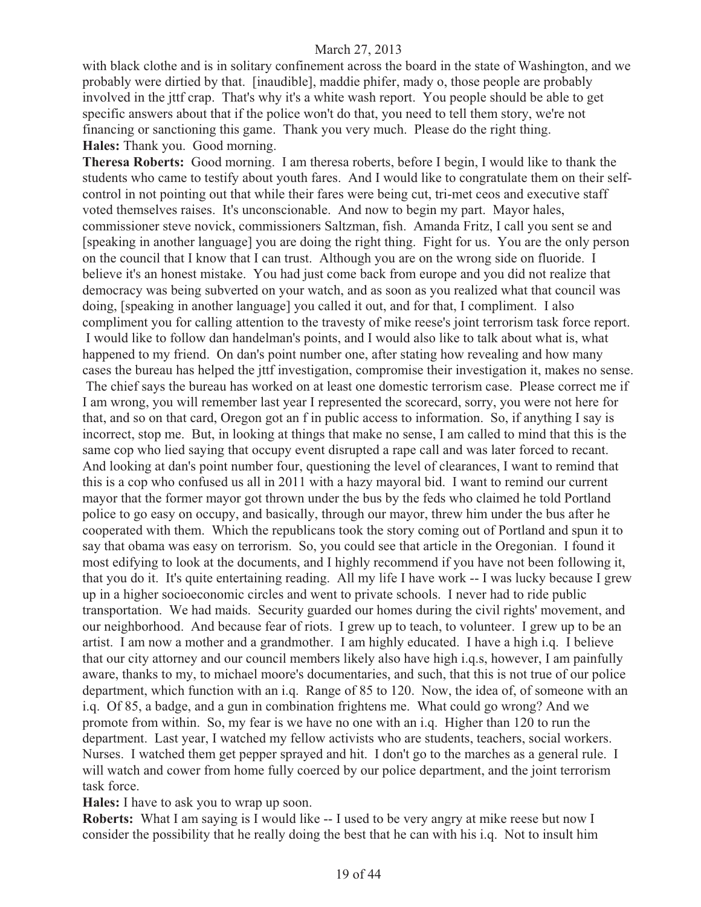with black clothe and is in solitary confinement across the board in the state of Washington, and we probably were dirtied by that. [inaudible], maddie phifer, mady o, those people are probably involved in the jttf crap. That's why it's a white wash report. You people should be able to get specific answers about that if the police won't do that, you need to tell them story, we're not financing or sanctioning this game. Thank you very much. Please do the right thing.

**Hales:** Thank you. Good morning.

**Theresa Roberts:** Good morning. I am theresa roberts, before I begin, I would like to thank the students who came to testify about youth fares. And I would like to congratulate them on their self-control in not pointing out that while their fares were being cut, tri-met ceos and executive staff voted themselves raises. It's unconscionable. And now to begin my part. Mayor hales, commissioner steve novick, commissioners Saltzman, fish. Amanda Fritz, I call you sent se and [speaking in another language] you are doing the right thing. Fight for us. You are the only person on the council that I know that I can trust. Although you are on the wrong side on fluoride. I believe it's an honest mistake. You had just come back from europe and you did not realize that democracy was being subverted on your watch, and as soon as you realized what that council was doing, [speaking in another language] you called it out, and for that, I compliment. I also compliment you for calling attention to the travesty of mike reese's joint terrorism task force report. I would like to follow dan handelman's points, and I would also like to talk about what is, what happened to my friend. On dan's point number one, after stating how revealing and how many cases the bureau has helped the jttf investigation, compromise their investigation it, makes no sense. The chief says the bureau has worked on at least one domestic terrorism case. Please correct me if I am wrong, you will remember last year I represented the scorecard, sorry, you were not here for that, and so on that card, Oregon got an f in public access to information. So, if anything I say is incorrect, stop me. But, in looking at things that make no sense, I am called to mind that this is the same cop who lied saying that occupy event disrupted a rape call and was later forced to recant. And looking at dan's point number four, questioning the level of clearances, I want to remind that this is a cop who confused us all in 2011 with a hazy mayoral bid. I want to remind our current mayor that the former mayor got thrown under the bus by the feds who claimed he told Portland police to go easy on occupy, and basically, through our mayor, threw him under the bus after he cooperated with them. Which the republicans took the story coming out of Portland and spun it to say that obama was easy on terrorism. So, you could see that article in the Oregonian. I found it most edifying to look at the documents, and I highly recommend if you have not been following it, that you do it. It's quite entertaining reading. All my life I have work -- I was lucky because I grew up in a higher socioeconomic circles and went to private schools. I never had to ride public transportation. We had maids. Security guarded our homes during the civil rights' movement, and our neighborhood. And because fear of riots. I grew up to teach, to volunteer. I grew up to be an artist. I am now a mother and a grandmother. I am highly educated. I have a high i.q. I believe that our city attorney and our council members likely also have high i.q.s, however, I am painfully aware, thanks to my, to michael moore's documentaries, and such, that this is not true of our police department, which function with an i.q. Range of 85 to 120. Now, the idea of, of someone with an i.q. Of 85, a badge, and a gun in combination frightens me. What could go wrong? And we promote from within. So, my fear is we have no one with an i.q. Higher than 120 to run the department. Last year, I watched my fellow activists who are students, teachers, social workers. Nurses. I watched them get pepper sprayed and hit. I don't go to the marches as a general rule. I will watch and cower from home fully coerced by our police department, and the joint terrorism task force.

**Hales:** I have to ask you to wrap up soon.

**Roberts:** What I am saying is I would like -- I used to be very angry at mike reese but now I consider the possibility that he really doing the best that he can with his i.q. Not to insult him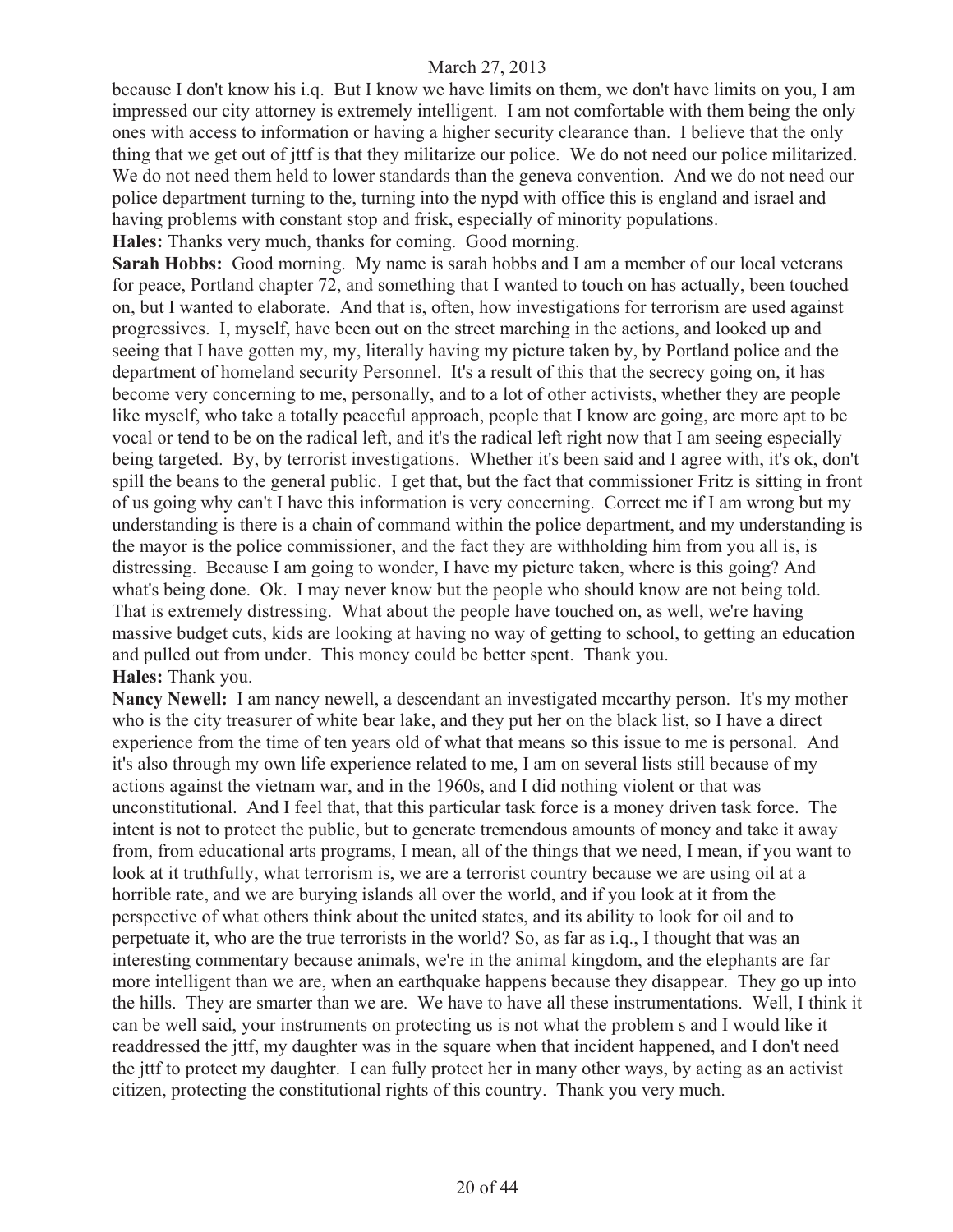because I don't know his i.q. But I know we have limits on them, we don't have limits on you, I am impressed our city attorney is extremely intelligent. I am not comfortable with them being the only ones with access to information or having a higher security clearance than. I believe that the only thing that we get out of jttf is that they militarize our police. We do not need our police militarized. We do not need them held to lower standards than the geneva convention. And we do not need our police department turning to the, turning into the nypd with office this is england and israel and having problems with constant stop and frisk, especially of minority populations.

**Hales:** Thanks very much, thanks for coming. Good morning.

**Sarah Hobbs:** Good morning. My name is sarah hobbs and I am a member of our local veterans for peace, Portland chapter 72, and something that I wanted to touch on has actually, been touched on, but I wanted to elaborate. And that is, often, how investigations for terrorism are used against progressives. I, myself, have been out on the street marching in the actions, and looked up and seeing that I have gotten my, my, literally having my picture taken by, by Portland police and the department of homeland security Personnel. It's a result of this that the secrecy going on, it has become very concerning to me, personally, and to a lot of other activists, whether they are people like myself, who take a totally peaceful approach, people that I know are going, are more apt to be vocal or tend to be on the radical left, and it's the radical left right now that I am seeing especially being targeted. By, by terrorist investigations. Whether it's been said and I agree with, it's ok, don't spill the beans to the general public. I get that, but the fact that commissioner Fritz is sitting in front of us going why can't I have this information is very concerning. Correct me if I am wrong but my understanding is there is a chain of command within the police department, and my understanding is the mayor is the police commissioner, and the fact they are withholding him from you all is, is distressing. Because I am going to wonder, I have my picture taken, where is this going? And what's being done. Ok. I may never know but the people who should know are not being told. That is extremely distressing. What about the people have touched on, as well, we're having massive budget cuts, kids are looking at having no way of getting to school, to getting an education and pulled out from under. This money could be better spent. Thank you.

**Hales:** Thank you.

**Nancy Newell:** I am nancy newell, a descendant an investigated mccarthy person. It's my mother who is the city treasurer of white bear lake, and they put her on the black list, so I have a direct experience from the time of ten years old of what that means so this issue to me is personal. And it's also through my own life experience related to me, I am on several lists still because of my actions against the vietnam war, and in the 1960s, and I did nothing violent or that was unconstitutional. And I feel that, that this particular task force is a money driven task force. The intent is not to protect the public, but to generate tremendous amounts of money and take it away from, from educational arts programs, I mean, all of the things that we need, I mean, if you want to look at it truthfully, what terrorism is, we are a terrorist country because we are using oil at a horrible rate, and we are burying islands all over the world, and if you look at it from the perspective of what others think about the united states, and its ability to look for oil and to perpetuate it, who are the true terrorists in the world? So, as far as i.q., I thought that was an interesting commentary because animals, we're in the animal kingdom, and the elephants are far more intelligent than we are, when an earthquake happens because they disappear. They go up into the hills. They are smarter than we are. We have to have all these instrumentations. Well, I think it can be well said, your instruments on protecting us is not what the problem s and I would like it readdressed the jttf, my daughter was in the square when that incident happened, and I don't need the jttf to protect my daughter. I can fully protect her in many other ways, by acting as an activist citizen, protecting the constitutional rights of this country. Thank you very much.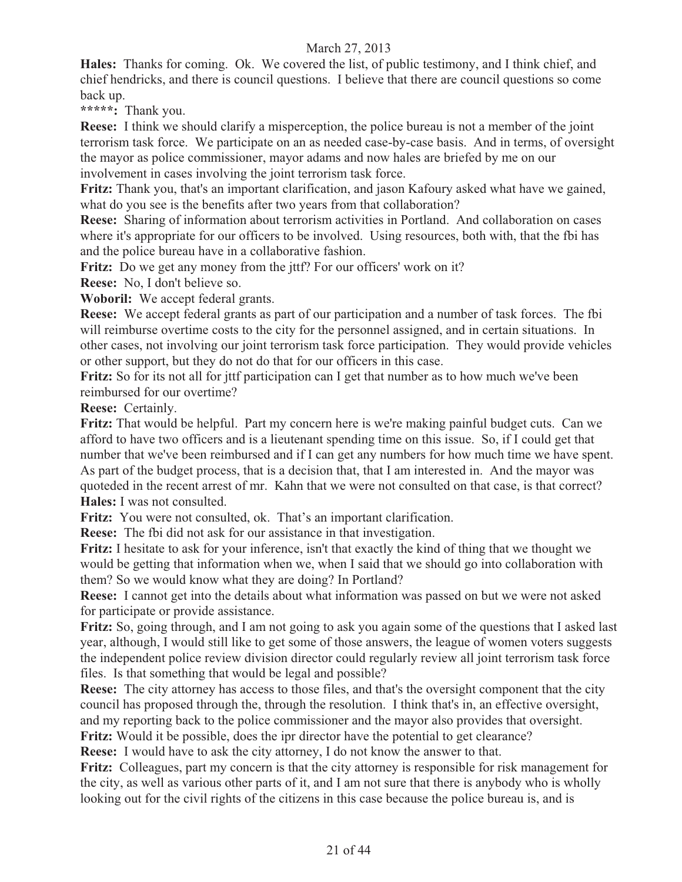**Hales:** Thanks for coming. Ok. We covered the list, of public testimony, and I think chief, and chief hendricks, and there is council questions. I believe that there are council questions so come back up.

*****: Thank you.

**Reese:** I think we should clarify a misperception, the police bureau is not a member of the joint terrorism task force. We participate on an as needed case-by-case basis. And in terms, of oversight the mayor as police commissioner, mayor adams and now hales are briefed by me on our involvement in cases involving the joint terrorism task force.

**Fritz:** Thank you, that's an important clarification, and jason Kafoury asked what have we gained, what do you see is the benefits after two years from that collaboration?

**Reese:** Sharing of information about terrorism activities in Portland. And collaboration on cases where it's appropriate for our officers to be involved. Using resources, both with, that the fbi has and the police bureau have in a collaborative fashion.

**Fritz:** Do we get any money from the jttf? For our officers' work on it?

**Reese:** No, I don't believe so.

**Woboril:** We accept federal grants.

**Reese:** We accept federal grants as part of our participation and a number of task forces. The fbi will reimburse overtime costs to the city for the personnel assigned, and in certain situations. In other cases, not involving our joint terrorism task force participation. They would provide vehicles or other support, but they do not do that for our officers in this case.

**Fritz:** So for its not all for jttf participation can I get that number as to how much we've been reimbursed for our overtime?

**Reese:** Certainly.

**Fritz:** That would be helpful. Part my concern here is we're making painful budget cuts. Can we afford to have two officers and is a lieutenant spending time on this issue. So, if I could get that number that we've been reimbursed and if I can get any numbers for how much time we have spent. As part of the budget process, that is a decision that, that I am interested in. And the mayor was quoteded in the recent arrest of mr. Kahn that we were not consulted on that case, is that correct?

**Hales:** I was not consulted.

**Fritz:** You were not consulted, ok. That's an important clarification.

**Reese:** The fbi did not ask for our assistance in that investigation.

**Fritz:** I hesitate to ask for your inference, isn't that exactly the kind of thing that we thought we would be getting that information when we, when I said that we should go into collaboration with them? So we would know what they are doing? In Portland?

**Reese:** I cannot get into the details about what information was passed on but we were not asked for participate or provide assistance.

**Fritz:** So, going through, and I am not going to ask you again some of the questions that I asked last year, although, I would still like to get some of those answers, the league of women voters suggests the independent police review division director could regularly review all joint terrorism task force files. Is that something that would be legal and possible?

**Reese:** The city attorney has access to those files, and that's the oversight component that the city council has proposed through the, through the resolution. I think that's in, an effective oversight, and my reporting back to the police commissioner and the mayor also provides that oversight.

**Fritz:** Would it be possible, does the ipr director have the potential to get clearance?

**Reese:** I would have to ask the city attorney, I do not know the answer to that.

**Fritz:** Colleagues, part my concern is that the city attorney is responsible for risk management for the city, as well as various other parts of it, and I am not sure that there is anybody who is wholly looking out for the civil rights of the citizens in this case because the police bureau is, and is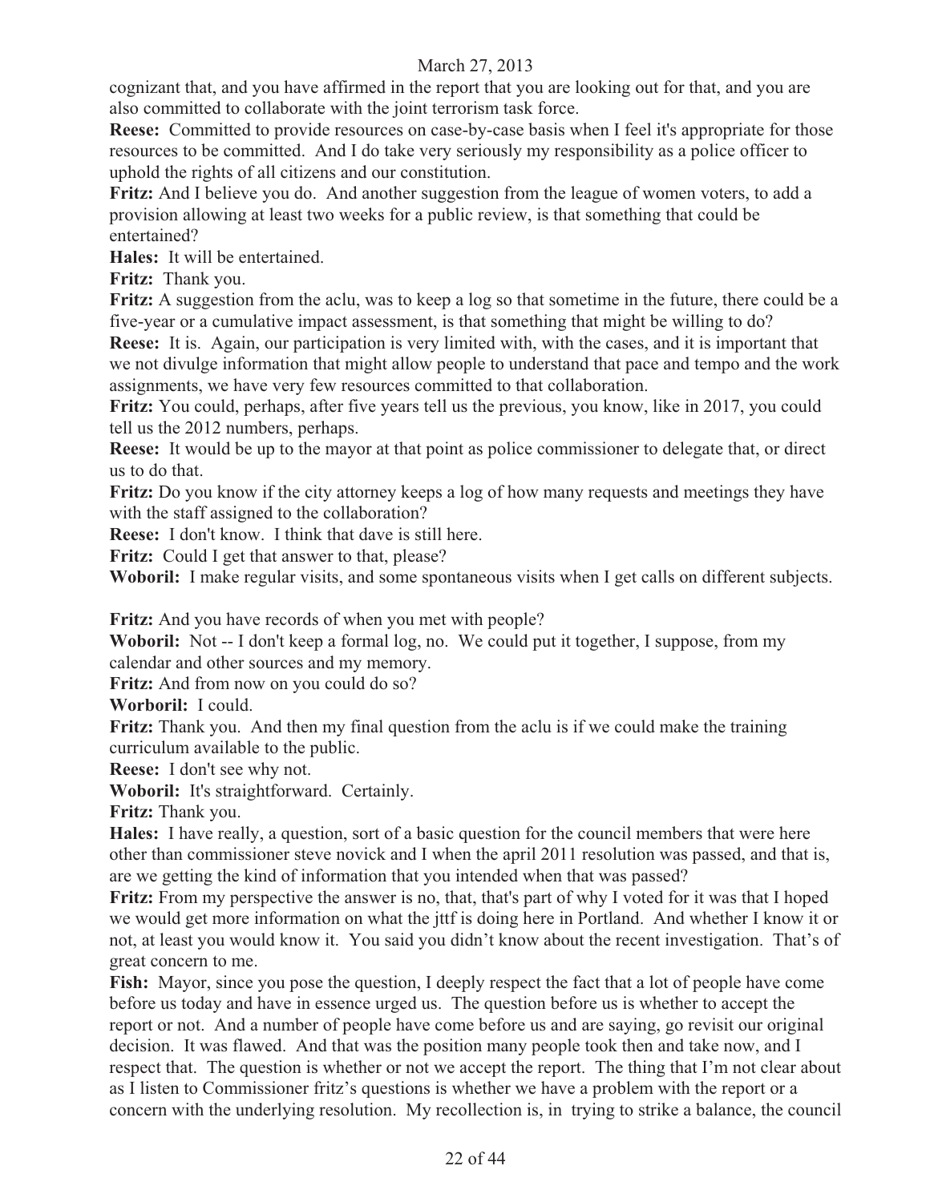cognizant that, and you have affirmed in the report that you are looking out for that, and you are also committed to collaborate with the joint terrorism task force.

**Reese:** Committed to provide resources on case-by-case basis when I feel it's appropriate for those resources to be committed. And I do take very seriously my responsibility as a police officer to uphold the rights of all citizens and our constitution.

**Fritz:** And I believe you do. And another suggestion from the league of women voters, to add a provision allowing at least two weeks for a public review, is that something that could be entertained?

**Hales:** It will be entertained.

**Fritz:** Thank you.

**Fritz:** A suggestion from the aclu, was to keep a log so that sometime in the future, there could be a five-year or a cumulative impact assessment, is that something that might be willing to do?

**Reese:** It is. Again, our participation is very limited with, with the cases, and it is important that we not divulge information that might allow people to understand that pace and tempo and the work assignments, we have very few resources committed to that collaboration.

**Fritz:** You could, perhaps, after five years tell us the previous, you know, like in 2017, you could tell us the 2012 numbers, perhaps.

**Reese:** It would be up to the mayor at that point as police commissioner to delegate that, or direct us to do that.

**Fritz:** Do you know if the city attorney keeps a log of how many requests and meetings they have with the staff assigned to the collaboration?

**Reese:** I don't know. I think that dave is still here.

**Fritz:** Could I get that answer to that, please?

**Woboril:** I make regular visits, and some spontaneous visits when I get calls on different subjects.

**Fritz:** And you have records of when you met with people?

**Woboril:** Not -- I don't keep a formal log, no. We could put it together, I suppose, from my calendar and other sources and my memory.

**Fritz:** And from now on you could do so?

**Worboril:** I could.

**Fritz:** Thank you. And then my final question from the aclu is if we could make the training curriculum available to the public.

**Reese:** I don't see why not.

**Woboril:** It's straightforward. Certainly.

**Fritz:** Thank you.

**Hales:** I have really, a question, sort of a basic question for the council members that were here other than commissioner steve novick and I when the april 2011 resolution was passed, and that is, are we getting the kind of information that you intended when that was passed?

**Fritz:** From my perspective the answer is no, that, that's part of why I voted for it was that I hoped we would get more information on what the jttf is doing here in Portland. And whether I know it or not, at least you would know it. You said you didn't know about the recent investigation. That's of great concern to me.

**Fish:** Mayor, since you pose the question, I deeply respect the fact that a lot of people have come before us today and have in essence urged us. The question before us is whether to accept the report or not. And a number of people have come before us and are saying, go revisit our original decision. It was flawed. And that was the position many people took then and take now, and I respect that. The question is whether or not we accept the report. The thing that I'm not clear about as I listen to Commissioner fritz's questions is whether we have a problem with the report or a concern with the underlying resolution. My recollection is, in trying to strike a balance, the council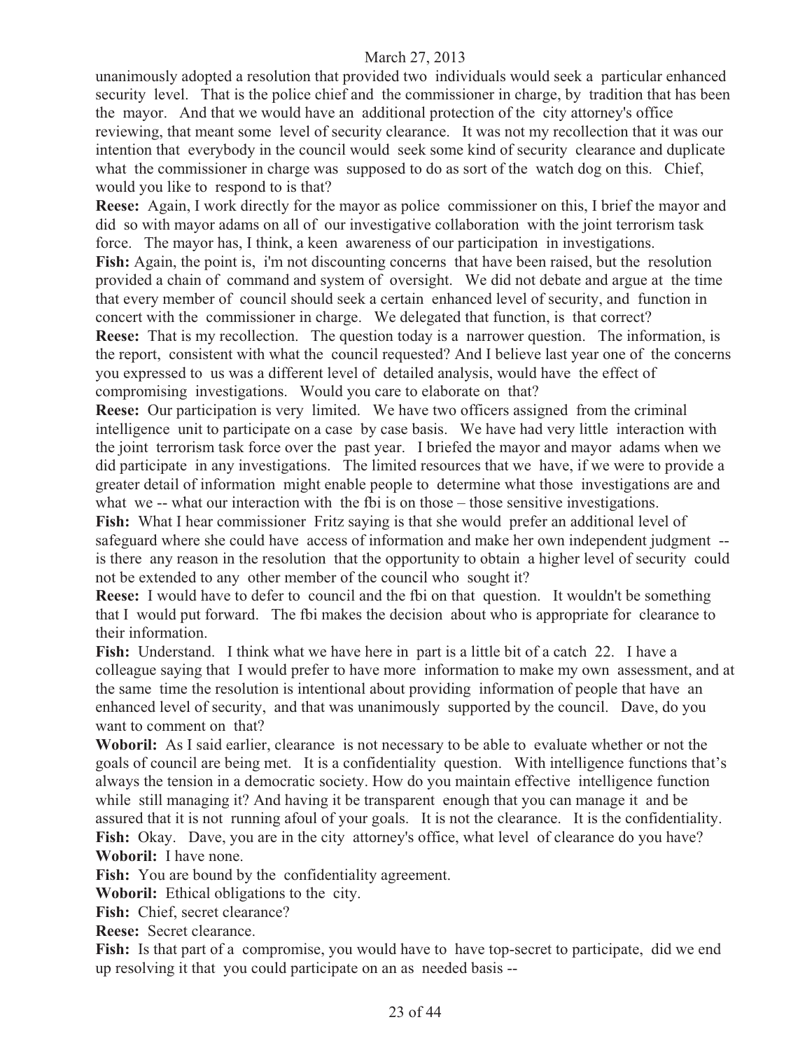unanimously adopted a resolution that provided two individuals would seek a particular enhanced security level. That is the police chief and the commissioner in charge, by tradition that has been the mayor. And that we would have an additional protection of the city attorney's office reviewing, that meant some level of security clearance. It was not my recollection that it was our intention that everybody in the council would seek some kind of security clearance and duplicate what the commissioner in charge was supposed to do as sort of the watch dog on this. Chief, would you like to respond to is that?

**Reese:** Again, I work directly for the mayor as police commissioner on this, I brief the mayor and did so with mayor adams on all of our investigative collaboration with the joint terrorism task force. The mayor has, I think, a keen awareness of our participation in investigations.

**Fish:** Again, the point is, i'm not discounting concerns that have been raised, but the resolution provided a chain of command and system of oversight. We did not debate and argue at the time that every member of council should seek a certain enhanced level of security, and function in concert with the commissioner in charge. We delegated that function, is that correct?

**Reese:** That is my recollection. The question today is a narrower question. The information, is the report, consistent with what the council requested? And I believe last year one of the concerns you expressed to us was a different level of detailed analysis, would have the effect of compromising investigations. Would you care to elaborate on that?

**Reese:** Our participation is very limited. We have two officers assigned from the criminal intelligence unit to participate on a case by case basis. We have had very little interaction with the joint terrorism task force over the past year. I briefed the mayor and mayor adams when we did participate in any investigations. The limited resources that we have, if we were to provide a greater detail of information might enable people to determine what those investigations are and what we -- what our interaction with the fbi is on those – those sensitive investigations.

**Fish:** What I hear commissioner Fritz saying is that she would prefer an additional level of safeguard where she could have access of information and make her own independent judgment -- is there any reason in the resolution that the opportunity to obtain a higher level of security could not be extended to any other member of the council who sought it?

**Reese:** I would have to defer to council and the fbi on that question. It wouldn't be something that I would put forward. The fbi makes the decision about who is appropriate for clearance to their information.

**Fish:** Understand. I think what we have here in part is a little bit of a catch 22. I have a colleague saying that I would prefer to have more information to make my own assessment, and at the same time the resolution is intentional about providing information of people that have an enhanced level of security, and that was unanimously supported by the council. Dave, do you want to comment on that?

**Woboril:** As I said earlier, clearance is not necessary to be able to evaluate whether or not the goals of council are being met. It is a confidentiality question. With intelligence functions that's always the tension in a democratic society. How do you maintain effective intelligence function while still managing it? And having it be transparent enough that you can manage it and be assured that it is not running afoul of your goals. It is not the clearance. It is the confidentiality.

**Fish:** Okay. Dave, you are in the city attorney's office, what level of clearance do you have?

**Woboril:** I have none.

**Fish:** You are bound by the confidentiality agreement.

**Woboril:** Ethical obligations to the city.

**Fish:** Chief, secret clearance?

**Reese:** Secret clearance.

**Fish:** Is that part of a compromise, you would have to have top-secret to participate, did we end up resolving it that you could participate on an as needed basis --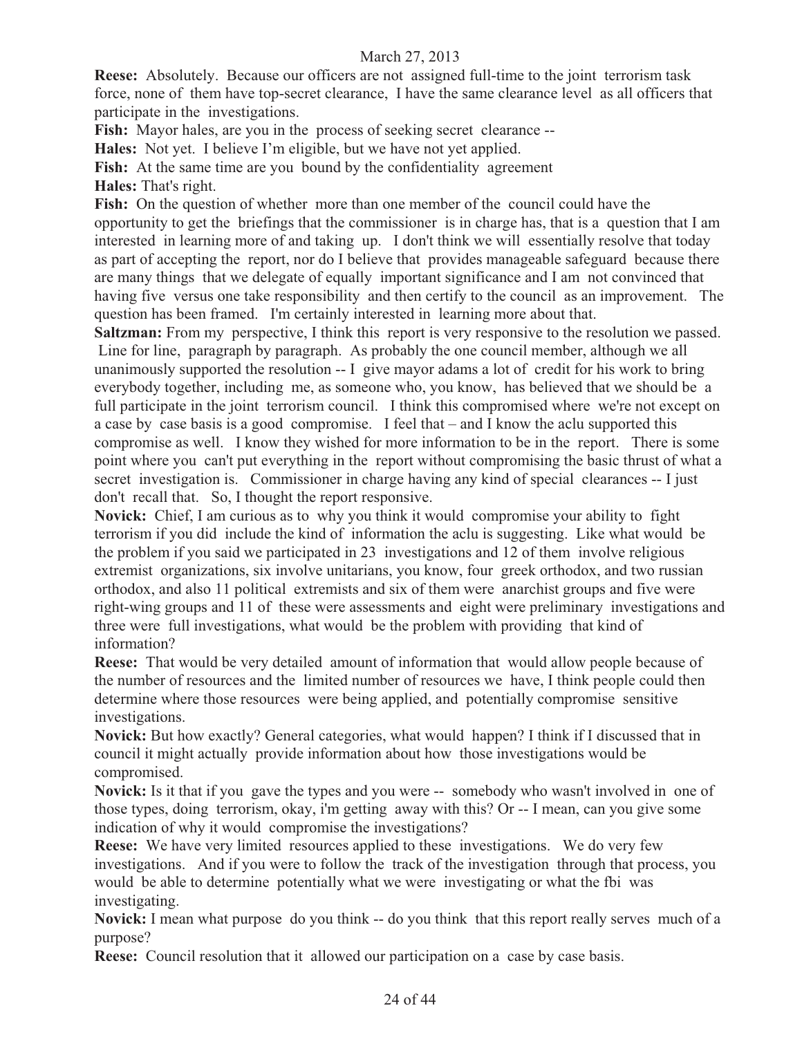**Reese:** Absolutely. Because our officers are not assigned full-time to the joint terrorism task force, none of them have top-secret clearance, I have the same clearance level as all officers that participate in the investigations.

**Fish:** Mayor hales, are you in the process of seeking secret clearance --

**Hales:** Not yet. I believe I'm eligible, but we have not yet applied.

**Fish:** At the same time are you bound by the confidentiality agreement

**Hales:** That's right.

**Fish:** On the question of whether more than one member of the council could have the opportunity to get the briefings that the commissioner is in charge has, that is a question that I am interested in learning more of and taking up. I don't think we will essentially resolve that today as part of accepting the report, nor do I believe that provides manageable safeguard because there are many things that we delegate of equally important significance and I am not convinced that having five versus one take responsibility and then certify to the council as an improvement. The question has been framed. I'm certainly interested in learning more about that.

**Saltzman:** From my perspective, I think this report is very responsive to the resolution we passed. Line for line, paragraph by paragraph. As probably the one council member, although we all unanimously supported the resolution -- I give mayor adams a lot of credit for his work to bring everybody together, including me, as someone who, you know, has believed that we should be a full participate in the joint terrorism council. I think this compromised where we're not except on a case by case basis is a good compromise. I feel that – and I know the aclu supported this compromise as well. I know they wished for more information to be in the report. There is some point where you can't put everything in the report without compromising the basic thrust of what a secret investigation is. Commissioner in charge having any kind of special clearances -- I just don't recall that. So, I thought the report responsive.

**Novick:** Chief, I am curious as to why you think it would compromise your ability to fight terrorism if you did include the kind of information the aclu is suggesting. Like what would be the problem if you said we participated in 23 investigations and 12 of them involve religious extremist organizations, six involve unitarians, you know, four greek orthodox, and two russian orthodox, and also 11 political extremists and six of them were anarchist groups and five were right-wing groups and 11 of these were assessments and eight were preliminary investigations and three were full investigations, what would be the problem with providing that kind of information?

**Reese:** That would be very detailed amount of information that would allow people because of the number of resources and the limited number of resources we have, I think people could then determine where those resources were being applied, and potentially compromise sensitive investigations.

**Novick:** But how exactly? General categories, what would happen? I think if I discussed that in council it might actually provide information about how those investigations would be compromised.

**Novick:** Is it that if you gave the types and you were -- somebody who wasn't involved in one of those types, doing terrorism, okay, i'm getting away with this? Or -- I mean, can you give some indication of why it would compromise the investigations?

**Reese:** We have very limited resources applied to these investigations. We do very few investigations. And if you were to follow the track of the investigation through that process, you would be able to determine potentially what we were investigating or what the fbi was investigating.

**Novick:** I mean what purpose do you think -- do you think that this report really serves much of a purpose?

**Reese:** Council resolution that it allowed our participation on a case by case basis.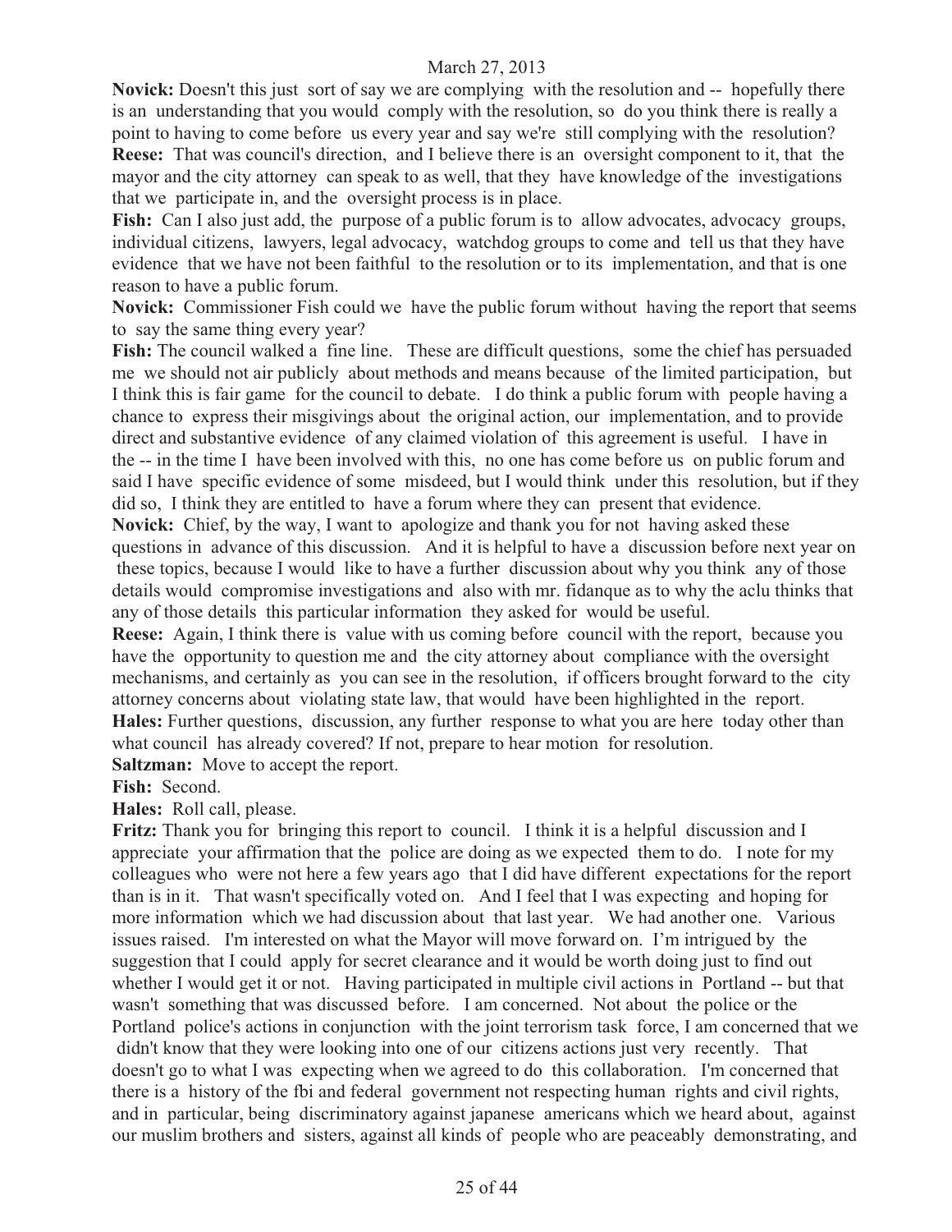**Novick:** Doesn't this just sort of say we are complying with the resolution and -- hopefully there is an understanding that you would comply with the resolution, so do you think there is really a point to having to come before us every year and say we're still complying with the resolution?

**Reese:** That was council's direction, and I believe there is an oversight component to it, that the mayor and the city attorney can speak to as well, that they have knowledge of the investigations that we participate in, and the oversight process is in place.

**Fish:** Can I also just add, the purpose of a public forum is to allow advocates, advocacy groups, individual citizens, lawyers, legal advocacy, watchdog groups to come and tell us that they have evidence that we have not been faithful to the resolution or to its implementation, and that is one reason to have a public forum.

**Novick:** Commissioner Fish could we have the public forum without having the report that seems to say the same thing every year?

**Fish:** The council walked a fine line. These are difficult questions, some the chief has persuaded me we should not air publicly about methods and means because of the limited participation, but I think this is fair game for the council to debate. I do think a public forum with people having a chance to express their misgivings about the original action, our implementation, and to provide direct and substantive evidence of any claimed violation of this agreement is useful. I have in the -- in the time I have been involved with this, no one has come before us on public forum and said I have specific evidence of some misdeed, but I would think under this resolution, but if they did so, I think they are entitled to have a forum where they can present that evidence.

**Novick:** Chief, by the way, I want to apologize and thank you for not having asked these questions in advance of this discussion. And it is helpful to have a discussion before next year on these topics, because I would like to have a further discussion about why you think any of those details would compromise investigations and also with mr. fidanque as to why the aclu thinks that any of those details this particular information they asked for would be useful.

**Reese:** Again, I think there is value with us coming before council with the report, because you have the opportunity to question me and the city attorney about compliance with the oversight mechanisms, and certainly as you can see in the resolution, if officers brought forward to the city attorney concerns about violating state law, that would have been highlighted in the report.

**Hales:** Further questions, discussion, any further response to what you are here today other than what council has already covered? If not, prepare to hear motion for resolution.

**Saltzman:** Move to accept the report.

**Fish:** Second.

**Hales:** Roll call, please.

**Fritz:** Thank you for bringing this report to council. I think it is a helpful discussion and I appreciate your affirmation that the police are doing as we expected them to do. I note for my colleagues who were not here a few years ago that I did have different expectations for the report than is in it. That wasn't specifically voted on. And I feel that I was expecting and hoping for more information which we had discussion about that last year. We had another one. Various issues raised. I'm interested on what the Mayor will move forward on. I'm intrigued by the suggestion that I could apply for secret clearance and it would be worth doing just to find out whether I would get it or not. Having participated in multiple civil actions in Portland -- but that wasn't something that was discussed before. I am concerned. Not about the police or the Portland police's actions in conjunction with the joint terrorism task force, I am concerned that we didn't know that they were looking into one of our citizens actions just very recently. That doesn't go to what I was expecting when we agreed to do this collaboration. I'm concerned that there is a history of the fbi and federal government not respecting human rights and civil rights, and in particular, being discriminatory against japanese americans which we heard about, against our muslim brothers and sisters, against all kinds of people who are peaceably demonstrating, and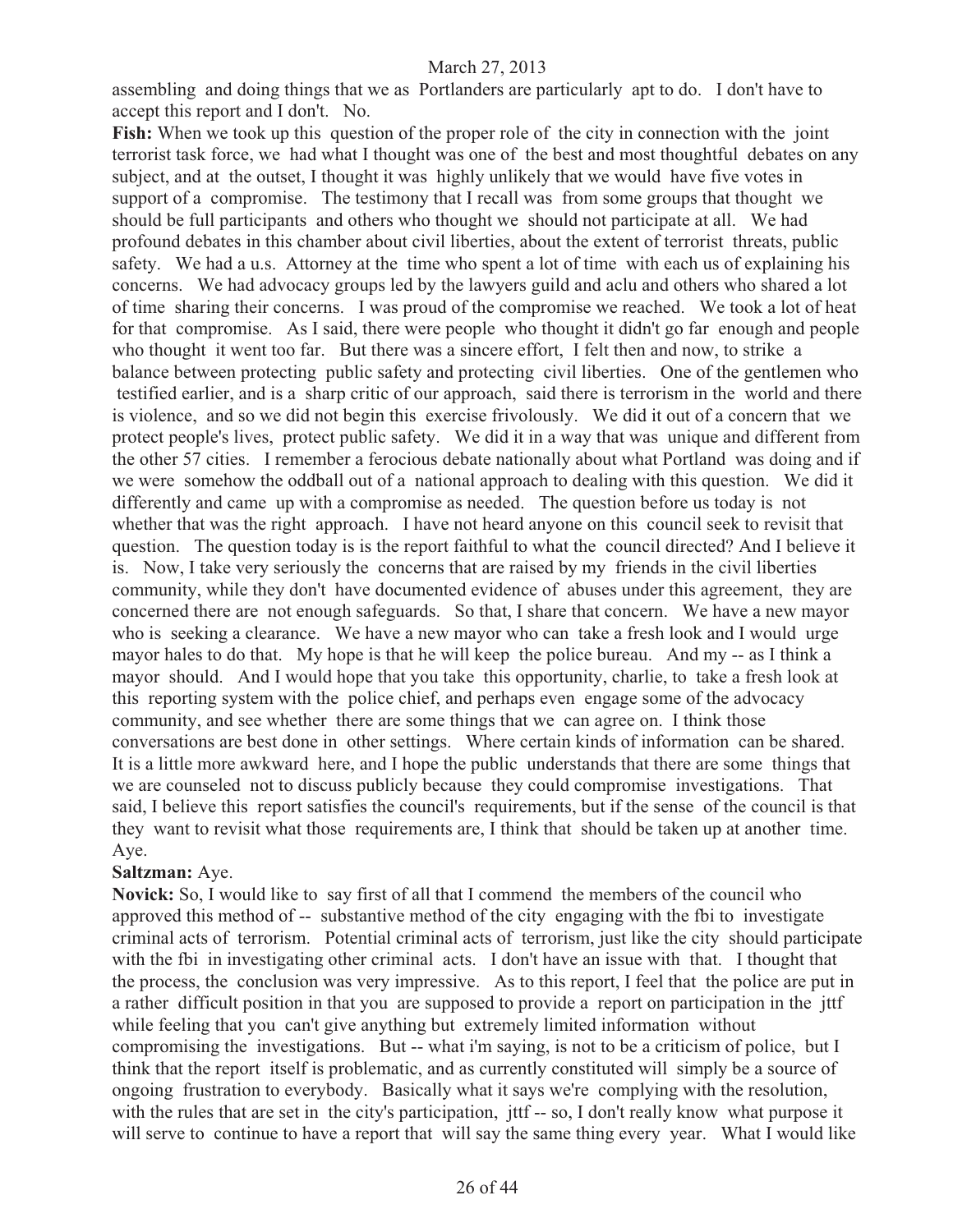assembling and doing things that we as Portlanders are particularly apt to do. I don't have to accept this report and I don't. No.

**Fish:** When we took up this question of the proper role of the city in connection with the joint terrorist task force, we had what I thought was one of the best and most thoughtful debates on any subject, and at the outset, I thought it was highly unlikely that we would have five votes in support of a compromise. The testimony that I recall was from some groups that thought we should be full participants and others who thought we should not participate at all. We had profound debates in this chamber about civil liberties, about the extent of terrorist threats, public safety. We had a u.s. Attorney at the time who spent a lot of time with each us of explaining his concerns. We had advocacy groups led by the lawyers guild and aclu and others who shared a lot of time sharing their concerns. I was proud of the compromise we reached. We took a lot of heat for that compromise. As I said, there were people who thought it didn't go far enough and people who thought it went too far. But there was a sincere effort, I felt then and now, to strike a balance between protecting public safety and protecting civil liberties. One of the gentlemen who testified earlier, and is a sharp critic of our approach, said there is terrorism in the world and there is violence, and so we did not begin this exercise frivolously. We did it out of a concern that we protect people's lives, protect public safety. We did it in a way that was unique and different from the other 57 cities. I remember a ferocious debate nationally about what Portland was doing and if we were somehow the oddball out of a national approach to dealing with this question. We did it differently and came up with a compromise as needed. The question before us today is not whether that was the right approach. I have not heard anyone on this council seek to revisit that question. The question today is is the report faithful to what the council directed? And I believe it is. Now, I take very seriously the concerns that are raised by my friends in the civil liberties community, while they don't have documented evidence of abuses under this agreement, they are concerned there are not enough safeguards. So that, I share that concern. We have a new mayor who is seeking a clearance. We have a new mayor who can take a fresh look and I would urge mayor hales to do that. My hope is that he will keep the police bureau. And my -- as I think a mayor should. And I would hope that you take this opportunity, charlie, to take a fresh look at this reporting system with the police chief, and perhaps even engage some of the advocacy community, and see whether there are some things that we can agree on. I think those conversations are best done in other settings. Where certain kinds of information can be shared. It is a little more awkward here, and I hope the public understands that there are some things that we are counseled not to discuss publicly because they could compromise investigations. That said, I believe this report satisfies the council's requirements, but if the sense of the council is that they want to revisit what those requirements are, I think that should be taken up at another time. Aye.

**Saltzman:** Aye.

**Novick:** So, I would like to say first of all that I commend the members of the council who approved this method of -- substantive method of the city engaging with the fbi to investigate criminal acts of terrorism. Potential criminal acts of terrorism, just like the city should participate with the fbi in investigating other criminal acts. I don't have an issue with that. I thought that the process, the conclusion was very impressive. As to this report, I feel that the police are put in a rather difficult position in that you are supposed to provide a report on participation in the jttf while feeling that you can't give anything but extremely limited information without compromising the investigations. But -- what i'm saying, is not to be a criticism of police, but I think that the report itself is problematic, and as currently constituted will simply be a source of ongoing frustration to everybody. Basically what it says we're complying with the resolution, with the rules that are set in the city's participation, jttf -- so, I don't really know what purpose it will serve to continue to have a report that will say the same thing every year. What I would like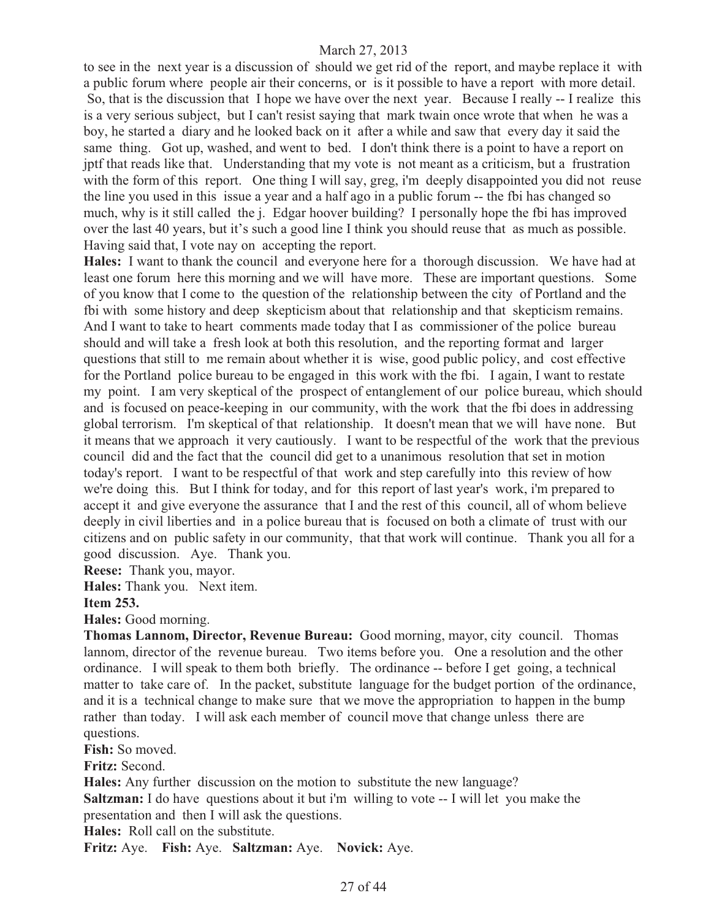to see in the next year is a discussion of should we get rid of the report, and maybe replace it with a public forum where people air their concerns, or is it possible to have a report with more detail. So, that is the discussion that I hope we have over the next year. Because I really -- I realize this is a very serious subject, but I can't resist saying that mark twain once wrote that when he was a boy, he started a diary and he looked back on it after a while and saw that every day it said the same thing. Got up, washed, and went to bed. I don't think there is a point to have a report on jptf that reads like that. Understanding that my vote is not meant as a criticism, but a frustration with the form of this report. One thing I will say, greg, i'm deeply disappointed you did not reuse the line you used in this issue a year and a half ago in a public forum -- the fbi has changed so much, why is it still called the j. Edgar hoover building? I personally hope the fbi has improved over the last 40 years, but it's such a good line I think you should reuse that as much as possible. Having said that, I vote nay on accepting the report.

**Hales:** I want to thank the council and everyone here for a thorough discussion. We have had at least one forum here this morning and we will have more. These are important questions. Some of you know that I come to the question of the relationship between the city of Portland and the fbi with some history and deep skepticism about that relationship and that skepticism remains. And I want to take to heart comments made today that I as commissioner of the police bureau should and will take a fresh look at both this resolution, and the reporting format and larger questions that still to me remain about whether it is wise, good public policy, and cost effective for the Portland police bureau to be engaged in this work with the fbi. I again, I want to restate my point. I am very skeptical of the prospect of entanglement of our police bureau, which should and is focused on peace-keeping in our community, with the work that the fbi does in addressing global terrorism. I'm skeptical of that relationship. It doesn't mean that we will have none. But it means that we approach it very cautiously. I want to be respectful of the work that the previous council did and the fact that the council did get to a unanimous resolution that set in motion today's report. I want to be respectful of that work and step carefully into this review of how we're doing this. But I think for today, and for this report of last year's work, i'm prepared to accept it and give everyone the assurance that I and the rest of this council, all of whom believe deeply in civil liberties and in a police bureau that is focused on both a climate of trust with our citizens and on public safety in our community, that that work will continue. Thank you all for a good discussion. Aye. Thank you.

**Reese:** Thank you, mayor.

**Hales:** Thank you. Next item.

**Item 253.**

**Hales:** Good morning.

**Thomas Lannom, Director, Revenue Bureau:** Good morning, mayor, city council. Thomas lannom, director of the revenue bureau. Two items before you. One a resolution and the other ordinance. I will speak to them both briefly. The ordinance -- before I get going, a technical matter to take care of. In the packet, substitute language for the budget portion of the ordinance, and it is a technical change to make sure that we move the appropriation to happen in the bump rather than today. I will ask each member of council move that change unless there are questions.

**Fish:** So moved.

**Fritz:** Second.

**Hales:** Any further discussion on the motion to substitute the new language?

**Saltzman:** I do have questions about it but i'm willing to vote -- I will let you make the presentation and then I will ask the questions.

**Hales:** Roll call on the substitute.

**Fritz:** Aye. **Fish:** Aye. **Saltzman:** Aye. **Novick:** Aye.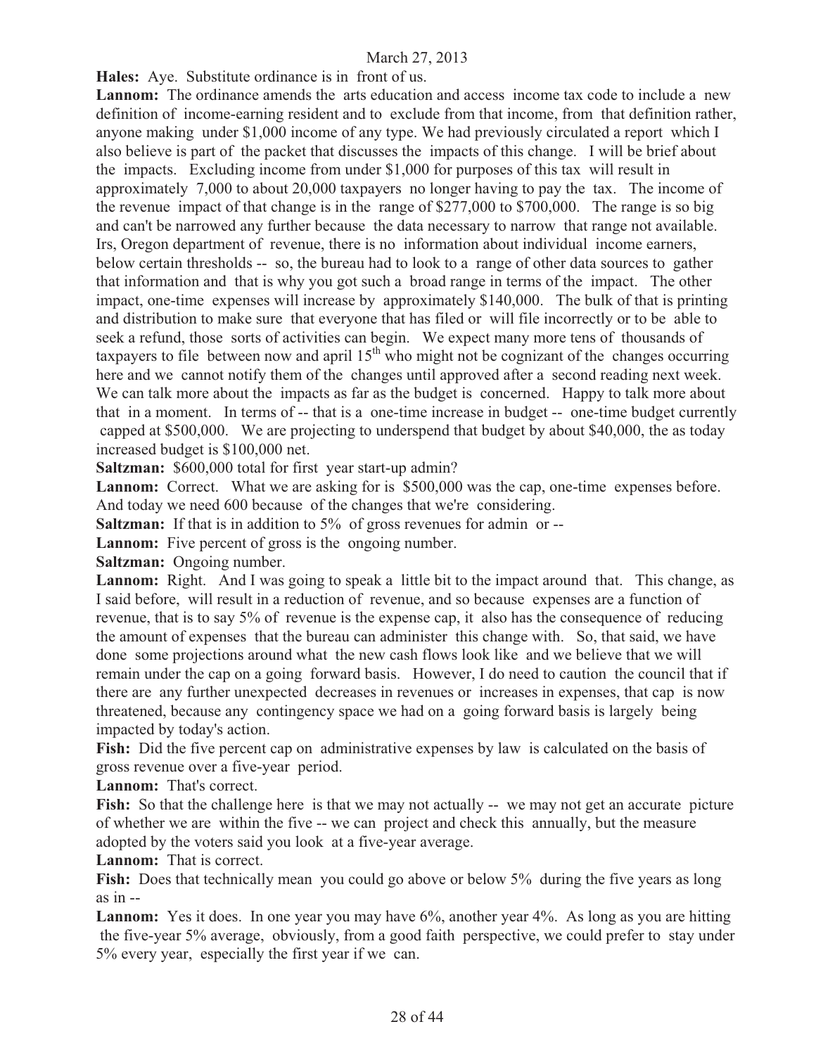**Hales:** Aye. Substitute ordinance is in front of us.

**Lannom:** The ordinance amends the arts education and access income tax code to include a new definition of income-earning resident and to exclude from that income, from that definition rather, anyone making under $1,000 income of any type. We had previously circulated a report which I also believe is part of the packet that discusses the impacts of this change. I will be brief about the impacts. Excluding income from under $1,000 for purposes of this tax will result in approximately 7,000 to about 20,000 taxpayers no longer having to pay the tax. The income of the revenue impact of that change is in the range of $277,000 to $700,000. The range is so big and can't be narrowed any further because the data necessary to narrow that range not available. Irs, Oregon department of revenue, there is no information about individual income earners, below certain thresholds -- so, the bureau had to look to a range of other data sources to gather that information and that is why you got such a broad range in terms of the impact. The other impact, one-time expenses will increase by approximately $140,000. The bulk of that is printing and distribution to make sure that everyone that has filed or will file incorrectly or to be able to seek a refund, those sorts of activities can begin. We expect many more tens of thousands of taxpayers to file between now and april 15th who might not be cognizant of the changes occurring here and we cannot notify them of the changes until approved after a second reading next week. We can talk more about the impacts as far as the budget is concerned. Happy to talk more about that in a moment. In terms of -- that is a one-time increase in budget -- one-time budget currently capped at $500,000. We are projecting to underspend that budget by about $40,000, the as today increased budget is $100,000 net.

**Saltzman:** $600,000 total for first year start-up admin?

**Lannom:** Correct. What we are asking for is $500,000 was the cap, one-time expenses before. And today we need 600 because of the changes that we're considering.

**Saltzman:** If that is in addition to 5% of gross revenues for admin or --

**Lannom:** Five percent of gross is the ongoing number.

**Saltzman:** Ongoing number.

**Lannom:** Right. And I was going to speak a little bit to the impact around that. This change, as I said before, will result in a reduction of revenue, and so because expenses are a function of revenue, that is to say 5% of revenue is the expense cap, it also has the consequence of reducing the amount of expenses that the bureau can administer this change with. So, that said, we have done some projections around what the new cash flows look like and we believe that we will remain under the cap on a going forward basis. However, I do need to caution the council that if there are any further unexpected decreases in revenues or increases in expenses, that cap is now threatened, because any contingency space we had on a going forward basis is largely being impacted by today's action.

**Fish:** Did the five percent cap on administrative expenses by law is calculated on the basis of gross revenue over a five-year period.

**Lannom:** That's correct.

**Fish:** So that the challenge here is that we may not actually -- we may not get an accurate picture of whether we are within the five -- we can project and check this annually, but the measure adopted by the voters said you look at a five-year average.

**Lannom:** That is correct.

**Fish:** Does that technically mean you could go above or below 5% during the five years as long as in --

**Lannom:** Yes it does. In one year you may have 6%, another year 4%. As long as you are hitting the five-year 5% average, obviously, from a good faith perspective, we could prefer to stay under 5% every year, especially the first year if we can.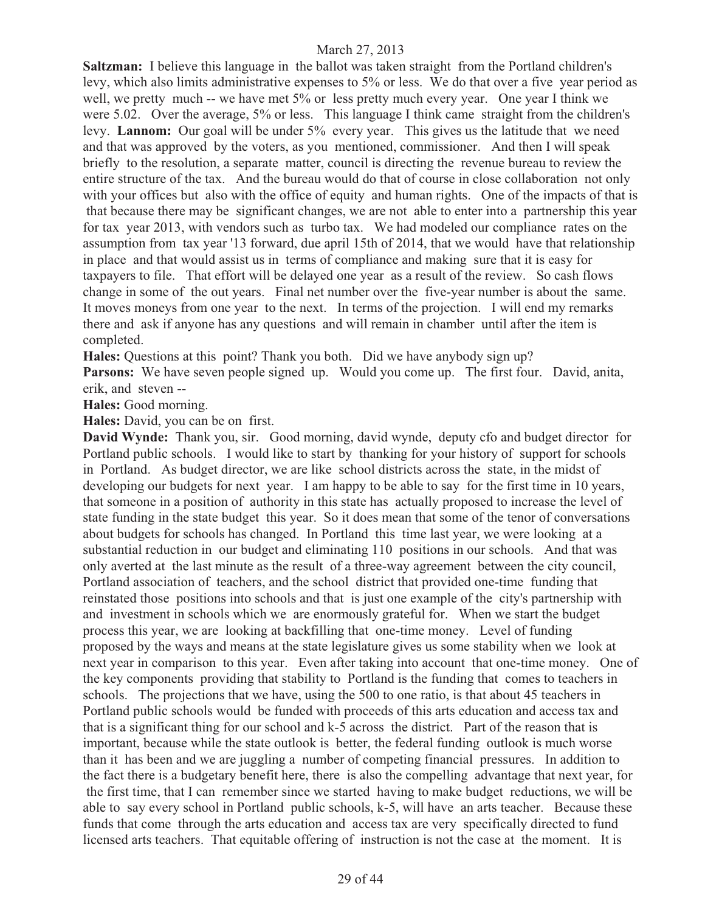**Saltzman:** I believe this language in the ballot was taken straight from the Portland children's levy, which also limits administrative expenses to 5% or less. We do that over a five year period as well, we pretty much -- we have met 5% or less pretty much every year. One year I think we were 5.02. Over the average, 5% or less. This language I think came straight from the children's levy. **Lannom:** Our goal will be under 5% every year. This gives us the latitude that we need and that was approved by the voters, as you mentioned, commissioner. And then I will speak briefly to the resolution, a separate matter, council is directing the revenue bureau to review the entire structure of the tax. And the bureau would do that of course in close collaboration not only with your offices but also with the office of equity and human rights. One of the impacts of that is that because there may be significant changes, we are not able to enter into a partnership this year for tax year 2013, with vendors such as turbo tax. We had modeled our compliance rates on the assumption from tax year '13 forward, due april 15th of 2014, that we would have that relationship in place and that would assist us in terms of compliance and making sure that it is easy for taxpayers to file. That effort will be delayed one year as a result of the review. So cash flows change in some of the out years. Final net number over the five-year number is about the same. It moves moneys from one year to the next. In terms of the projection. I will end my remarks there and ask if anyone has any questions and will remain in chamber until after the item is completed.

**Hales:** Questions at this point? Thank you both. Did we have anybody sign up?

**Parsons:** We have seven people signed up. Would you come up. The first four. David, anita, erik, and steven --

**Hales:** Good morning.

**Hales:** David, you can be on first.

**David Wynde:** Thank you, sir. Good morning, david wynde, deputy cfo and budget director for Portland public schools. I would like to start by thanking for your history of support for schools in Portland. As budget director, we are like school districts across the state, in the midst of developing our budgets for next year. I am happy to be able to say for the first time in 10 years, that someone in a position of authority in this state has actually proposed to increase the level of state funding in the state budget this year. So it does mean that some of the tenor of conversations about budgets for schools has changed. In Portland this time last year, we were looking at a substantial reduction in our budget and eliminating 110 positions in our schools. And that was only averted at the last minute as the result of a three-way agreement between the city council, Portland association of teachers, and the school district that provided one-time funding that reinstated those positions into schools and that is just one example of the city's partnership with and investment in schools which we are enormously grateful for. When we start the budget process this year, we are looking at backfilling that one-time money. Level of funding proposed by the ways and means at the state legislature gives us some stability when we look at next year in comparison to this year. Even after taking into account that one-time money. One of the key components providing that stability to Portland is the funding that comes to teachers in schools. The projections that we have, using the 500 to one ratio, is that about 45 teachers in Portland public schools would be funded with proceeds of this arts education and access tax and that is a significant thing for our school and k-5 across the district. Part of the reason that is important, because while the state outlook is better, the federal funding outlook is much worse than it has been and we are juggling a number of competing financial pressures. In addition to the fact there is a budgetary benefit here, there is also the compelling advantage that next year, for the first time, that I can remember since we started having to make budget reductions, we will be able to say every school in Portland public schools, k-5, will have an arts teacher. Because these funds that come through the arts education and access tax are very specifically directed to fund licensed arts teachers. That equitable offering of instruction is not the case at the moment. It is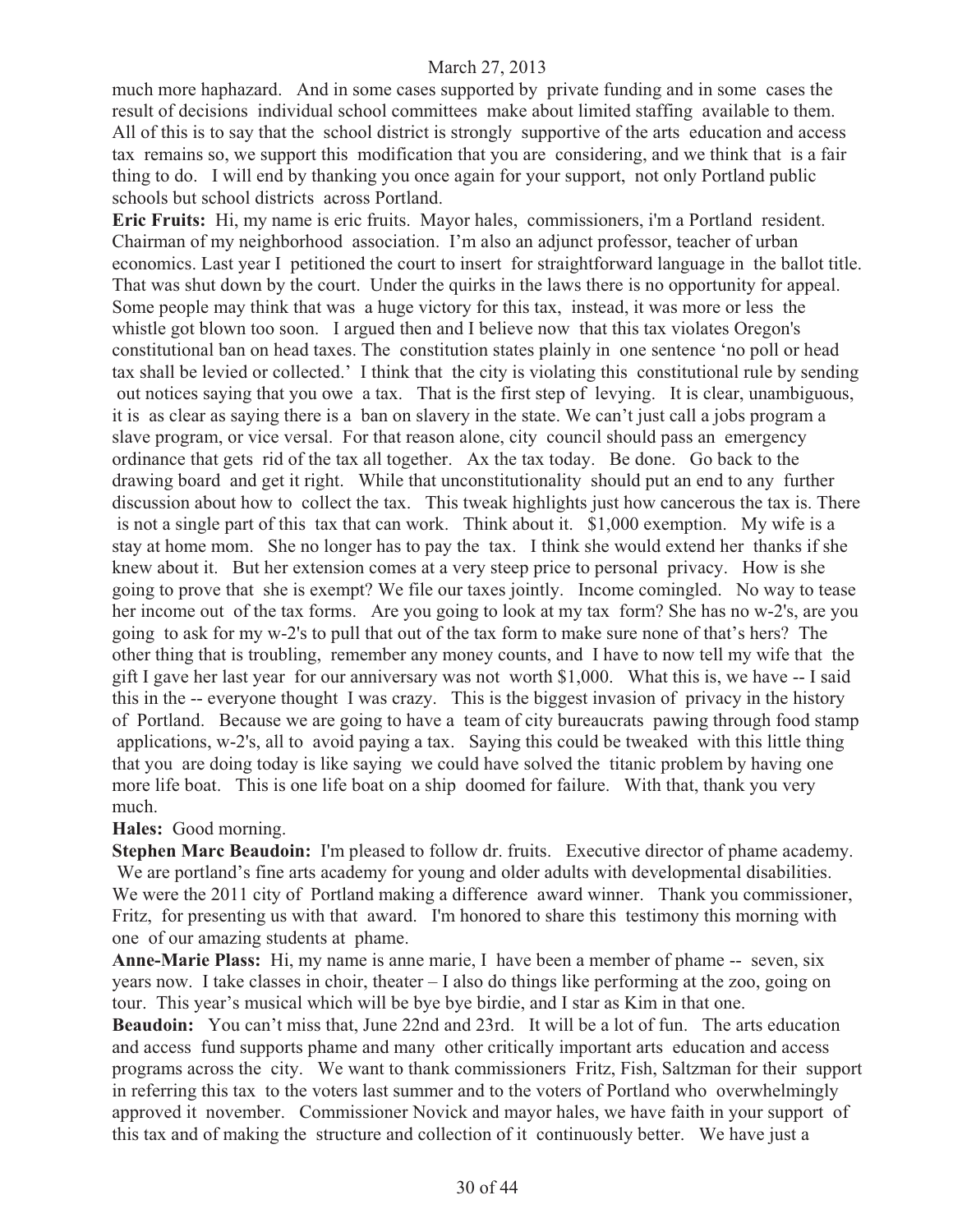much more haphazard. And in some cases supported by private funding and in some cases the result of decisions individual school committees make about limited staffing available to them. All of this is to say that the school district is strongly supportive of the arts education and access tax remains so, we support this modification that you are considering, and we think that is a fair thing to do. I will end by thanking you once again for your support, not only Portland public schools but school districts across Portland.

**Eric Fruits:** Hi, my name is eric fruits. Mayor hales, commissioners, i'm a Portland resident. Chairman of my neighborhood association. I'm also an adjunct professor, teacher of urban economics. Last year I petitioned the court to insert for straightforward language in the ballot title. That was shut down by the court. Under the quirks in the laws there is no opportunity for appeal. Some people may think that was a huge victory for this tax, instead, it was more or less the whistle got blown too soon. I argued then and I believe now that this tax violates Oregon's constitutional ban on head taxes. The constitution states plainly in one sentence 'no poll or head tax shall be levied or collected.' I think that the city is violating this constitutional rule by sending out notices saying that you owe a tax. That is the first step of levying. It is clear, unambiguous, it is as clear as saying there is a ban on slavery in the state. We can't just call a jobs program a slave program, or vice versal. For that reason alone, city council should pass an emergency ordinance that gets rid of the tax all together. Ax the tax today. Be done. Go back to the drawing board and get it right. While that unconstitutionality should put an end to any further discussion about how to collect the tax. This tweak highlights just how cancerous the tax is. There is not a single part of this tax that can work. Think about it. $1,000 exemption. My wife is a stay at home mom. She no longer has to pay the tax. I think she would extend her thanks if she knew about it. But her extension comes at a very steep price to personal privacy. How is she going to prove that she is exempt? We file our taxes jointly. Income comingled. No way to tease her income out of the tax forms. Are you going to look at my tax form? She has no w-2's, are you going to ask for my w-2's to pull that out of the tax form to make sure none of that's hers? The other thing that is troubling, remember any money counts, and I have to now tell my wife that the gift I gave her last year for our anniversary was not worth $1,000. What this is, we have -- I said this in the -- everyone thought I was crazy. This is the biggest invasion of privacy in the history of Portland. Because we are going to have a team of city bureaucrats pawing through food stamp applications, w-2's, all to avoid paying a tax. Saying this could be tweaked with this little thing that you are doing today is like saying we could have solved the titanic problem by having one more life boat. This is one life boat on a ship doomed for failure. With that, thank you very much.

**Hales:** Good morning.

**Stephen Marc Beaudoin:** I'm pleased to follow dr. fruits. Executive director of phame academy. We are portland's fine arts academy for young and older adults with developmental disabilities. We were the 2011 city of Portland making a difference award winner. Thank you commissioner, Fritz, for presenting us with that award. I'm honored to share this testimony this morning with one of our amazing students at phame.

**Anne-Marie Plass:** Hi, my name is anne marie, I have been a member of phame -- seven, six years now. I take classes in choir, theater – I also do things like performing at the zoo, going on tour. This year's musical which will be bye bye birdie, and I star as Kim in that one.

**Beaudoin:** You can't miss that, June 22nd and 23rd. It will be a lot of fun. The arts education and access fund supports phame and many other critically important arts education and access programs across the city. We want to thank commissioners Fritz, Fish, Saltzman for their support in referring this tax to the voters last summer and to the voters of Portland who overwhelmingly approved it november. Commissioner Novick and mayor hales, we have faith in your support of this tax and of making the structure and collection of it continuously better. We have just a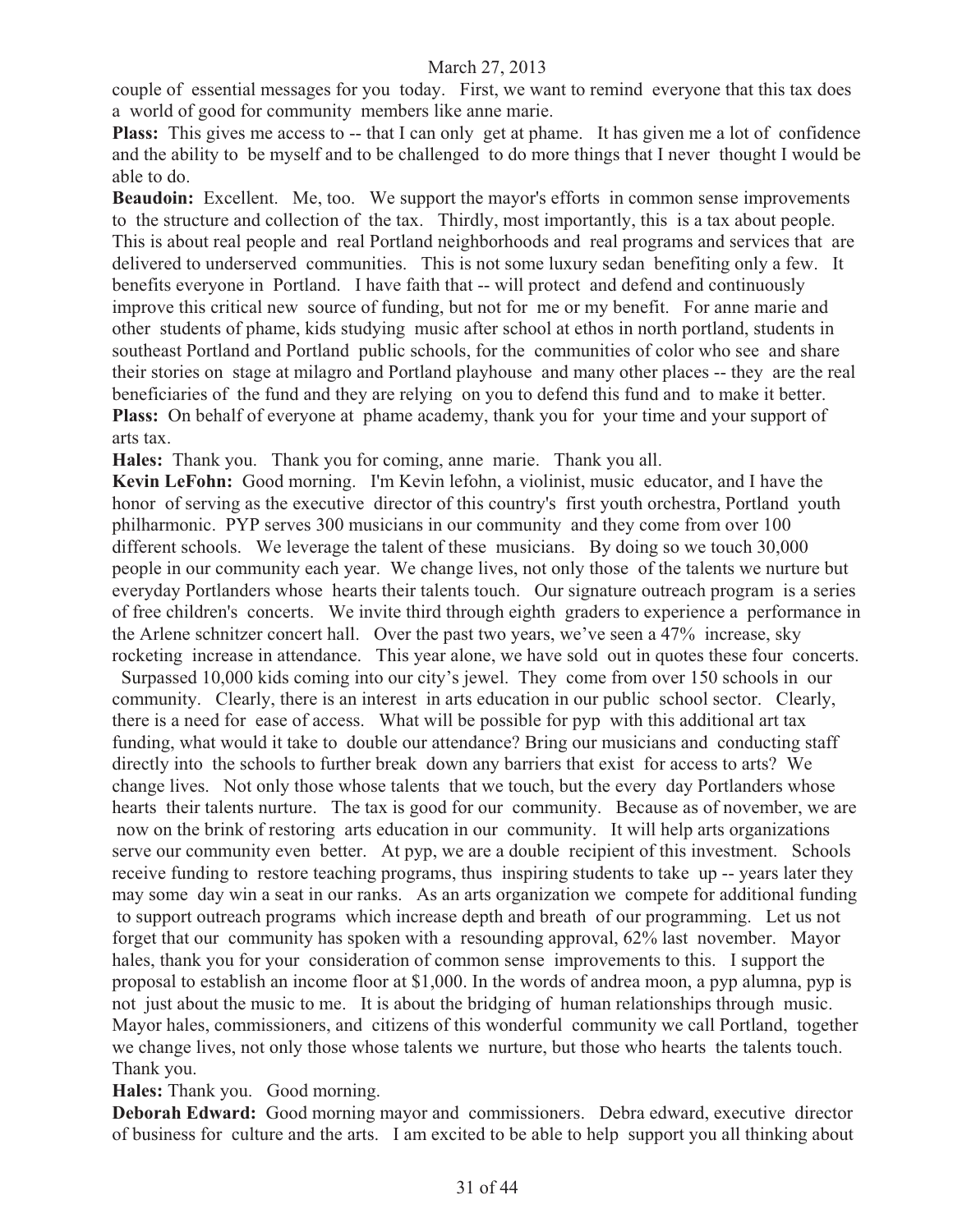couple of essential messages for you today. First, we want to remind everyone that this tax does a world of good for community members like anne marie.

**Plass:** This gives me access to -- that I can only get at phame. It has given me a lot of confidence and the ability to be myself and to be challenged to do more things that I never thought I would be able to do.

**Beaudoin:** Excellent. Me, too. We support the mayor's efforts in common sense improvements to the structure and collection of the tax. Thirdly, most importantly, this is a tax about people. This is about real people and real Portland neighborhoods and real programs and services that are delivered to underserved communities. This is not some luxury sedan benefiting only a few. It benefits everyone in Portland. I have faith that -- will protect and defend and continuously improve this critical new source of funding, but not for me or my benefit. For anne marie and other students of phame, kids studying music after school at ethos in north portland, students in southeast Portland and Portland public schools, for the communities of color who see and share their stories on stage at milagro and Portland playhouse and many other places -- they are the real beneficiaries of the fund and they are relying on you to defend this fund and to make it better.

**Plass:** On behalf of everyone at phame academy, thank you for your time and your support of arts tax.

**Hales:** Thank you. Thank you for coming, anne marie. Thank you all.

**Kevin LeFohn:** Good morning. I'm Kevin lefohn, a violinist, music educator, and I have the honor of serving as the executive director of this country's first youth orchestra, Portland youth philharmonic. PYP serves 300 musicians in our community and they come from over 100 different schools. We leverage the talent of these musicians. By doing so we touch 30,000 people in our community each year. We change lives, not only those of the talents we nurture but everyday Portlanders whose hearts their talents touch. Our signature outreach program is a series of free children's concerts. We invite third through eighth graders to experience a performance in the Arlene schnitzer concert hall. Over the past two years, we've seen a 47% increase, sky rocketing increase in attendance. This year alone, we have sold out in quotes these four concerts. Surpassed 10,000 kids coming into our city's jewel. They come from over 150 schools in our community. Clearly, there is an interest in arts education in our public school sector. Clearly, there is a need for ease of access. What will be possible for pyp with this additional art tax funding, what would it take to double our attendance? Bring our musicians and conducting staff directly into the schools to further break down any barriers that exist for access to arts? We change lives. Not only those whose talents that we touch, but the every day Portlanders whose hearts their talents nurture. The tax is good for our community. Because as of november, we are now on the brink of restoring arts education in our community. It will help arts organizations serve our community even better. At pyp, we are a double recipient of this investment. Schools receive funding to restore teaching programs, thus inspiring students to take up -- years later they may some day win a seat in our ranks. As an arts organization we compete for additional funding to support outreach programs which increase depth and breath of our programming. Let us not forget that our community has spoken with a resounding approval, 62% last november. Mayor hales, thank you for your consideration of common sense improvements to this. I support the proposal to establish an income floor at $1,000. In the words of andrea moon, a pyp alumna, pyp is not just about the music to me. It is about the bridging of human relationships through music. Mayor hales, commissioners, and citizens of this wonderful community we call Portland, together we change lives, not only those whose talents we nurture, but those who hearts the talents touch. Thank you.

**Hales:** Thank you. Good morning.

**Deborah Edward:** Good morning mayor and commissioners. Debra edward, executive director of business for culture and the arts. I am excited to be able to help support you all thinking about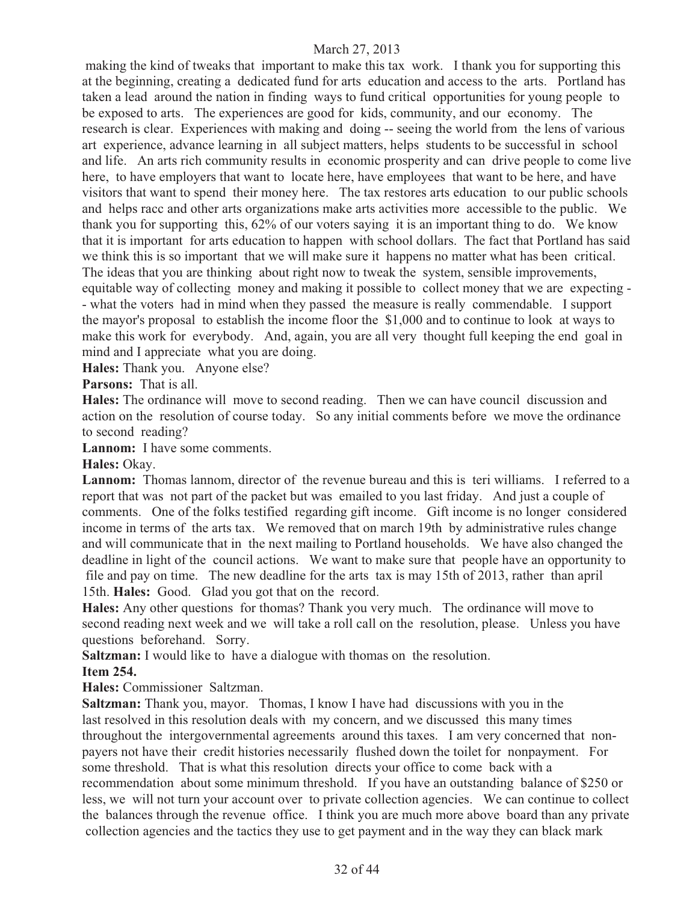making the kind of tweaks that important to make this tax work. I thank you for supporting this at the beginning, creating a dedicated fund for arts education and access to the arts. Portland has taken a lead around the nation in finding ways to fund critical opportunities for young people to be exposed to arts. The experiences are good for kids, community, and our economy. The research is clear. Experiences with making and doing -- seeing the world from the lens of various art experience, advance learning in all subject matters, helps students to be successful in school and life. An arts rich community results in economic prosperity and can drive people to come live here, to have employers that want to locate here, have employees that want to be here, and have visitors that want to spend their money here. The tax restores arts education to our public schools and helps racc and other arts organizations make arts activities more accessible to the public. We thank you for supporting this, 62% of our voters saying it is an important thing to do. We know that it is important for arts education to happen with school dollars. The fact that Portland has said we think this is so important that we will make sure it happens no matter what has been critical. The ideas that you are thinking about right now to tweak the system, sensible improvements, equitable way of collecting money and making it possible to collect money that we are expecting -- what the voters had in mind when they passed the measure is really commendable. I support the mayor's proposal to establish the income floor the $1,000 and to continue to look at ways to make this work for everybody. And, again, you are all very thought full keeping the end goal in mind and I appreciate what you are doing.

**Hales:** Thank you. Anyone else?

**Parsons:** That is all.

**Hales:** The ordinance will move to second reading. Then we can have council discussion and action on the resolution of course today. So any initial comments before we move the ordinance to second reading?

**Lannom:** I have some comments.

**Hales:** Okay.

**Lannom:** Thomas lannom, director of the revenue bureau and this is teri williams. I referred to a report that was not part of the packet but was emailed to you last friday. And just a couple of comments. One of the folks testified regarding gift income. Gift income is no longer considered income in terms of the arts tax. We removed that on march 19th by administrative rules change and will communicate that in the next mailing to Portland households. We have also changed the deadline in light of the council actions. We want to make sure that people have an opportunity to file and pay on time. The new deadline for the arts tax is may 15th of 2013, rather than april 15th. **Hales:** Good. Glad you got that on the record.

**Hales:** Any other questions for thomas? Thank you very much. The ordinance will move to second reading next week and we will take a roll call on the resolution, please. Unless you have questions beforehand. Sorry.

**Saltzman:** I would like to have a dialogue with thomas on the resolution.

**Item 254.**

**Hales:** Commissioner Saltzman.

**Saltzman:** Thank you, mayor. Thomas, I know I have had discussions with you in the last resolved in this resolution deals with my concern, and we discussed this many times throughout the intergovernmental agreements around this taxes. I am very concerned that non-payers not have their credit histories necessarily flushed down the toilet for nonpayment. For some threshold. That is what this resolution directs your office to come back with a recommendation about some minimum threshold. If you have an outstanding balance of $250 or less, we will not turn your account over to private collection agencies. We can continue to collect the balances through the revenue office. I think you are much more above board than any private collection agencies and the tactics they use to get payment and in the way they can black mark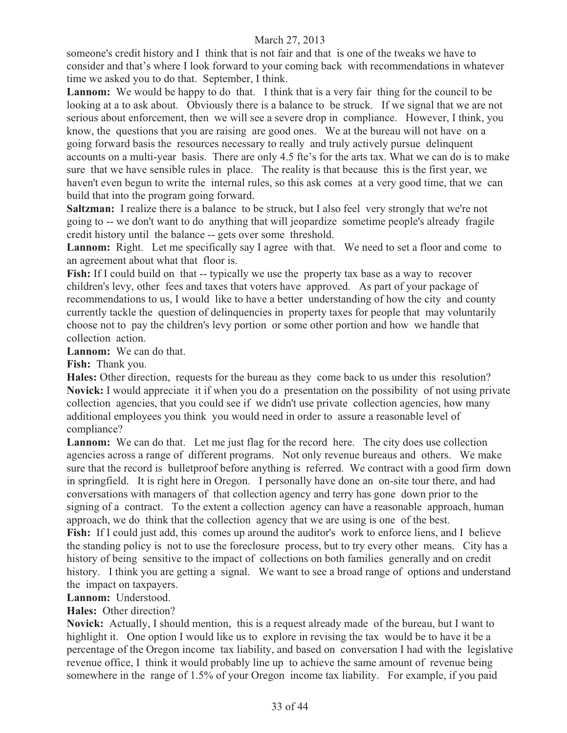someone's credit history and I think that is not fair and that is one of the tweaks we have to consider and that's where I look forward to your coming back with recommendations in whatever time we asked you to do that. September, I think.

**Lannom:** We would be happy to do that. I think that is a very fair thing for the council to be looking at a to ask about. Obviously there is a balance to be struck. If we signal that we are not serious about enforcement, then we will see a severe drop in compliance. However, I think, you know, the questions that you are raising are good ones. We at the bureau will not have on a going forward basis the resources necessary to really and truly actively pursue delinquent accounts on a multi-year basis. There are only 4.5 fte's for the arts tax. What we can do is to make sure that we have sensible rules in place. The reality is that because this is the first year, we haven't even begun to write the internal rules, so this ask comes at a very good time, that we can build that into the program going forward.

**Saltzman:** I realize there is a balance to be struck, but I also feel very strongly that we're not going to -- we don't want to do anything that will jeopardize sometime people's already fragile credit history until the balance -- gets over some threshold.

**Lannom:** Right. Let me specifically say I agree with that. We need to set a floor and come to an agreement about what that floor is.

**Fish:** If I could build on that -- typically we use the property tax base as a way to recover children's levy, other fees and taxes that voters have approved. As part of your package of recommendations to us, I would like to have a better understanding of how the city and county currently tackle the question of delinquencies in property taxes for people that may voluntarily choose not to pay the children's levy portion or some other portion and how we handle that collection action.

**Lannom:** We can do that.

**Fish:** Thank you.

**Hales:** Other direction, requests for the bureau as they come back to us under this resolution?

**Novick:** I would appreciate it if when you do a presentation on the possibility of not using private collection agencies, that you could see if we didn't use private collection agencies, how many additional employees you think you would need in order to assure a reasonable level of compliance?

**Lannom:** We can do that. Let me just flag for the record here. The city does use collection agencies across a range of different programs. Not only revenue bureaus and others. We make sure that the record is bulletproof before anything is referred. We contract with a good firm down in springfield. It is right here in Oregon. I personally have done an on-site tour there, and had conversations with managers of that collection agency and terry has gone down prior to the signing of a contract. To the extent a collection agency can have a reasonable approach, human approach, we do think that the collection agency that we are using is one of the best.

**Fish:** If I could just add, this comes up around the auditor's work to enforce liens, and I believe the standing policy is not to use the foreclosure process, but to try every other means. City has a history of being sensitive to the impact of collections on both families generally and on credit history. I think you are getting a signal. We want to see a broad range of options and understand the impact on taxpayers.

**Lannom:** Understood.

**Hales:** Other direction?

**Novick:** Actually, I should mention, this is a request already made of the bureau, but I want to highlight it. One option I would like us to explore in revising the tax would be to have it be a percentage of the Oregon income tax liability, and based on conversation I had with the legislative revenue office, I think it would probably line up to achieve the same amount of revenue being somewhere in the range of 1.5% of your Oregon income tax liability. For example, if you paid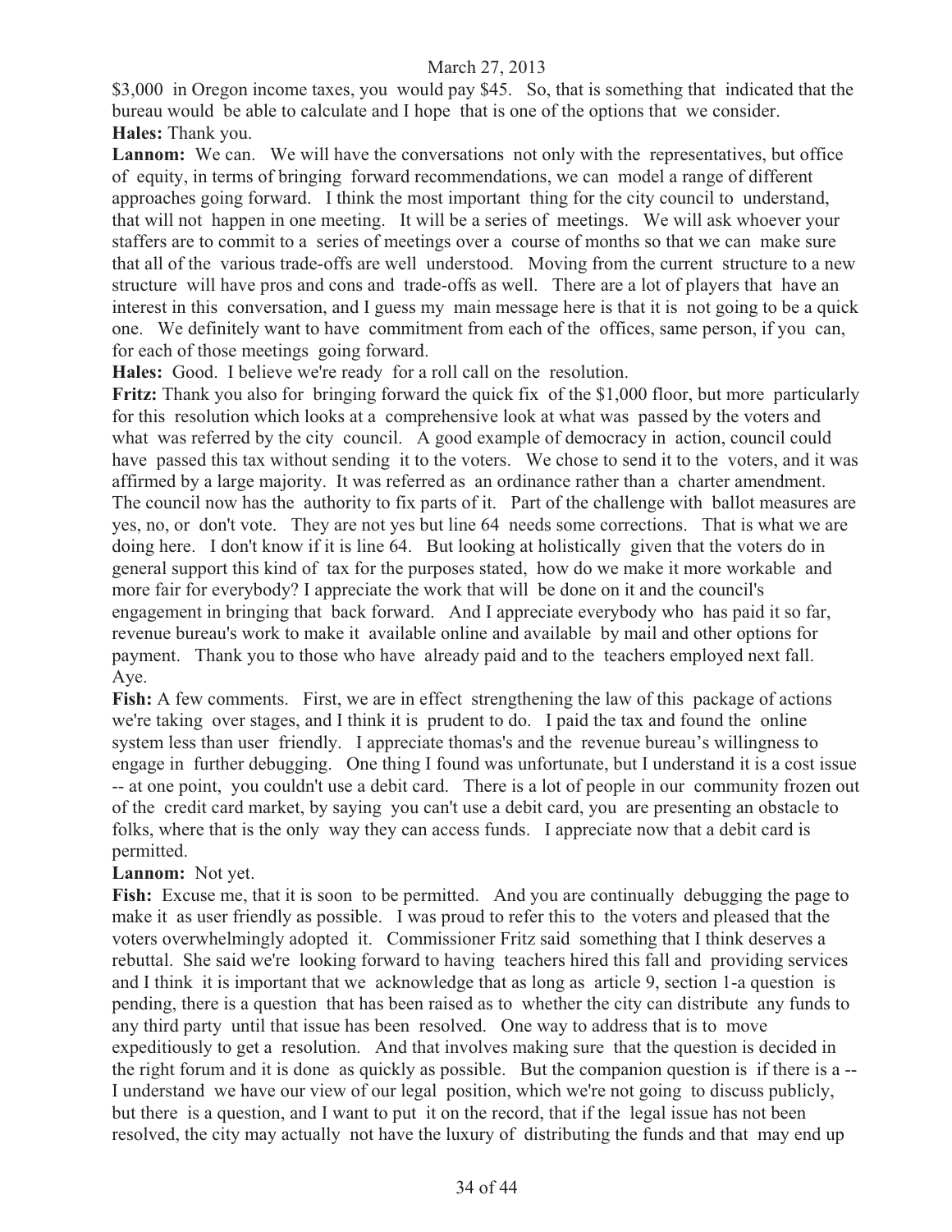$3,000 in Oregon income taxes, you would pay $45. So, that is something that indicated that the bureau would be able to calculate and I hope that is one of the options that we consider.

**Hales:** Thank you.

**Lannom:** We can. We will have the conversations not only with the representatives, but office of equity, in terms of bringing forward recommendations, we can model a range of different approaches going forward. I think the most important thing for the city council to understand, that will not happen in one meeting. It will be a series of meetings. We will ask whoever your staffers are to commit to a series of meetings over a course of months so that we can make sure that all of the various trade-offs are well understood. Moving from the current structure to a new structure will have pros and cons and trade-offs as well. There are a lot of players that have an interest in this conversation, and I guess my main message here is that it is not going to be a quick one. We definitely want to have commitment from each of the offices, same person, if you can, for each of those meetings going forward.

**Hales:** Good. I believe we're ready for a roll call on the resolution.

**Fritz:** Thank you also for bringing forward the quick fix of the $1,000 floor, but more particularly for this resolution which looks at a comprehensive look at what was passed by the voters and what was referred by the city council. A good example of democracy in action, council could have passed this tax without sending it to the voters. We chose to send it to the voters, and it was affirmed by a large majority. It was referred as an ordinance rather than a charter amendment. The council now has the authority to fix parts of it. Part of the challenge with ballot measures are yes, no, or don't vote. They are not yes but line 64 needs some corrections. That is what we are doing here. I don't know if it is line 64. But looking at holistically given that the voters do in general support this kind of tax for the purposes stated, how do we make it more workable and more fair for everybody? I appreciate the work that will be done on it and the council's engagement in bringing that back forward. And I appreciate everybody who has paid it so far, revenue bureau's work to make it available online and available by mail and other options for payment. Thank you to those who have already paid and to the teachers employed next fall. Aye.

**Fish:** A few comments. First, we are in effect strengthening the law of this package of actions we're taking over stages, and I think it is prudent to do. I paid the tax and found the online system less than user friendly. I appreciate thomas's and the revenue bureau's willingness to engage in further debugging. One thing I found was unfortunate, but I understand it is a cost issue -- at one point, you couldn't use a debit card. There is a lot of people in our community frozen out of the credit card market, by saying you can't use a debit card, you are presenting an obstacle to folks, where that is the only way they can access funds. I appreciate now that a debit card is permitted.

**Lannom:** Not yet.

**Fish:** Excuse me, that it is soon to be permitted. And you are continually debugging the page to make it as user friendly as possible. I was proud to refer this to the voters and pleased that the voters overwhelmingly adopted it. Commissioner Fritz said something that I think deserves a rebuttal. She said we're looking forward to having teachers hired this fall and providing services and I think it is important that we acknowledge that as long as article 9, section 1-a question is pending, there is a question that has been raised as to whether the city can distribute any funds to any third party until that issue has been resolved. One way to address that is to move expeditiously to get a resolution. And that involves making sure that the question is decided in the right forum and it is done as quickly as possible. But the companion question is if there is a -- I understand we have our view of our legal position, which we're not going to discuss publicly, but there is a question, and I want to put it on the record, that if the legal issue has not been resolved, the city may actually not have the luxury of distributing the funds and that may end up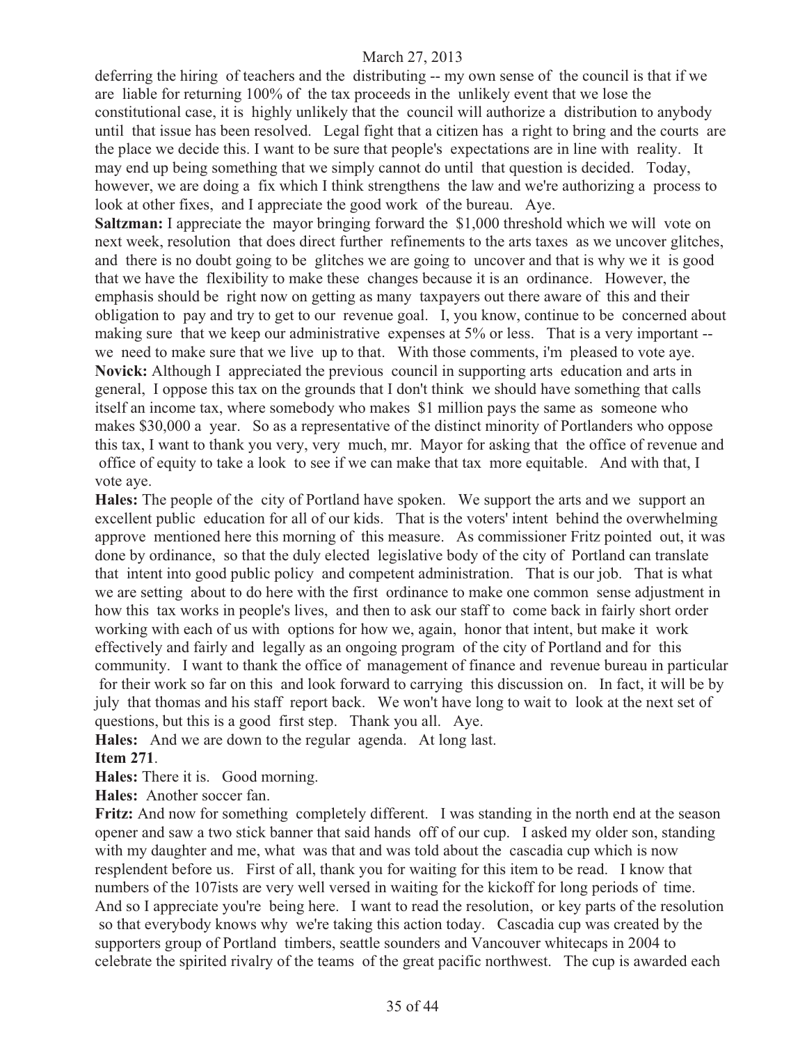deferring the hiring of teachers and the distributing -- my own sense of the council is that if we are liable for returning 100% of the tax proceeds in the unlikely event that we lose the constitutional case, it is highly unlikely that the council will authorize a distribution to anybody until that issue has been resolved. Legal fight that a citizen has a right to bring and the courts are the place we decide this. I want to be sure that people's expectations are in line with reality. It may end up being something that we simply cannot do until that question is decided. Today, however, we are doing a fix which I think strengthens the law and we're authorizing a process to look at other fixes, and I appreciate the good work of the bureau. Aye.

**Saltzman:** I appreciate the mayor bringing forward the $1,000 threshold which we will vote on next week, resolution that does direct further refinements to the arts taxes as we uncover glitches, and there is no doubt going to be glitches we are going to uncover and that is why we it is good that we have the flexibility to make these changes because it is an ordinance. However, the emphasis should be right now on getting as many taxpayers out there aware of this and their obligation to pay and try to get to our revenue goal. I, you know, continue to be concerned about making sure that we keep our administrative expenses at 5% or less. That is a very important -- we need to make sure that we live up to that. With those comments, i'm pleased to vote aye.

**Novick:** Although I appreciated the previous council in supporting arts education and arts in general, I oppose this tax on the grounds that I don't think we should have something that calls itself an income tax, where somebody who makes $1 million pays the same as someone who makes $30,000 a year. So as a representative of the distinct minority of Portlanders who oppose this tax, I want to thank you very, very much, mr. Mayor for asking that the office of revenue and office of equity to take a look to see if we can make that tax more equitable. And with that, I vote aye.

**Hales:** The people of the city of Portland have spoken. We support the arts and we support an excellent public education for all of our kids. That is the voters' intent behind the overwhelming approve mentioned here this morning of this measure. As commissioner Fritz pointed out, it was done by ordinance, so that the duly elected legislative body of the city of Portland can translate that intent into good public policy and competent administration. That is our job. That is what we are setting about to do here with the first ordinance to make one common sense adjustment in how this tax works in people's lives, and then to ask our staff to come back in fairly short order working with each of us with options for how we, again, honor that intent, but make it work effectively and fairly and legally as an ongoing program of the city of Portland and for this community. I want to thank the office of management of finance and revenue bureau in particular for their work so far on this and look forward to carrying this discussion on. In fact, it will be by july that thomas and his staff report back. We won't have long to wait to look at the next set of questions, but this is a good first step. Thank you all. Aye.

**Hales:** And we are down to the regular agenda. At long last.

**Item 271**.

**Hales:** There it is. Good morning.

**Hales:** Another soccer fan.

**Fritz:** And now for something completely different. I was standing in the north end at the season opener and saw a two stick banner that said hands off of our cup. I asked my older son, standing with my daughter and me, what was that and was told about the cascadia cup which is now resplendent before us. First of all, thank you for waiting for this item to be read. I know that numbers of the 107ists are very well versed in waiting for the kickoff for long periods of time. And so I appreciate you're being here. I want to read the resolution, or key parts of the resolution so that everybody knows why we're taking this action today. Cascadia cup was created by the supporters group of Portland timbers, seattle sounders and Vancouver whitecaps in 2004 to celebrate the spirited rivalry of the teams of the great pacific northwest. The cup is awarded each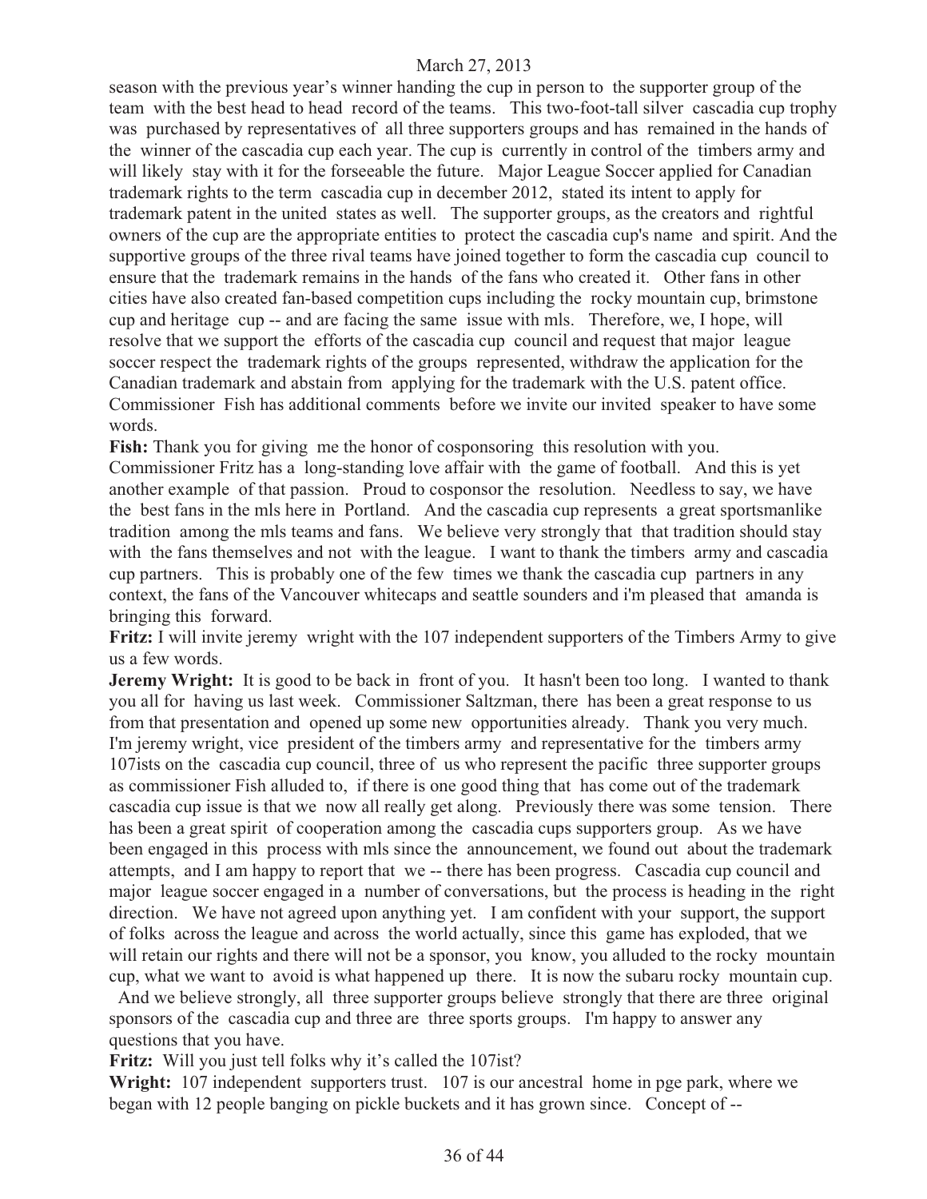season with the previous year's winner handing the cup in person to the supporter group of the team with the best head to head record of the teams. This two-foot-tall silver cascadia cup trophy was purchased by representatives of all three supporters groups and has remained in the hands of the winner of the cascadia cup each year. The cup is currently in control of the timbers army and will likely stay with it for the forseeable the future. Major League Soccer applied for Canadian trademark rights to the term cascadia cup in december 2012, stated its intent to apply for trademark patent in the united states as well. The supporter groups, as the creators and rightful owners of the cup are the appropriate entities to protect the cascadia cup's name and spirit. And the supportive groups of the three rival teams have joined together to form the cascadia cup council to ensure that the trademark remains in the hands of the fans who created it. Other fans in other cities have also created fan-based competition cups including the rocky mountain cup, brimstone cup and heritage cup -- and are facing the same issue with mls. Therefore, we, I hope, will resolve that we support the efforts of the cascadia cup council and request that major league soccer respect the trademark rights of the groups represented, withdraw the application for the Canadian trademark and abstain from applying for the trademark with the U.S. patent office. Commissioner Fish has additional comments before we invite our invited speaker to have some words.

**Fish:** Thank you for giving me the honor of cosponsoring this resolution with you. Commissioner Fritz has a long-standing love affair with the game of football. And this is yet another example of that passion. Proud to cosponsor the resolution. Needless to say, we have the best fans in the mls here in Portland. And the cascadia cup represents a great sportsmanlike tradition among the mls teams and fans. We believe very strongly that that tradition should stay with the fans themselves and not with the league. I want to thank the timbers army and cascadia cup partners. This is probably one of the few times we thank the cascadia cup partners in any context, the fans of the Vancouver whitecaps and seattle sounders and i'm pleased that amanda is bringing this forward.

**Fritz:** I will invite jeremy wright with the 107 independent supporters of the Timbers Army to give us a few words.

**Jeremy Wright:** It is good to be back in front of you. It hasn't been too long. I wanted to thank you all for having us last week. Commissioner Saltzman, there has been a great response to us from that presentation and opened up some new opportunities already. Thank you very much. I'm jeremy wright, vice president of the timbers army and representative for the timbers army 107ists on the cascadia cup council, three of us who represent the pacific three supporter groups as commissioner Fish alluded to, if there is one good thing that has come out of the trademark cascadia cup issue is that we now all really get along. Previously there was some tension. There has been a great spirit of cooperation among the cascadia cups supporters group. As we have been engaged in this process with mls since the announcement, we found out about the trademark attempts, and I am happy to report that we -- there has been progress. Cascadia cup council and major league soccer engaged in a number of conversations, but the process is heading in the right direction. We have not agreed upon anything yet. I am confident with your support, the support of folks across the league and across the world actually, since this game has exploded, that we will retain our rights and there will not be a sponsor, you know, you alluded to the rocky mountain cup, what we want to avoid is what happened up there. It is now the subaru rocky mountain cup. And we believe strongly, all three supporter groups believe strongly that there are three original sponsors of the cascadia cup and three are three sports groups. I'm happy to answer any questions that you have.

**Fritz:** Will you just tell folks why it's called the 107ist?

**Wright:** 107 independent supporters trust. 107 is our ancestral home in pge park, where we began with 12 people banging on pickle buckets and it has grown since. Concept of --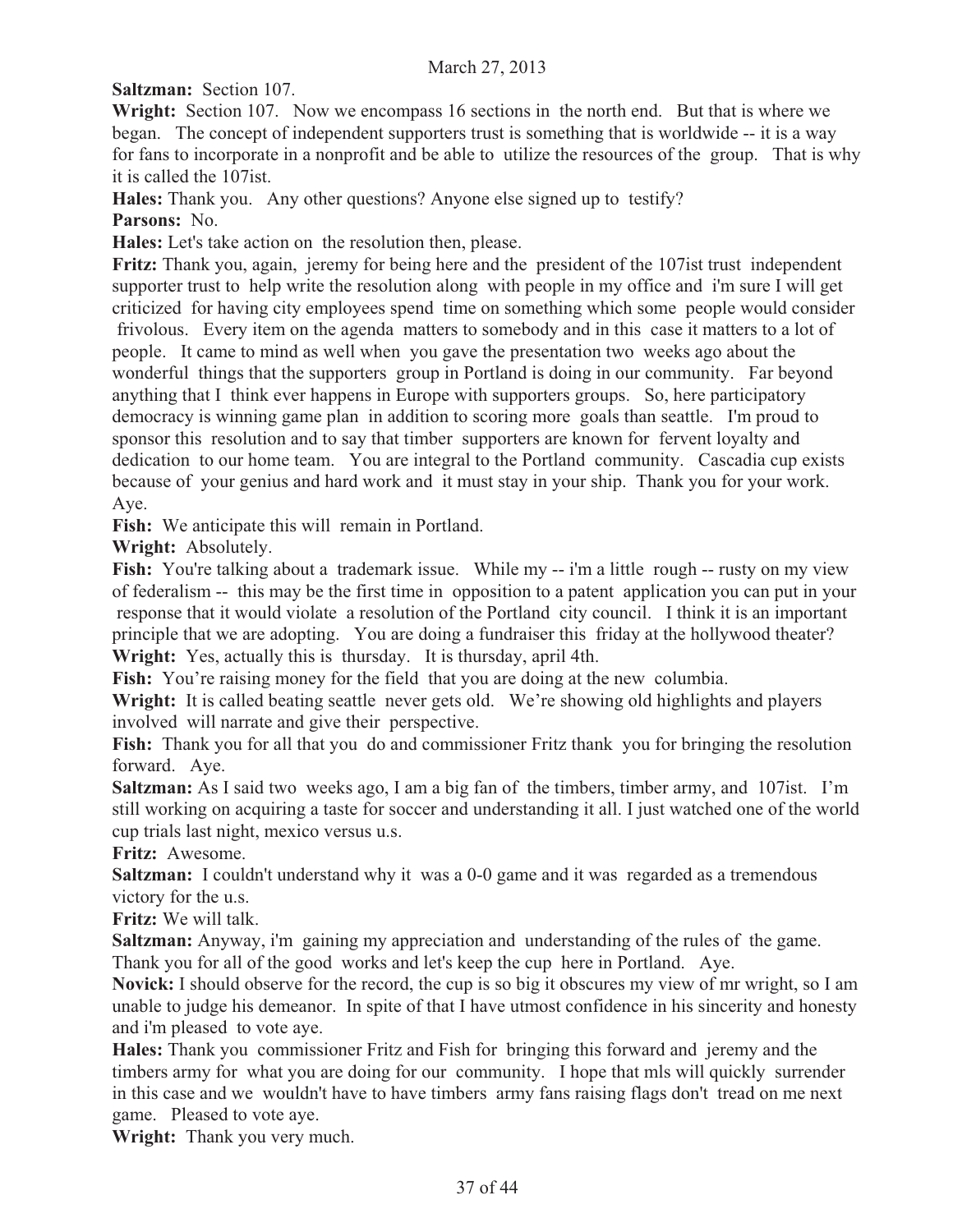**Saltzman:** Section 107.

**Wright:** Section 107. Now we encompass 16 sections in the north end. But that is where we began. The concept of independent supporters trust is something that is worldwide -- it is a way for fans to incorporate in a nonprofit and be able to utilize the resources of the group. That is why it is called the 107ist.

**Hales:** Thank you. Any other questions? Anyone else signed up to testify?

**Parsons:** No.

**Hales:** Let's take action on the resolution then, please.

**Fritz:** Thank you, again, jeremy for being here and the president of the 107ist trust independent supporter trust to help write the resolution along with people in my office and i'm sure I will get criticized for having city employees spend time on something which some people would consider frivolous. Every item on the agenda matters to somebody and in this case it matters to a lot of people. It came to mind as well when you gave the presentation two weeks ago about the wonderful things that the supporters group in Portland is doing in our community. Far beyond anything that I think ever happens in Europe with supporters groups. So, here participatory democracy is winning game plan in addition to scoring more goals than seattle. I'm proud to sponsor this resolution and to say that timber supporters are known for fervent loyalty and dedication to our home team. You are integral to the Portland community. Cascadia cup exists because of your genius and hard work and it must stay in your ship. Thank you for your work. Aye.

**Fish:** We anticipate this will remain in Portland.

**Wright:** Absolutely.

**Fish:** You're talking about a trademark issue. While my -- i'm a little rough -- rusty on my view of federalism -- this may be the first time in opposition to a patent application you can put in your response that it would violate a resolution of the Portland city council. I think it is an important principle that we are adopting. You are doing a fundraiser this friday at the hollywood theater?

**Wright:** Yes, actually this is thursday. It is thursday, april 4th.

**Fish:** You're raising money for the field that you are doing at the new columbia.

**Wright:** It is called beating seattle never gets old. We're showing old highlights and players involved will narrate and give their perspective.

**Fish:** Thank you for all that you do and commissioner Fritz thank you for bringing the resolution forward. Aye.

**Saltzman:** As I said two weeks ago, I am a big fan of the timbers, timber army, and 107ist. I'm still working on acquiring a taste for soccer and understanding it all. I just watched one of the world cup trials last night, mexico versus u.s.

**Fritz:** Awesome.

**Saltzman:** I couldn't understand why it was a 0-0 game and it was regarded as a tremendous victory for the u.s.

**Fritz:** We will talk.

**Saltzman:** Anyway, i'm gaining my appreciation and understanding of the rules of the game. Thank you for all of the good works and let's keep the cup here in Portland. Aye.

**Novick:** I should observe for the record, the cup is so big it obscures my view of mr wright, so I am unable to judge his demeanor. In spite of that I have utmost confidence in his sincerity and honesty and i'm pleased to vote aye.

**Hales:** Thank you commissioner Fritz and Fish for bringing this forward and jeremy and the timbers army for what you are doing for our community. I hope that mls will quickly surrender in this case and we wouldn't have to have timbers army fans raising flags don't tread on me next game. Pleased to vote aye.

**Wright:** Thank you very much.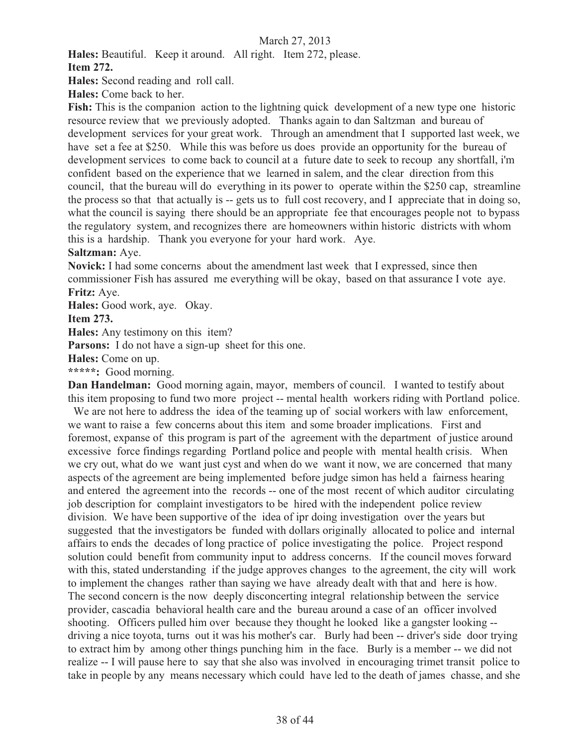**Hales:** Beautiful. Keep it around. All right. Item 272, please.

**Item 272.**

**Hales:** Second reading and roll call.

**Hales:** Come back to her.

**Fish:** This is the companion action to the lightning quick development of a new type one historic resource review that we previously adopted. Thanks again to dan Saltzman and bureau of development services for your great work. Through an amendment that I supported last week, we have set a fee at $250. While this was before us does provide an opportunity for the bureau of development services to come back to council at a future date to seek to recoup any shortfall, i'm confident based on the experience that we learned in salem, and the clear direction from this council, that the bureau will do everything in its power to operate within the $250 cap, streamline the process so that that actually is -- gets us to full cost recovery, and I appreciate that in doing so, what the council is saying there should be an appropriate fee that encourages people not to bypass the regulatory system, and recognizes there are homeowners within historic districts with whom this is a hardship. Thank you everyone for your hard work. Aye.

**Saltzman:** Aye.

**Novick:** I had some concerns about the amendment last week that I expressed, since then commissioner Fish has assured me everything will be okay, based on that assurance I vote aye.

**Fritz:** Aye.

**Hales:** Good work, aye. Okay.

**Item 273.**

**Hales:** Any testimony on this item?

**Parsons:** I do not have a sign-up sheet for this one.

**Hales:** Come on up.

**\*\*\*\*\*:** Good morning.

**Dan Handelman:** Good morning again, mayor, members of council. I wanted to testify about this item proposing to fund two more project -- mental health workers riding with Portland police. We are not here to address the idea of the teaming up of social workers with law enforcement, we want to raise a few concerns about this item and some broader implications. First and foremost, expanse of this program is part of the agreement with the department of justice around excessive force findings regarding Portland police and people with mental health crisis. When we cry out, what do we want just cyst and when do we want it now, we are concerned that many aspects of the agreement are being implemented before judge simon has held a fairness hearing and entered the agreement into the records -- one of the most recent of which auditor circulating job description for complaint investigators to be hired with the independent police review division. We have been supportive of the idea of ipr doing investigation over the years but suggested that the investigators be funded with dollars originally allocated to police and internal affairs to ends the decades of long practice of police investigating the police. Project respond solution could benefit from community input to address concerns. If the council moves forward with this, stated understanding if the judge approves changes to the agreement, the city will work to implement the changes rather than saying we have already dealt with that and here is how. The second concern is the now deeply disconcerting integral relationship between the service provider, cascadia behavioral health care and the bureau around a case of an officer involved shooting. Officers pulled him over because they thought he looked like a gangster looking -- driving a nice toyota, turns out it was his mother's car. Burly had been -- driver's side door trying to extract him by among other things punching him in the face. Burly is a member -- we did not realize -- I will pause here to say that she also was involved in encouraging trimet transit police to take in people by any means necessary which could have led to the death of james chasse, and she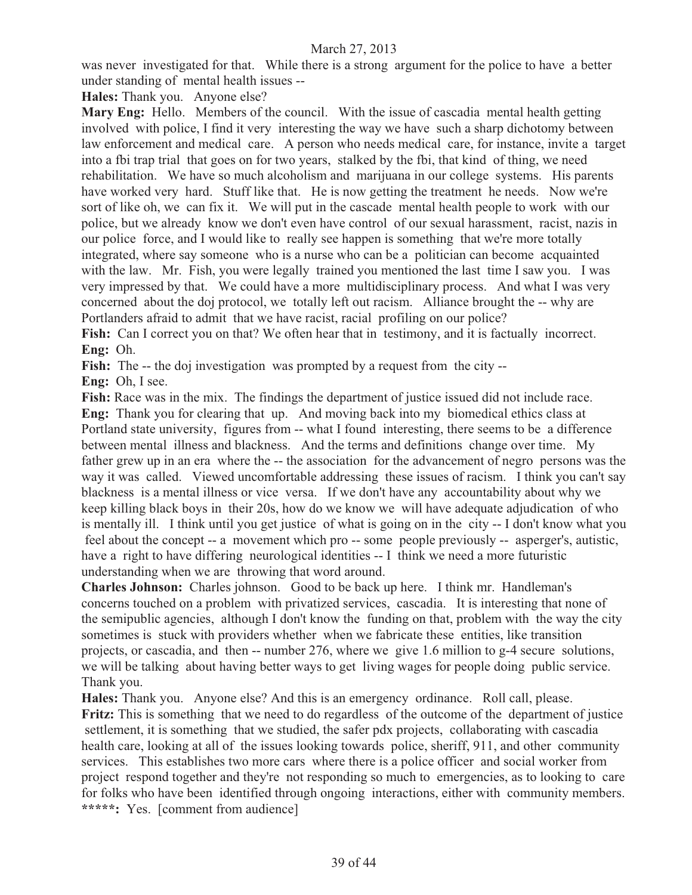was never investigated for that. While there is a strong argument for the police to have a better under standing of mental health issues --

**Hales:** Thank you. Anyone else?

**Mary Eng:** Hello. Members of the council. With the issue of cascadia mental health getting involved with police, I find it very interesting the way we have such a sharp dichotomy between law enforcement and medical care. A person who needs medical care, for instance, invite a target into a fbi trap trial that goes on for two years, stalked by the fbi, that kind of thing, we need rehabilitation. We have so much alcoholism and marijuana in our college systems. His parents have worked very hard. Stuff like that. He is now getting the treatment he needs. Now we're sort of like oh, we can fix it. We will put in the cascade mental health people to work with our police, but we already know we don't even have control of our sexual harassment, racist, nazis in our police force, and I would like to really see happen is something that we're more totally integrated, where say someone who is a nurse who can be a politician can become acquainted with the law. Mr. Fish, you were legally trained you mentioned the last time I saw you. I was very impressed by that. We could have a more multidisciplinary process. And what I was very concerned about the doj protocol, we totally left out racism. Alliance brought the -- why are Portlanders afraid to admit that we have racist, racial profiling on our police?

**Fish:** Can I correct you on that? We often hear that in testimony, and it is factually incorrect.

**Eng:** Oh.

**Fish:** The -- the doj investigation was prompted by a request from the city --

**Eng:** Oh, I see.

**Fish:** Race was in the mix. The findings the department of justice issued did not include race.

**Eng:** Thank you for clearing that up. And moving back into my biomedical ethics class at Portland state university, figures from -- what I found interesting, there seems to be a difference between mental illness and blackness. And the terms and definitions change over time. My father grew up in an era where the -- the association for the advancement of negro persons was the way it was called. Viewed uncomfortable addressing these issues of racism. I think you can't say blackness is a mental illness or vice versa. If we don't have any accountability about why we keep killing black boys in their 20s, how do we know we will have adequate adjudication of who is mentally ill. I think until you get justice of what is going on in the city -- I don't know what you feel about the concept -- a movement which pro -- some people previously -- asperger's, autistic, have a right to have differing neurological identities -- I think we need a more futuristic understanding when we are throwing that word around.

**Charles Johnson:** Charles johnson. Good to be back up here. I think mr. Handleman's concerns touched on a problem with privatized services, cascadia. It is interesting that none of the semipublic agencies, although I don't know the funding on that, problem with the way the city sometimes is stuck with providers whether when we fabricate these entities, like transition projects, or cascadia, and then -- number 276, where we give 1.6 million to g-4 secure solutions, we will be talking about having better ways to get living wages for people doing public service. Thank you.

**Hales:** Thank you. Anyone else? And this is an emergency ordinance. Roll call, please.

**Fritz:** This is something that we need to do regardless of the outcome of the department of justice settlement, it is something that we studied, the safer pdx projects, collaborating with cascadia health care, looking at all of the issues looking towards police, sheriff, 911, and other community services. This establishes two more cars where there is a police officer and social worker from project respond together and they're not responding so much to emergencies, as to looking to care for folks who have been identified through ongoing interactions, either with community members.

**\*\*\*\*\*:** Yes. [comment from audience]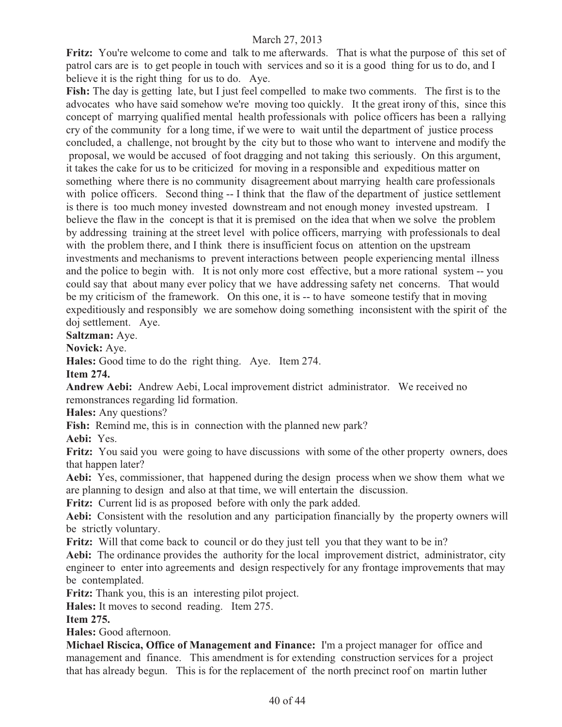**Fritz:** You're welcome to come and talk to me afterwards. That is what the purpose of this set of patrol cars are is to get people in touch with services and so it is a good thing for us to do, and I believe it is the right thing for us to do. Aye.

**Fish:** The day is getting late, but I just feel compelled to make two comments. The first is to the advocates who have said somehow we're moving too quickly. It the great irony of this, since this concept of marrying qualified mental health professionals with police officers has been a rallying cry of the community for a long time, if we were to wait until the department of justice process concluded, a challenge, not brought by the city but to those who want to intervene and modify the proposal, we would be accused of foot dragging and not taking this seriously. On this argument, it takes the cake for us to be criticized for moving in a responsible and expeditious matter on something where there is no community disagreement about marrying health care professionals with police officers. Second thing -- I think that the flaw of the department of justice settlement is there is too much money invested downstream and not enough money invested upstream. I believe the flaw in the concept is that it is premised on the idea that when we solve the problem by addressing training at the street level with police officers, marrying with professionals to deal with the problem there, and I think there is insufficient focus on attention on the upstream investments and mechanisms to prevent interactions between people experiencing mental illness and the police to begin with. It is not only more cost effective, but a more rational system -- you could say that about many ever policy that we have addressing safety net concerns. That would be my criticism of the framework. On this one, it is -- to have someone testify that in moving expeditiously and responsibly we are somehow doing something inconsistent with the spirit of the doj settlement. Aye.

**Saltzman:** Aye.

**Novick:** Aye.

**Hales:** Good time to do the right thing. Aye. Item 274.

**Item 274.**

**Andrew Aebi:** Andrew Aebi, Local improvement district administrator. We received no remonstrances regarding lid formation.

**Hales:** Any questions?

**Fish:** Remind me, this is in connection with the planned new park?

**Aebi:** Yes.

**Fritz:** You said you were going to have discussions with some of the other property owners, does that happen later?

**Aebi:** Yes, commissioner, that happened during the design process when we show them what we are planning to design and also at that time, we will entertain the discussion.

**Fritz:** Current lid is as proposed before with only the park added.

**Aebi:** Consistent with the resolution and any participation financially by the property owners will be strictly voluntary.

**Fritz:** Will that come back to council or do they just tell you that they want to be in?

**Aebi:** The ordinance provides the authority for the local improvement district, administrator, city engineer to enter into agreements and design respectively for any frontage improvements that may be contemplated.

**Fritz:** Thank you, this is an interesting pilot project.

**Hales:** It moves to second reading. Item 275.

**Item 275.**

**Hales:** Good afternoon.

**Michael Riscica, Office of Management and Finance:** I'm a project manager for office and management and finance. This amendment is for extending construction services for a project that has already begun. This is for the replacement of the north precinct roof on martin luther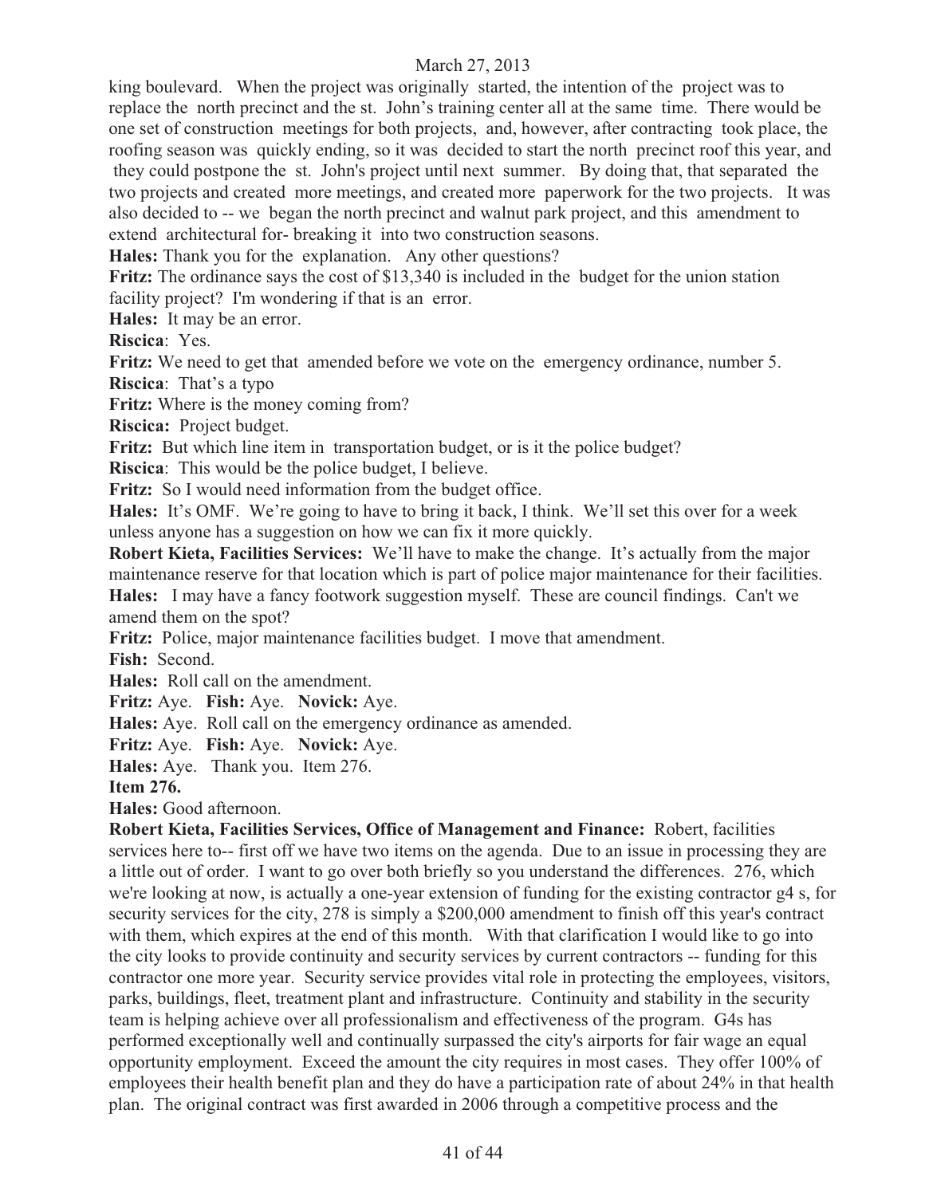king boulevard. When the project was originally started, the intention of the project was to replace the north precinct and the st. John's training center all at the same time. There would be one set of construction meetings for both projects, and, however, after contracting took place, the roofing season was quickly ending, so it was decided to start the north precinct roof this year, and they could postpone the st. John's project until next summer. By doing that, that separated the two projects and created more meetings, and created more paperwork for the two projects. It was also decided to -- we began the north precinct and walnut park project, and this amendment to extend architectural for- breaking it into two construction seasons.

**Hales:** Thank you for the explanation. Any other questions?

**Fritz:** The ordinance says the cost of $13,340 is included in the budget for the union station facility project? I'm wondering if that is an error.

**Hales:** It may be an error.

**Riscica**: Yes.

**Fritz:** We need to get that amended before we vote on the emergency ordinance, number 5.

**Riscica**: That's a typo

**Fritz:** Where is the money coming from?

**Riscica:** Project budget.

**Fritz:** But which line item in transportation budget, or is it the police budget?

**Riscica**: This would be the police budget, I believe.

**Fritz:** So I would need information from the budget office.

**Hales:** It's OMF. We're going to have to bring it back, I think. We'll set this over for a week unless anyone has a suggestion on how we can fix it more quickly.

**Robert Kieta, Facilities Services:** We'll have to make the change. It's actually from the major maintenance reserve for that location which is part of police major maintenance for their facilities.

**Hales:** I may have a fancy footwork suggestion myself. These are council findings. Can't we amend them on the spot?

**Fritz:** Police, major maintenance facilities budget. I move that amendment.

**Fish:** Second.

**Hales:** Roll call on the amendment.

**Fritz:** Aye. **Fish:** Aye. **Novick:** Aye.

**Hales:** Aye. Roll call on the emergency ordinance as amended.

**Fritz:** Aye. **Fish:** Aye. **Novick:** Aye.

**Hales:** Aye. Thank you. Item 276.

**Item 276.**

**Hales:** Good afternoon.

**Robert Kieta, Facilities Services, Office of Management and Finance:** Robert, facilities services here to-- first off we have two items on the agenda. Due to an issue in processing they are a little out of order. I want to go over both briefly so you understand the differences. 276, which we're looking at now, is actually a one-year extension of funding for the existing contractor g4 s, for security services for the city, 278 is simply a $200,000 amendment to finish off this year's contract with them, which expires at the end of this month. With that clarification I would like to go into the city looks to provide continuity and security services by current contractors -- funding for this contractor one more year. Security service provides vital role in protecting the employees, visitors, parks, buildings, fleet, treatment plant and infrastructure. Continuity and stability in the security team is helping achieve over all professionalism and effectiveness of the program. G4s has performed exceptionally well and continually surpassed the city's airports for fair wage an equal opportunity employment. Exceed the amount the city requires in most cases. They offer 100% of employees their health benefit plan and they do have a participation rate of about 24% in that health plan. The original contract was first awarded in 2006 through a competitive process and the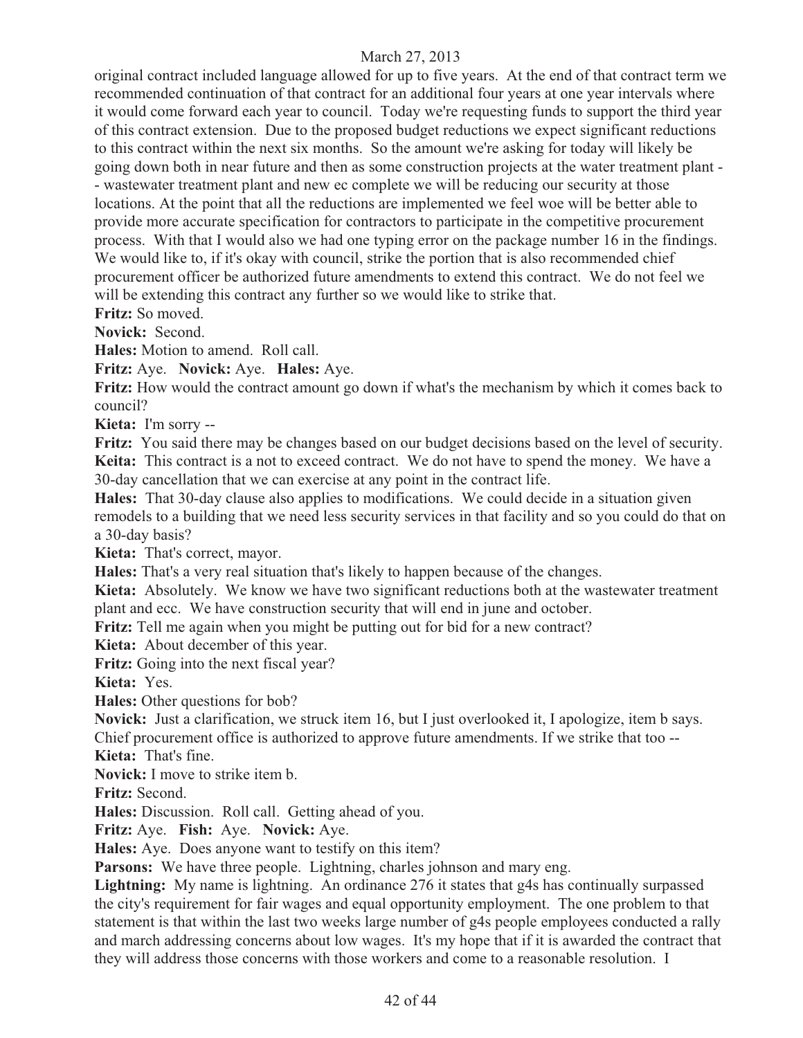original contract included language allowed for up to five years. At the end of that contract term we recommended continuation of that contract for an additional four years at one year intervals where it would come forward each year to council. Today we're requesting funds to support the third year of this contract extension. Due to the proposed budget reductions we expect significant reductions to this contract within the next six months. So the amount we're asking for today will likely be going down both in near future and then as some construction projects at the water treatment plant -- wastewater treatment plant and new ec complete we will be reducing our security at those locations. At the point that all the reductions are implemented we feel woe will be better able to provide more accurate specification for contractors to participate in the competitive procurement process. With that I would also we had one typing error on the package number 16 in the findings. We would like to, if it's okay with council, strike the portion that is also recommended chief procurement officer be authorized future amendments to extend this contract. We do not feel we will be extending this contract any further so we would like to strike that.

**Fritz:** So moved.

**Novick:** Second.

**Hales:** Motion to amend. Roll call.

**Fritz:** Aye. **Novick:** Aye. **Hales:** Aye.

**Fritz:** How would the contract amount go down if what's the mechanism by which it comes back to council?

**Kieta:** I'm sorry --

**Fritz:** You said there may be changes based on our budget decisions based on the level of security.

**Keita:** This contract is a not to exceed contract. We do not have to spend the money. We have a 30-day cancellation that we can exercise at any point in the contract life.

**Hales:** That 30-day clause also applies to modifications. We could decide in a situation given remodels to a building that we need less security services in that facility and so you could do that on a 30-day basis?

**Kieta:** That's correct, mayor.

**Hales:** That's a very real situation that's likely to happen because of the changes.

**Kieta:** Absolutely. We know we have two significant reductions both at the wastewater treatment plant and ecc. We have construction security that will end in june and october.

**Fritz:** Tell me again when you might be putting out for bid for a new contract?

**Kieta:** About december of this year.

**Fritz:** Going into the next fiscal year?

**Kieta:** Yes.

**Hales:** Other questions for bob?

**Novick:** Just a clarification, we struck item 16, but I just overlooked it, I apologize, item b says. Chief procurement office is authorized to approve future amendments. If we strike that too --

**Kieta:** That's fine.

**Novick:** I move to strike item b.

**Fritz:** Second.

**Hales:** Discussion. Roll call. Getting ahead of you.

**Fritz:** Aye. **Fish:** Aye. **Novick:** Aye.

**Hales:** Aye. Does anyone want to testify on this item?

**Parsons:** We have three people. Lightning, charles johnson and mary eng.

**Lightning:** My name is lightning. An ordinance 276 it states that g4s has continually surpassed the city's requirement for fair wages and equal opportunity employment. The one problem to that statement is that within the last two weeks large number of g4s people employees conducted a rally and march addressing concerns about low wages. It's my hope that if it is awarded the contract that they will address those concerns with those workers and come to a reasonable resolution. I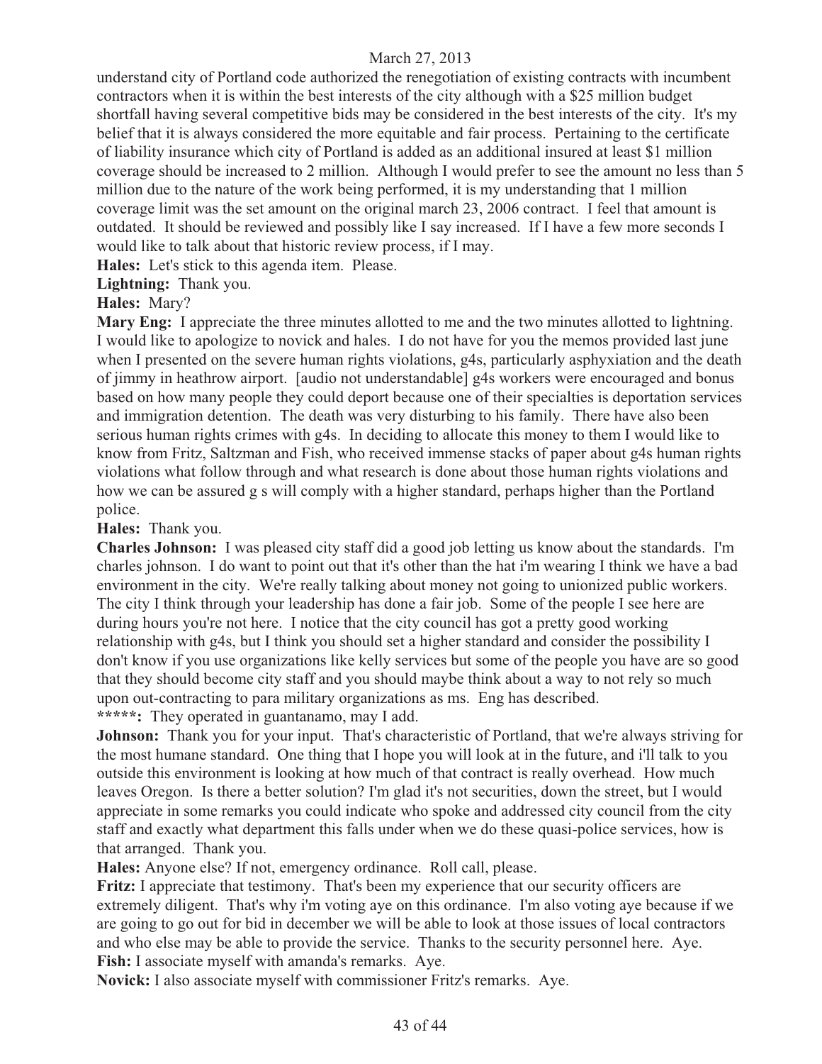understand city of Portland code authorized the renegotiation of existing contracts with incumbent contractors when it is within the best interests of the city although with a $25 million budget shortfall having several competitive bids may be considered in the best interests of the city. It's my belief that it is always considered the more equitable and fair process. Pertaining to the certificate of liability insurance which city of Portland is added as an additional insured at least $1 million coverage should be increased to 2 million. Although I would prefer to see the amount no less than 5 million due to the nature of the work being performed, it is my understanding that 1 million coverage limit was the set amount on the original march 23, 2006 contract. I feel that amount is outdated. It should be reviewed and possibly like I say increased. If I have a few more seconds I would like to talk about that historic review process, if I may.

**Hales:** Let's stick to this agenda item. Please.

**Lightning:** Thank you.

**Hales:** Mary?

**Mary Eng:** I appreciate the three minutes allotted to me and the two minutes allotted to lightning. I would like to apologize to novick and hales. I do not have for you the memos provided last june when I presented on the severe human rights violations, g4s, particularly asphyxiation and the death of jimmy in heathrow airport. [audio not understandable] g4s workers were encouraged and bonus based on how many people they could deport because one of their specialties is deportation services and immigration detention. The death was very disturbing to his family. There have also been serious human rights crimes with g4s. In deciding to allocate this money to them I would like to know from Fritz, Saltzman and Fish, who received immense stacks of paper about g4s human rights violations what follow through and what research is done about those human rights violations and how we can be assured g s will comply with a higher standard, perhaps higher than the Portland police.

**Hales:** Thank you.

**Charles Johnson:** I was pleased city staff did a good job letting us know about the standards. I'm charles johnson. I do want to point out that it's other than the hat i'm wearing I think we have a bad environment in the city. We're really talking about money not going to unionized public workers. The city I think through your leadership has done a fair job. Some of the people I see here are during hours you're not here. I notice that the city council has got a pretty good working relationship with g4s, but I think you should set a higher standard and consider the possibility I don't know if you use organizations like kelly services but some of the people you have are so good that they should become city staff and you should maybe think about a way to not rely so much upon out-contracting to para military organizations as ms. Eng has described.

**\*\*\*\*\*:** They operated in guantanamo, may I add.

**Johnson:** Thank you for your input. That's characteristic of Portland, that we're always striving for the most humane standard. One thing that I hope you will look at in the future, and i'll talk to you outside this environment is looking at how much of that contract is really overhead. How much leaves Oregon. Is there a better solution? I'm glad it's not securities, down the street, but I would appreciate in some remarks you could indicate who spoke and addressed city council from the city staff and exactly what department this falls under when we do these quasi-police services, how is that arranged. Thank you.

**Hales:** Anyone else? If not, emergency ordinance. Roll call, please.

**Fritz:** I appreciate that testimony. That's been my experience that our security officers are extremely diligent. That's why i'm voting aye on this ordinance. I'm also voting aye because if we are going to go out for bid in december we will be able to look at those issues of local contractors and who else may be able to provide the service. Thanks to the security personnel here. Aye.

**Fish:** I associate myself with amanda's remarks. Aye.

**Novick:** I also associate myself with commissioner Fritz's remarks. Aye.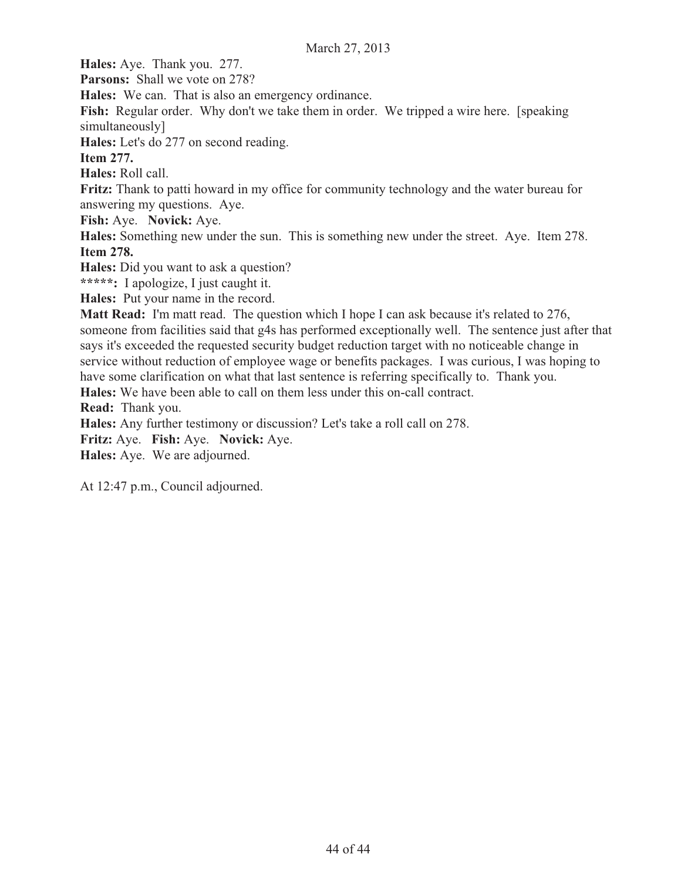**Hales:** Aye. Thank you. 277.

**Parsons:** Shall we vote on 278?

**Hales:** We can. That is also an emergency ordinance.

**Fish:** Regular order. Why don't we take them in order. We tripped a wire here. [speaking simultaneously]

**Hales:** Let's do 277 on second reading.

**Item 277.**

**Hales:** Roll call.

**Fritz:** Thank to patti howard in my office for community technology and the water bureau for answering my questions. Aye.

**Fish:** Aye. **Novick:** Aye.

**Hales:** Something new under the sun. This is something new under the street. Aye. Item 278.

**Item 278.**

**Hales:** Did you want to ask a question?

*****: I apologize, I just caught it.

**Hales:** Put your name in the record.

**Matt Read:** I'm matt read. The question which I hope I can ask because it's related to 276, someone from facilities said that g4s has performed exceptionally well. The sentence just after that says it's exceeded the requested security budget reduction target with no noticeable change in service without reduction of employee wage or benefits packages. I was curious, I was hoping to have some clarification on what that last sentence is referring specifically to. Thank you.

**Hales:** We have been able to call on them less under this on-call contract.

**Read:** Thank you.

**Hales:** Any further testimony or discussion? Let's take a roll call on 278.

**Fritz:** Aye. **Fish:** Aye. **Novick:** Aye.

**Hales:** Aye. We are adjourned.

At 12:47 p.m., Council adjourned.